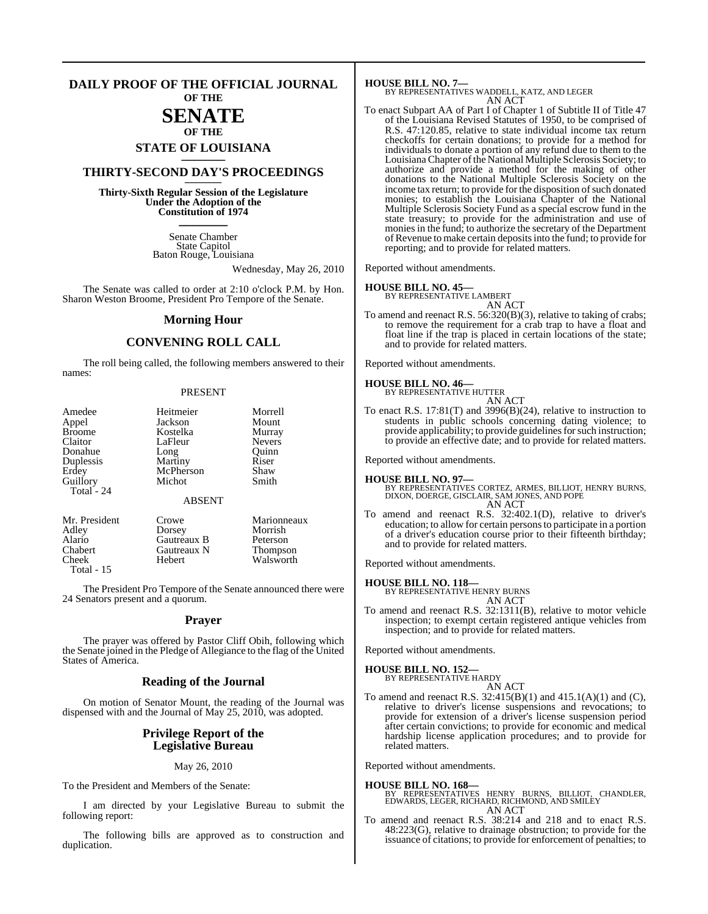# DAILY PROOF OF THE OFFICIAL JOURNAL OF THE

# SENATE

## OF THE

## STATE OF LOUISIANA

## THIRTY-SECOND DAY'S PROCEEDINGS

**Thirty-Sixth Regular Session of the Legislature Under the Adoption of the Constitution of 1974**

Senate Chamber
State Capitol
Baton Rouge, Louisiana

Wednesday, May 26, 2010

The Senate was called to order at 2:10 o'clock P.M. by Hon. Sharon Weston Broome, President Pro Tempore of the Senate.

## Morning Hour

## CONVENING ROLL CALL

The roll being called, the following members answered to their names:

PRESENT

| | | |
|---|---|---|
| Amedee | Heitmeier | Morrell |
| Appel | Jackson | Mount |
| Broome | Kostelka | Murray |
| Claitor | LaFleur | Nevers |
| Donahue | Long | Quinn |
| Duplessis | Martiny | Riser |
| Erdey | McPherson | Shaw |
| Guillory | Michot | Smith |
| Total - 24 | | |

ABSENT

| | | |
|---|---|---|
| Mr. President | Crowe | Marionneaux |
| Adley | Dorsey | Morrish |
| Alario | Gautreaux B | Peterson |
| Chabert | Gautreaux N | Thompson |
| Cheek | Hebert | Walsworth |
| Total - 15 | | |

The President Pro Tempore of the Senate announced there were 24 Senators present and a quorum.

## Prayer

The prayer was offered by Pastor Cliff Obih, following which the Senate joined in the Pledge of Allegiance to the flag of the United States of America.

## Reading of the Journal

On motion of Senator Mount, the reading of the Journal was dispensed with and the Journal of May 25, 2010, was adopted.

## Privilege Report of the Legislative Bureau

May 26, 2010

To the President and Members of the Senate:

I am directed by your Legislative Bureau to submit the following report:

The following bills are approved as to construction and duplication.

**HOUSE BILL NO. 7—**
BY REPRESENTATIVES WADDELL, KATZ, AND LEGER
AN ACT

To enact Subpart AA of Part I of Chapter 1 of Subtitle II of Title 47 of the Louisiana Revised Statutes of 1950, to be comprised of R.S. 47:120.85, relative to state individual income tax return checkoffs for certain donations; to provide for a method for individuals to donate a portion of any refund due to them to the Louisiana Chapter of the National Multiple Sclerosis Society; to authorize and provide a method for the making of other donations to the National Multiple Sclerosis Society on the income tax return; to provide for the disposition of such donated monies; to establish the Louisiana Chapter of the National Multiple Sclerosis Society Fund as a special escrow fund in the state treasury; to provide for the administration and use of monies in the fund; to authorize the secretary of the Department of Revenue to make certain deposits into the fund; to provide for reporting; and to provide for related matters.

Reported without amendments.

**HOUSE BILL NO. 45—**
BY REPRESENTATIVE LAMBERT
AN ACT

To amend and reenact R.S. 56:320(B)(3), relative to taking of crabs; to remove the requirement for a crab trap to have a float and float line if the trap is placed in certain locations of the state; and to provide for related matters.

Reported without amendments.

**HOUSE BILL NO. 46—**
BY REPRESENTATIVE HUTTER
AN ACT

To enact R.S. 17:81(T) and 3996(B)(24), relative to instruction to students in public schools concerning dating violence; to provide applicability; to provide guidelines for such instruction; to provide an effective date; and to provide for related matters.

Reported without amendments.

**HOUSE BILL NO. 97—**
BY REPRESENTATIVES CORTEZ, ARMES, BILLIOT, HENRY BURNS, DIXON, DOERGE, GISCLAIR, SAM JONES, AND POPE
AN ACT

To amend and reenact R.S. 32:402.1(D), relative to driver's education; to allow for certain persons to participate in a portion of a driver's education course prior to their fifteenth birthday; and to provide for related matters.

Reported without amendments.

**HOUSE BILL NO. 118—**
BY REPRESENTATIVE HENRY BURNS
AN ACT

To amend and reenact R.S. 32:1311(B), relative to motor vehicle inspection; to exempt certain registered antique vehicles from inspection; and to provide for related matters.

Reported without amendments.

**HOUSE BILL NO. 152—**
BY REPRESENTATIVE HARDY
AN ACT

To amend and reenact R.S. 32:415(B)(1) and 415.1(A)(1) and (C), relative to driver's license suspensions and revocations; to provide for extension of a driver's license suspension period after certain convictions; to provide for economic and medical hardship license application procedures; and to provide for related matters.

Reported without amendments.

**HOUSE BILL NO. 168—**
BY REPRESENTATIVES HENRY BURNS, BILLIOT, CHANDLER, EDWARDS, LEGER, RICHARD, RICHMOND, AND SMILEY
AN ACT

To amend and reenact R.S. 38:214 and 218 and to enact R.S. 48:223(G), relative to drainage obstruction; to provide for the issuance of citations; to provide for enforcement of penalties; to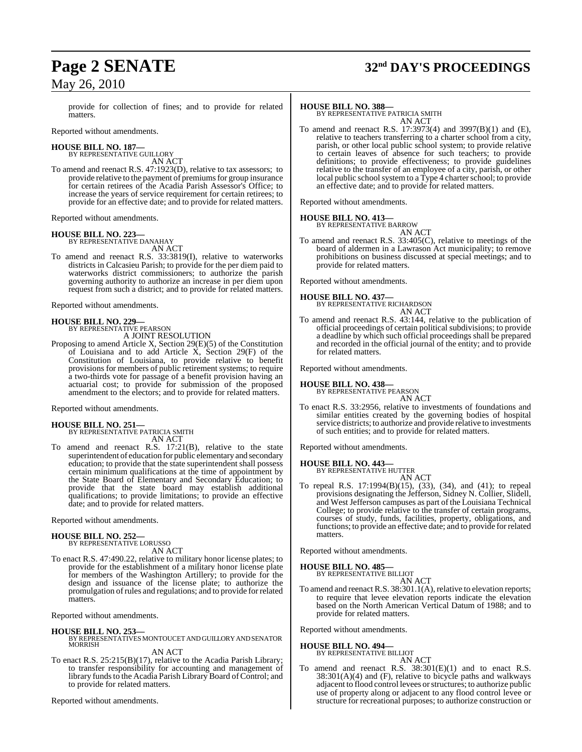provide for collection of fines; and to provide for related matters.

Reported without amendments.

**HOUSE BILL NO. 187—**
BY REPRESENTATIVE GUILLORY
AN ACT

To amend and reenact R.S. 47:1923(D), relative to tax assessors; to provide relative to the payment of premiums for group insurance for certain retirees of the Acadia Parish Assessor's Office; to increase the years of service requirement for certain retirees; to provide for an effective date; and to provide for related matters.

Reported without amendments.

**HOUSE BILL NO. 223—**
BY REPRESENTATIVE DANAHAY
AN ACT

To amend and reenact R.S. 33:3819(I), relative to waterworks districts in Calcasieu Parish; to provide for the per diem paid to waterworks district commissioners; to authorize the parish governing authority to authorize an increase in per diem upon request from such a district; and to provide for related matters.

Reported without amendments.

**HOUSE BILL NO. 229—**
BY REPRESENTATIVE PEARSON
A JOINT RESOLUTION

Proposing to amend Article X, Section 29(E)(5) of the Constitution of Louisiana and to add Article X, Section 29(F) of the Constitution of Louisiana, to provide relative to benefit provisions for members of public retirement systems; to require a two-thirds vote for passage of a benefit provision having an actuarial cost; to provide for submission of the proposed amendment to the electors; and to provide for related matters.

Reported without amendments.

**HOUSE BILL NO. 251—**
BY REPRESENTATIVE PATRICIA SMITH
AN ACT

To amend and reenact R.S. 17:21(B), relative to the state superintendent of education for public elementary and secondary education; to provide that the state superintendent shall possess certain minimum qualifications at the time of appointment by the State Board of Elementary and Secondary Education; to provide that the state board may establish additional qualifications; to provide limitations; to provide an effective date; and to provide for related matters.

Reported without amendments.

**HOUSE BILL NO. 252—**
BY REPRESENTATIVE LORUSSO
AN ACT

To enact R.S. 47:490.22, relative to military honor license plates; to provide for the establishment of a military honor license plate for members of the Washington Artillery; to provide for the design and issuance of the license plate; to authorize the promulgation of rules and regulations; and to provide for related matters.

Reported without amendments.

**HOUSE BILL NO. 253—**
BY REPRESENTATIVES MONTOUCET AND GUILLORY AND SENATOR MORRISH
AN ACT

To enact R.S. 25:215(B)(17), relative to the Acadia Parish Library; to transfer responsibility for accounting and management of library funds to the Acadia Parish Library Board of Control; and to provide for related matters.

Reported without amendments.

**HOUSE BILL NO. 388—**
BY REPRESENTATIVE PATRICIA SMITH
AN ACT

To amend and reenact R.S. 17:3973(4) and 3997(B)(1) and (E), relative to teachers transferring to a charter school from a city, parish, or other local public school system; to provide relative to certain leaves of absence for such teachers; to provide definitions; to provide effectiveness; to provide guidelines relative to the transfer of an employee of a city, parish, or other local public school system to a Type 4 charter school; to provide an effective date; and to provide for related matters.

Reported without amendments.

**HOUSE BILL NO. 413—**
BY REPRESENTATIVE BARROW
AN ACT

To amend and reenact R.S. 33:405(C), relative to meetings of the board of aldermen in a Lawrason Act municipality; to remove prohibitions on business discussed at special meetings; and to provide for related matters.

Reported without amendments.

**HOUSE BILL NO. 437—**
BY REPRESENTATIVE RICHARDSON
AN ACT

To amend and reenact R.S. 43:144, relative to the publication of official proceedings of certain political subdivisions; to provide a deadline by which such official proceedings shall be prepared and recorded in the official journal of the entity; and to provide for related matters.

Reported without amendments.

**HOUSE BILL NO. 438—**
BY REPRESENTATIVE PEARSON
AN ACT

To enact R.S. 33:2956, relative to investments of foundations and similar entities created by the governing bodies of hospital service districts; to authorize and provide relative to investments of such entities; and to provide for related matters.

Reported without amendments.

**HOUSE BILL NO. 443—**
BY REPRESENTATIVE HUTTER
AN ACT

To repeal R.S. 17:1994(B)(15), (33), (34), and (41); to repeal provisions designating the Jefferson, Sidney N. Collier, Slidell, and West Jefferson campuses as part of the Louisiana Technical College; to provide relative to the transfer of certain programs, courses of study, funds, facilities, property, obligations, and functions; to provide an effective date; and to provide for related matters.

Reported without amendments.

**HOUSE BILL NO. 485—**
BY REPRESENTATIVE BILLIOT
AN ACT

To amend and reenact R.S. 38:301.1(A), relative to elevation reports; to require that levee elevation reports indicate the elevation based on the North American Vertical Datum of 1988; and to provide for related matters.

Reported without amendments.

**HOUSE BILL NO. 494—**
BY REPRESENTATIVE BILLIOT
AN ACT

To amend and reenact R.S. 38:301(E)(1) and to enact R.S. 38:301(A)(4) and (F), relative to bicycle paths and walkways adjacent to flood control levees or structures; to authorize public use of property along or adjacent to any flood control levee or structure for recreational purposes; to authorize construction or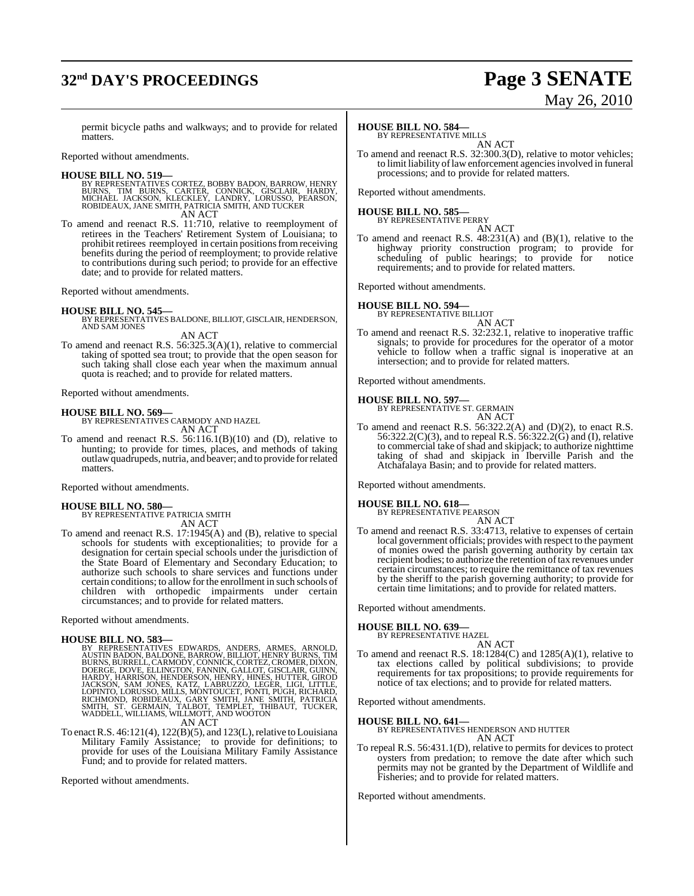permit bicycle paths and walkways; and to provide for related matters.

Reported without amendments.

**HOUSE BILL NO. 519—**
BY REPRESENTATIVES CORTEZ, BOBBY BADON, BARROW, HENRY BURNS, TIM BURNS, CARTER, CONNICK, GISCLAIR, HARDY, MICHAEL JACKSON, KLECKLEY, LANDRY, LORUSSO, PEARSON, ROBIDEAUX, JANE SMITH, PATRICIA SMITH, AND TUCKER
AN ACT

To amend and reenact R.S. 11:710, relative to reemployment of retirees in the Teachers' Retirement System of Louisiana; to prohibit retirees reemployed in certain positions from receiving benefits during the period of reemployment; to provide relative to contributions during such period; to provide for an effective date; and to provide for related matters.

Reported without amendments.

**HOUSE BILL NO. 545—**
BY REPRESENTATIVES BALDONE, BILLIOT, GISCLAIR, HENDERSON, AND SAM JONES
AN ACT

To amend and reenact R.S. 56:325.3(A)(1), relative to commercial taking of spotted sea trout; to provide that the open season for such taking shall close each year when the maximum annual quota is reached; and to provide for related matters.

Reported without amendments.

**HOUSE BILL NO. 569—**
BY REPRESENTATIVES CARMODY AND HAZEL
AN ACT

To amend and reenact R.S. 56:116.1(B)(10) and (D), relative to hunting; to provide for times, places, and methods of taking outlaw quadrupeds, nutria, and beaver; and to provide for related matters.

Reported without amendments.

**HOUSE BILL NO. 580—**
BY REPRESENTATIVE PATRICIA SMITH
AN ACT

To amend and reenact R.S. 17:1945(A) and (B), relative to special schools for students with exceptionalities; to provide for a designation for certain special schools under the jurisdiction of the State Board of Elementary and Secondary Education; to authorize such schools to share services and functions under certain conditions; to allow for the enrollment in such schools of children with orthopedic impairments under certain circumstances; and to provide for related matters.

Reported without amendments.

**HOUSE BILL NO. 583—**
BY REPRESENTATIVES EDWARDS, ANDERS, ARMES, ARNOLD, AUSTIN BADON, BALDONE, BARROW, BILLIOT, HENRY BURNS, TIM BURNS, BURRELL, CARMODY, CONNICK, CORTEZ, CROMER, DIXON, DOERGE, DOVE, ELLINGTON, FANNIN, GALLOT, GISCLAIR, GUINN, HARDY, HARRISON, HENDERSON, HENRY, HINES, HUTTER, GIROD JACKSON, SAM JONES, KATZ, LABRUZZO, LEGER, LIGI, LITTLE, LOPINTO, LORUSSO, MILLS, MONTOUCET, PONTI, PUGH, RICHARD, RICHMOND, ROBIDEAUX, GARY SMITH, JANE SMITH, PATRICIA SMITH, ST. GERMAIN, TALBOT, TEMPLET, THIBAUT, TUCKER, WADDELL, WILLIAMS, WILLMOTT, AND WOOTON
AN ACT

To enact R.S. 46:121(4), 122(B)(5), and 123(L), relative to Louisiana Military Family Assistance; to provide for definitions; to provide for uses of the Louisiana Military Family Assistance Fund; and to provide for related matters.

Reported without amendments.

**HOUSE BILL NO. 584—**
BY REPRESENTATIVE MILLS
AN ACT

To amend and reenact R.S. 32:300.3(D), relative to motor vehicles; to limit liability of law enforcement agencies involved in funeral processions; and to provide for related matters.

Reported without amendments.

**HOUSE BILL NO. 585—**
BY REPRESENTATIVE PERRY
AN ACT

To amend and reenact R.S. 48:231(A) and (B)(1), relative to the highway priority construction program; to provide for scheduling of public hearings; to provide for notice requirements; and to provide for related matters.

Reported without amendments.

**HOUSE BILL NO. 594—**
BY REPRESENTATIVE BILLIOT
AN ACT

To amend and reenact R.S. 32:232.1, relative to inoperative traffic signals; to provide for procedures for the operator of a motor vehicle to follow when a traffic signal is inoperative at an intersection; and to provide for related matters.

Reported without amendments.

**HOUSE BILL NO. 597—**
BY REPRESENTATIVE ST. GERMAIN
AN ACT

To amend and reenact R.S. 56:322.2(A) and (D)(2), to enact R.S. 56:322.2(C)(3), and to repeal R.S. 56:322.2(G) and (I), relative to commercial take of shad and skipjack; to authorize nighttime taking of shad and skipjack in Iberville Parish and the Atchafalaya Basin; and to provide for related matters.

Reported without amendments.

**HOUSE BILL NO. 618—**
BY REPRESENTATIVE PEARSON
AN ACT

To amend and reenact R.S. 33:4713, relative to expenses of certain local government officials; provides with respect to the payment of monies owed the parish governing authority by certain tax recipient bodies; to authorize the retention of tax revenues under certain circumstances; to require the remittance of tax revenues by the sheriff to the parish governing authority; to provide for certain time limitations; and to provide for related matters.

Reported without amendments.

**HOUSE BILL NO. 639—**
BY REPRESENTATIVE HAZEL
AN ACT

To amend and reenact R.S. 18:1284(C) and 1285(A)(1), relative to tax elections called by political subdivisions; to provide requirements for tax propositions; to provide requirements for notice of tax elections; and to provide for related matters.

Reported without amendments.

**HOUSE BILL NO. 641—**
BY REPRESENTATIVES HENDERSON AND HUTTER
AN ACT

To repeal R.S. 56:431.1(D), relative to permits for devices to protect oysters from predation; to remove the date after which such permits may not be granted by the Department of Wildlife and Fisheries; and to provide for related matters.

Reported without amendments.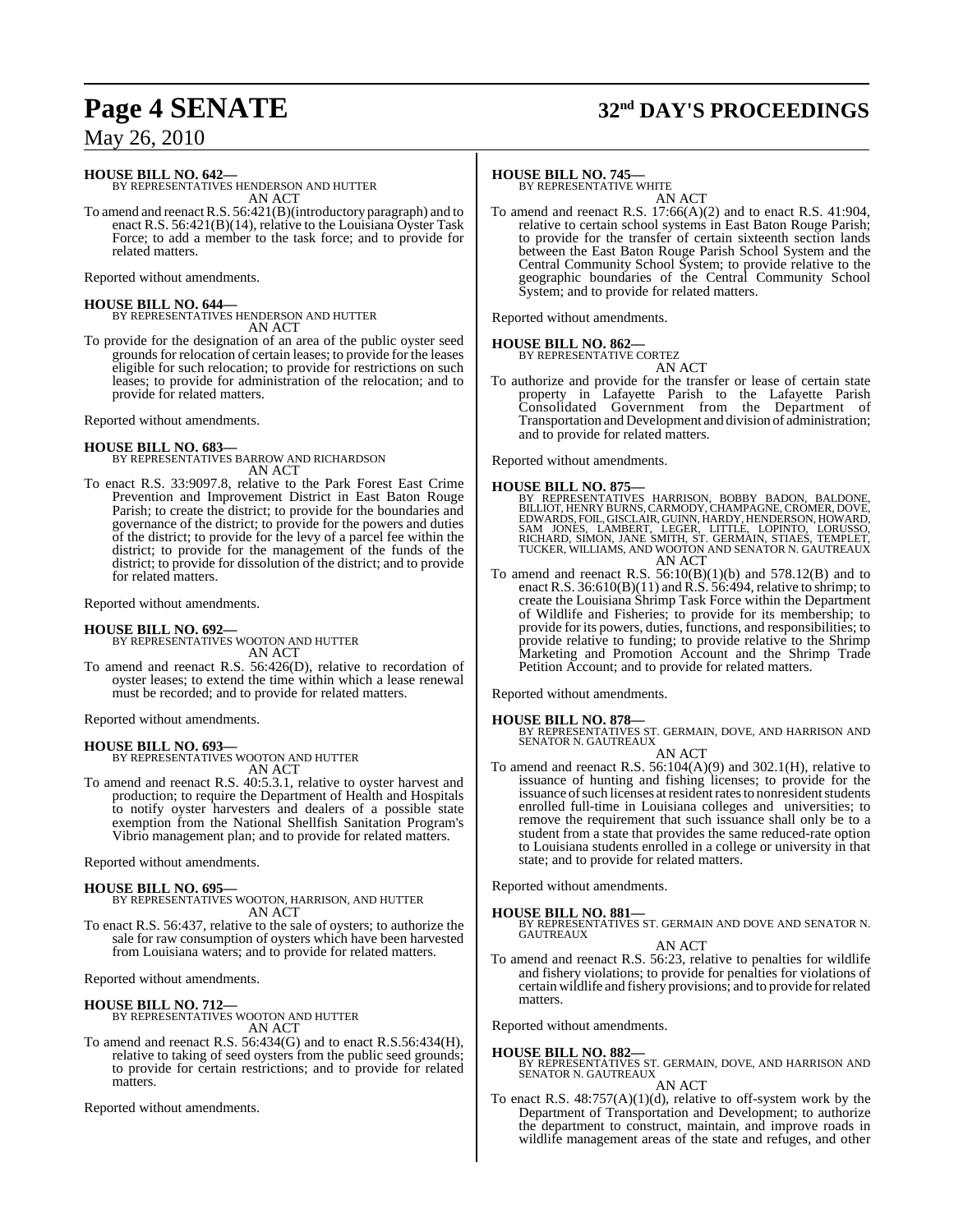**HOUSE BILL NO. 642—**
BY REPRESENTATIVES HENDERSON AND HUTTER
AN ACT

To amend and reenact R.S. 56:421(B)(introductory paragraph) and to enact R.S. 56:421(B)(14), relative to the Louisiana Oyster Task Force; to add a member to the task force; and to provide for related matters.

Reported without amendments.

**HOUSE BILL NO. 644—**
BY REPRESENTATIVES HENDERSON AND HUTTER
AN ACT

To provide for the designation of an area of the public oyster seed grounds for relocation of certain leases; to provide for the leases eligible for such relocation; to provide for restrictions on such leases; to provide for administration of the relocation; and to provide for related matters.

Reported without amendments.

**HOUSE BILL NO. 683—**
BY REPRESENTATIVES BARROW AND RICHARDSON
AN ACT

To enact R.S. 33:9097.8, relative to the Park Forest East Crime Prevention and Improvement District in East Baton Rouge Parish; to create the district; to provide for the boundaries and governance of the district; to provide for the powers and duties of the district; to provide for the levy of a parcel fee within the district; to provide for the management of the funds of the district; to provide for dissolution of the district; and to provide for related matters.

Reported without amendments.

**HOUSE BILL NO. 692—**
BY REPRESENTATIVES WOOTON AND HUTTER
AN ACT

To amend and reenact R.S. 56:426(D), relative to recordation of oyster leases; to extend the time within which a lease renewal must be recorded; and to provide for related matters.

Reported without amendments.

**HOUSE BILL NO. 693—**
BY REPRESENTATIVES WOOTON AND HUTTER
AN ACT

To amend and reenact R.S. 40:5.3.1, relative to oyster harvest and production; to require the Department of Health and Hospitals to notify oyster harvesters and dealers of a possible state exemption from the National Shellfish Sanitation Program's Vibrio management plan; and to provide for related matters.

Reported without amendments.

**HOUSE BILL NO. 695—**
BY REPRESENTATIVES WOOTON, HARRISON, AND HUTTER
AN ACT

To enact R.S. 56:437, relative to the sale of oysters; to authorize the sale for raw consumption of oysters which have been harvested from Louisiana waters; and to provide for related matters.

Reported without amendments.

**HOUSE BILL NO. 712—**
BY REPRESENTATIVES WOOTON AND HUTTER
AN ACT

To amend and reenact R.S. 56:434(G) and to enact R.S.56:434(H), relative to taking of seed oysters from the public seed grounds; to provide for certain restrictions; and to provide for related matters.

Reported without amendments.

**HOUSE BILL NO. 745—**
BY REPRESENTATIVE WHITE
AN ACT

To amend and reenact R.S. 17:66(A)(2) and to enact R.S. 41:904, relative to certain school systems in East Baton Rouge Parish; to provide for the transfer of certain sixteenth section lands between the East Baton Rouge Parish School System and the Central Community School System; to provide relative to the geographic boundaries of the Central Community School System; and to provide for related matters.

Reported without amendments.

**HOUSE BILL NO. 862—**
BY REPRESENTATIVE CORTEZ
AN ACT

To authorize and provide for the transfer or lease of certain state property in Lafayette Parish to the Lafayette Parish Consolidated Government from the Department of Transportation and Development and division of administration; and to provide for related matters.

Reported without amendments.

**HOUSE BILL NO. 875—**
BY REPRESENTATIVES HARRISON, BOBBY BADON, BALDONE, BILLIOT, HENRY BURNS, CARMODY, CHAMPAGNE, CROMER, DOVE, EDWARDS, FOIL, GISCLAIR, GUINN, HARDY, HENDERSON, HOWARD, SAM JONES, LAMBERT, LEGER, LITTLE, LOPINTO, LORUSSO, RICHARD, SIMON, JANE SMITH, ST. GERMAIN, STIAES, TEMPLET, TUCKER, WILLIAMS, AND WOOTON AND SENATOR N. GAUTREAUX
AN ACT

To amend and reenact R.S. 56:10(B)(1)(b) and 578.12(B) and to enact R.S. 36:610(B)(11) and R.S. 56:494, relative to shrimp; to create the Louisiana Shrimp Task Force within the Department of Wildlife and Fisheries; to provide for its membership; to provide for its powers, duties, functions, and responsibilities; to provide relative to funding; to provide relative to the Shrimp Marketing and Promotion Account and the Shrimp Trade Petition Account; and to provide for related matters.

Reported without amendments.

**HOUSE BILL NO. 878—**
BY REPRESENTATIVES ST. GERMAIN, DOVE, AND HARRISON AND SENATOR N. GAUTREAUX
AN ACT

To amend and reenact R.S. 56:104(A)(9) and 302.1(H), relative to issuance of hunting and fishing licenses; to provide for the issuance of such licenses at resident rates to nonresident students enrolled full-time in Louisiana colleges and universities; to remove the requirement that such issuance shall only be to a student from a state that provides the same reduced-rate option to Louisiana students enrolled in a college or university in that state; and to provide for related matters.

Reported without amendments.

**HOUSE BILL NO. 881—**
BY REPRESENTATIVES ST. GERMAIN AND DOVE AND SENATOR N. GAUTREAUX
AN ACT

To amend and reenact R.S. 56:23, relative to penalties for wildlife and fishery violations; to provide for penalties for violations of certain wildlife and fishery provisions; and to provide for related matters.

Reported without amendments.

**HOUSE BILL NO. 882—**
BY REPRESENTATIVES ST. GERMAIN, DOVE, AND HARRISON AND SENATOR N. GAUTREAUX
AN ACT

To enact R.S. 48:757(A)(1)(d), relative to off-system work by the Department of Transportation and Development; to authorize the department to construct, maintain, and improve roads in wildlife management areas of the state and refuges, and other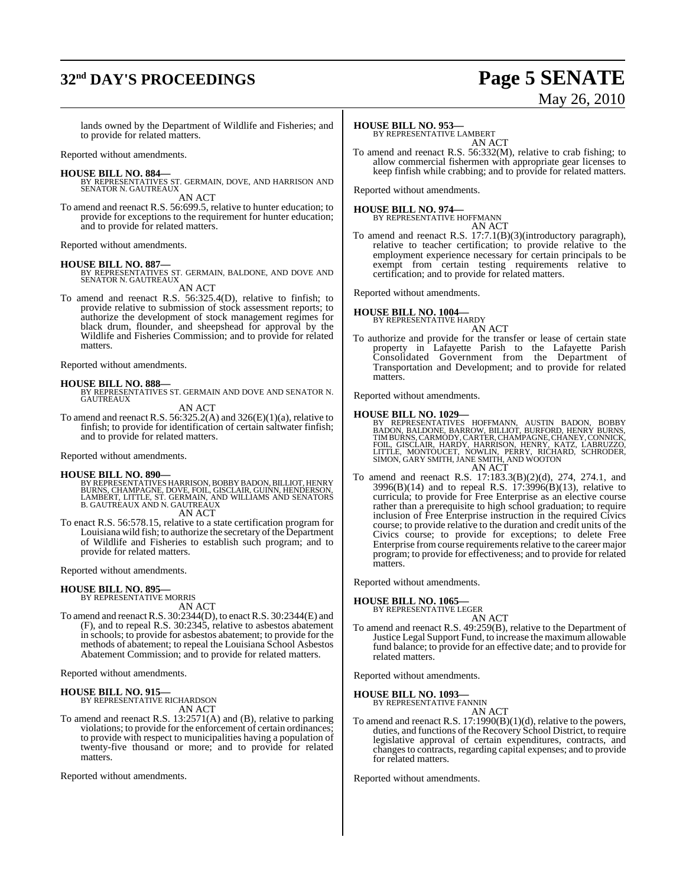lands owned by the Department of Wildlife and Fisheries; and to provide for related matters.

Reported without amendments.

**HOUSE BILL NO. 884—**
BY REPRESENTATIVES ST. GERMAIN, DOVE, AND HARRISON AND SENATOR N. GAUTREAUX

AN ACT

To amend and reenact R.S. 56:699.5, relative to hunter education; to provide for exceptions to the requirement for hunter education; and to provide for related matters.

Reported without amendments.

**HOUSE BILL NO. 887—**
BY REPRESENTATIVES ST. GERMAIN, BALDONE, AND DOVE AND SENATOR N. GAUTREAUX

AN ACT

To amend and reenact R.S. 56:325.4(D), relative to finfish; to provide relative to submission of stock assessment reports; to authorize the development of stock management regimes for black drum, flounder, and sheepshead for approval by the Wildlife and Fisheries Commission; and to provide for related matters.

Reported without amendments.

**HOUSE BILL NO. 888—**
BY REPRESENTATIVES ST. GERMAIN AND DOVE AND SENATOR N. GAUTREAUX

AN ACT

To amend and reenact R.S. 56:325.2(A) and 326(E)(1)(a), relative to finfish; to provide for identification of certain saltwater finfish; and to provide for related matters.

Reported without amendments.

**HOUSE BILL NO. 890—**
BY REPRESENTATIVES HARRISON, BOBBY BADON, BILLIOT, HENRY BURNS, CHAMPAGNE, DOVE, FOIL, GISCLAIR, GUINN, HENDERSON, LAMBERT, LITTLE, ST. GERMAIN, AND WILLIAMS AND SENATORS B. GAUTREAUX AND N. GAUTREAUX

AN ACT

To enact R.S. 56:578.15, relative to a state certification program for Louisiana wild fish; to authorize the secretary of the Department of Wildlife and Fisheries to establish such program; and to provide for related matters.

Reported without amendments.

**HOUSE BILL NO. 895—**
BY REPRESENTATIVE MORRIS

AN ACT

To amend and reenact R.S. 30:2344(D), to enact R.S. 30:2344(E) and (F), and to repeal R.S. 30:2345, relative to asbestos abatement in schools; to provide for asbestos abatement; to provide for the methods of abatement; to repeal the Louisiana School Asbestos Abatement Commission; and to provide for related matters.

Reported without amendments.

**HOUSE BILL NO. 915—**
BY REPRESENTATIVE RICHARDSON

AN ACT

To amend and reenact R.S. 13:2571(A) and (B), relative to parking violations; to provide for the enforcement of certain ordinances; to provide with respect to municipalities having a population of twenty-five thousand or more; and to provide for related matters.

Reported without amendments.

**HOUSE BILL NO. 953—**
BY REPRESENTATIVE LAMBERT

AN ACT

To amend and reenact R.S. 56:332(M), relative to crab fishing; to allow commercial fishermen with appropriate gear licenses to keep finfish while crabbing; and to provide for related matters.

Reported without amendments.

**HOUSE BILL NO. 974—**
BY REPRESENTATIVE HOFFMANN

AN ACT

To amend and reenact R.S. 17:7.1(B)(3)(introductory paragraph), relative to teacher certification; to provide relative to the employment experience necessary for certain principals to be exempt from certain testing requirements relative to certification; and to provide for related matters.

Reported without amendments.

**HOUSE BILL NO. 1004—**
BY REPRESENTATIVE HARDY

AN ACT

To authorize and provide for the transfer or lease of certain state property in Lafayette Parish to the Lafayette Parish Consolidated Government from the Department of Transportation and Development; and to provide for related matters.

Reported without amendments.

**HOUSE BILL NO. 1029—**
BY REPRESENTATIVES HOFFMANN, AUSTIN BADON, BOBBY BADON, BALDONE, BARROW, BILLIOT, BURFORD, HENRY BURNS, TIM BURNS, CARMODY, CARTER, CHAMPAGNE, CHANEY, CONNICK, FOIL, GISCLAIR, HARDY, HARRISON, HENRY, KATZ, LABRUZZO, LITTLE, MONTOUCET, NOWLIN, PERRY, RICHARD, SCHRODER, SIMON, GARY SMITH, JANE SMITH, AND WOOTON

AN ACT

To amend and reenact R.S. 17:183.3(B)(2)(d), 274, 274.1, and 3996(B)(14) and to repeal R.S. 17:3996(B)(13), relative to curricula; to provide for Free Enterprise as an elective course rather than a prerequisite to high school graduation; to require inclusion of Free Enterprise instruction in the required Civics course; to provide relative to the duration and credit units of the Civics course; to provide for exceptions; to delete Free Enterprise from course requirements relative to the career major program; to provide for effectiveness; and to provide for related matters.

Reported without amendments.

**HOUSE BILL NO. 1065—**
BY REPRESENTATIVE LEGER

AN ACT

To amend and reenact R.S. 49:259(B), relative to the Department of Justice Legal Support Fund, to increase the maximum allowable fund balance; to provide for an effective date; and to provide for related matters.

Reported without amendments.

**HOUSE BILL NO. 1093—**
BY REPRESENTATIVE FANNIN

AN ACT

To amend and reenact R.S. 17:1990(B)(1)(d), relative to the powers, duties, and functions of the Recovery School District, to require legislative approval of certain expenditures, contracts, and changes to contracts, regarding capital expenses; and to provide for related matters.

Reported without amendments.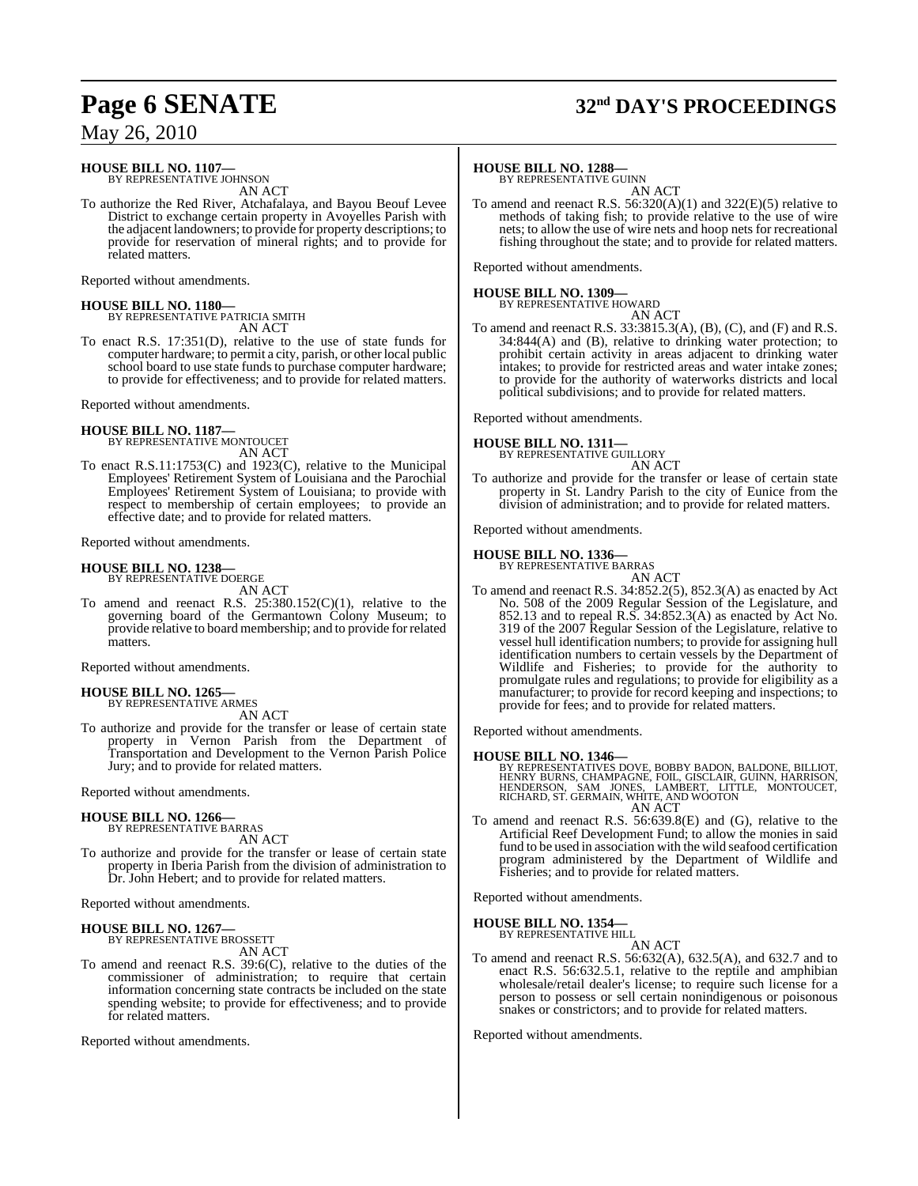**HOUSE BILL NO. 1107—**
BY REPRESENTATIVE JOHNSON

AN ACT

To authorize the Red River, Atchafalaya, and Bayou Beouf Levee District to exchange certain property in Avoyelles Parish with the adjacent landowners; to provide for property descriptions; to provide for reservation of mineral rights; and to provide for related matters.

Reported without amendments.

**HOUSE BILL NO. 1180—**
BY REPRESENTATIVE PATRICIA SMITH

AN ACT

To enact R.S. 17:351(D), relative to the use of state funds for computer hardware; to permit a city, parish, or other local public school board to use state funds to purchase computer hardware; to provide for effectiveness; and to provide for related matters.

Reported without amendments.

**HOUSE BILL NO. 1187—**
BY REPRESENTATIVE MONTOUCET

AN ACT

To enact R.S.11:1753(C) and 1923(C), relative to the Municipal Employees' Retirement System of Louisiana and the Parochial Employees' Retirement System of Louisiana; to provide with respect to membership of certain employees; to provide an effective date; and to provide for related matters.

Reported without amendments.

**HOUSE BILL NO. 1238—**
BY REPRESENTATIVE DOERGE

AN ACT

To amend and reenact R.S. 25:380.152(C)(1), relative to the governing board of the Germantown Colony Museum; to provide relative to board membership; and to provide for related matters.

Reported without amendments.

**HOUSE BILL NO. 1265—**
BY REPRESENTATIVE ARMES

AN ACT

To authorize and provide for the transfer or lease of certain state property in Vernon Parish from the Department of Transportation and Development to the Vernon Parish Police Jury; and to provide for related matters.

Reported without amendments.

**HOUSE BILL NO. 1266—**
BY REPRESENTATIVE BARRAS

AN ACT

To authorize and provide for the transfer or lease of certain state property in Iberia Parish from the division of administration to Dr. John Hebert; and to provide for related matters.

Reported without amendments.

**HOUSE BILL NO. 1267—**
BY REPRESENTATIVE BROSSETT

AN ACT

To amend and reenact R.S. 39:6(C), relative to the duties of the commissioner of administration; to require that certain information concerning state contracts be included on the state spending website; to provide for effectiveness; and to provide for related matters.

Reported without amendments.

**HOUSE BILL NO. 1288—**
BY REPRESENTATIVE GUINN

AN ACT

To amend and reenact R.S. 56:320(A)(1) and 322(E)(5) relative to methods of taking fish; to provide relative to the use of wire nets; to allow the use of wire nets and hoop nets for recreational fishing throughout the state; and to provide for related matters.

Reported without amendments.

**HOUSE BILL NO. 1309—**
BY REPRESENTATIVE HOWARD

AN ACT

To amend and reenact R.S. 33:3815.3(A), (B), (C), and (F) and R.S. 34:844(A) and (B), relative to drinking water protection; to prohibit certain activity in areas adjacent to drinking water intakes; to provide for restricted areas and water intake zones; to provide for the authority of waterworks districts and local political subdivisions; and to provide for related matters.

Reported without amendments.

**HOUSE BILL NO. 1311—**
BY REPRESENTATIVE GUILLORY

AN ACT

To authorize and provide for the transfer or lease of certain state property in St. Landry Parish to the city of Eunice from the division of administration; and to provide for related matters.

Reported without amendments.

**HOUSE BILL NO. 1336—**
BY REPRESENTATIVE BARRAS

AN ACT

To amend and reenact R.S. 34:852.2(5), 852.3(A) as enacted by Act No. 508 of the 2009 Regular Session of the Legislature, and 852.13 and to repeal R.S. 34:852.3(A) as enacted by Act No. 319 of the 2007 Regular Session of the Legislature, relative to vessel hull identification numbers; to provide for assigning hull identification numbers to certain vessels by the Department of Wildlife and Fisheries; to provide for the authority to promulgate rules and regulations; to provide for eligibility as a manufacturer; to provide for record keeping and inspections; to provide for fees; and to provide for related matters.

Reported without amendments.

**HOUSE BILL NO. 1346—**
BY REPRESENTATIVES DOVE, BOBBY BADON, BALDONE, BILLIOT, HENRY BURNS, CHAMPAGNE, FOIL, GISCLAIR, GUINN, HARRISON, HENDERSON, SAM JONES, LAMBERT, LITTLE, MONTOUCET, RICHARD, ST. GERMAIN, WHITE, AND WOOTON

AN ACT

To amend and reenact R.S. 56:639.8(E) and (G), relative to the Artificial Reef Development Fund; to allow the monies in said fund to be used in association with the wild seafood certification program administered by the Department of Wildlife and Fisheries; and to provide for related matters.

Reported without amendments.

**HOUSE BILL NO. 1354—**
BY REPRESENTATIVE HILL

AN ACT

To amend and reenact R.S. 56:632(A), 632.5(A), and 632.7 and to enact R.S. 56:632.5.1, relative to the reptile and amphibian wholesale/retail dealer's license; to require such license for a person to possess or sell certain nonindigenous or poisonous snakes or constrictors; and to provide for related matters.

Reported without amendments.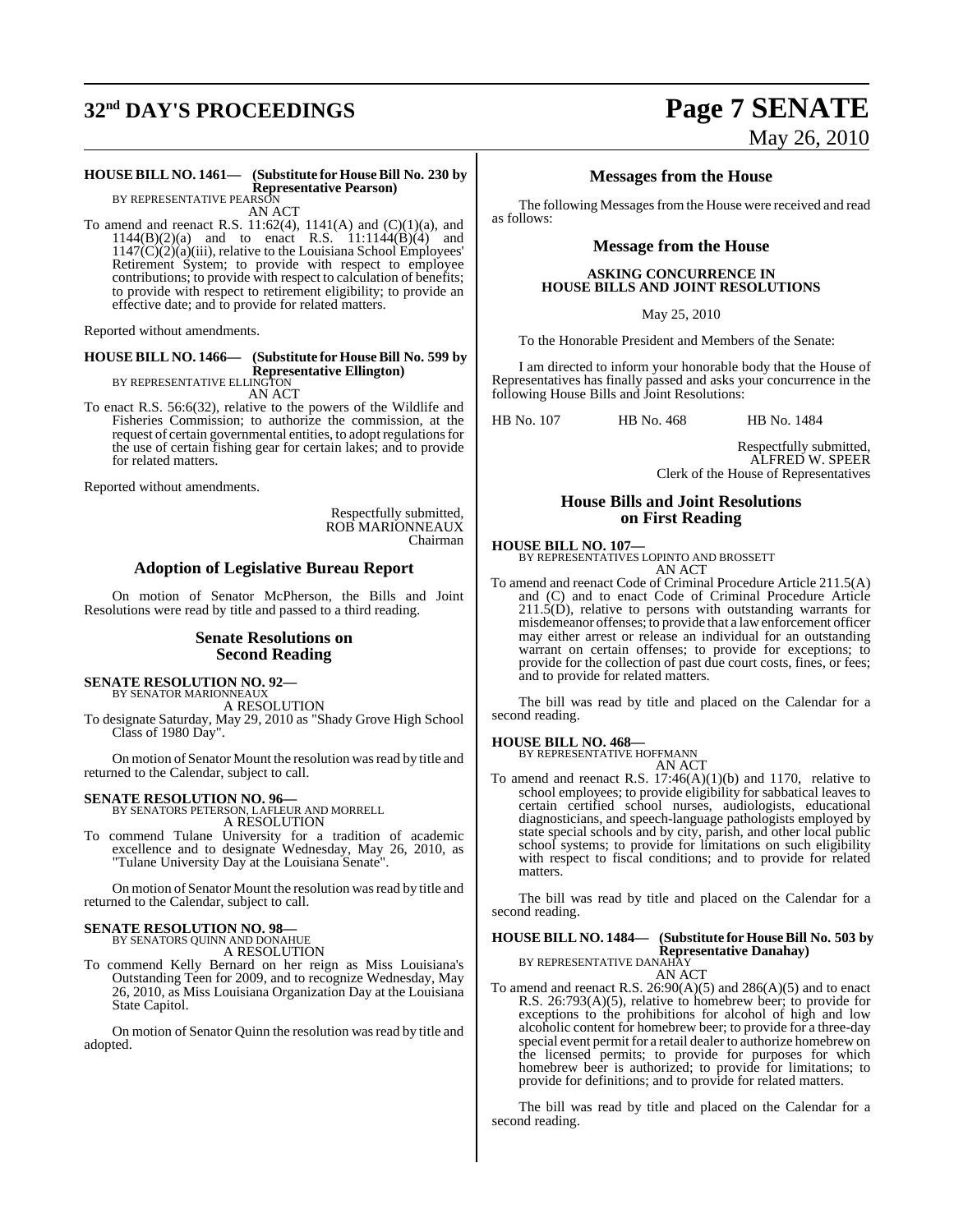**HOUSE BILL NO. 1461— (Substitute for House Bill No. 230 by Representative Pearson)**
BY REPRESENTATIVE PEARSON

AN ACT

To amend and reenact R.S. 11:62(4), 1141(A) and (C)(1)(a), and 1144(B)(2)(a) and to enact R.S. 11:1144(B)(4) and 1147(C)(2)(a)(iii), relative to the Louisiana School Employees' Retirement System; to provide with respect to employee contributions; to provide with respect to calculation of benefits; to provide with respect to retirement eligibility; to provide an effective date; and to provide for related matters.

Reported without amendments.

**HOUSE BILL NO. 1466— (Substitute for House Bill No. 599 by Representative Ellington)**
BY REPRESENTATIVE ELLINGTON

AN ACT

To enact R.S. 56:6(32), relative to the powers of the Wildlife and Fisheries Commission; to authorize the commission, at the request of certain governmental entities, to adopt regulations for the use of certain fishing gear for certain lakes; and to provide for related matters.

Reported without amendments.

Respectfully submitted,
ROB MARIONNEAUX
Chairman

## Adoption of Legislative Bureau Report

On motion of Senator McPherson, the Bills and Joint Resolutions were read by title and passed to a third reading.

## Senate Resolutions on Second Reading

**SENATE RESOLUTION NO. 92—**
BY SENATOR MARIONNEAUX

A RESOLUTION

To designate Saturday, May 29, 2010 as "Shady Grove High School Class of 1980 Day".

On motion of Senator Mount the resolution was read by title and returned to the Calendar, subject to call.

**SENATE RESOLUTION NO. 96—**
BY SENATORS PETERSON, LAFLEUR AND MORRELL

A RESOLUTION

To commend Tulane University for a tradition of academic excellence and to designate Wednesday, May 26, 2010, as "Tulane University Day at the Louisiana Senate".

On motion of Senator Mount the resolution was read by title and returned to the Calendar, subject to call.

**SENATE RESOLUTION NO. 98—**
BY SENATORS QUINN AND DONAHUE

A RESOLUTION

To commend Kelly Bernard on her reign as Miss Louisiana's Outstanding Teen for 2009, and to recognize Wednesday, May 26, 2010, as Miss Louisiana Organization Day at the Louisiana State Capitol.

On motion of Senator Quinn the resolution was read by title and adopted.

## Messages from the House

The following Messages from the House were received and read as follows:

## Message from the House

**ASKING CONCURRENCE IN HOUSE BILLS AND JOINT RESOLUTIONS**

May 25, 2010

To the Honorable President and Members of the Senate:

I am directed to inform your honorable body that the House of Representatives has finally passed and asks your concurrence in the following House Bills and Joint Resolutions:

HB No. 107     HB No. 468     HB No. 1484

Respectfully submitted,
ALFRED W. SPEER
Clerk of the House of Representatives

## House Bills and Joint Resolutions on First Reading

**HOUSE BILL NO. 107—**
BY REPRESENTATIVES LOPINTO AND BROSSETT

AN ACT

To amend and reenact Code of Criminal Procedure Article 211.5(A) and (C) and to enact Code of Criminal Procedure Article 211.5(D), relative to persons with outstanding warrants for misdemeanor offenses; to provide that a law enforcement officer may either arrest or release an individual for an outstanding warrant on certain offenses; to provide for exceptions; to provide for the collection of past due court costs, fines, or fees; and to provide for related matters.

The bill was read by title and placed on the Calendar for a second reading.

**HOUSE BILL NO. 468—**
BY REPRESENTATIVE HOFFMANN

AN ACT

To amend and reenact R.S. 17:46(A)(1)(b) and 1170, relative to school employees; to provide eligibility for sabbatical leaves to certain certified school nurses, audiologists, educational diagnosticians, and speech-language pathologists employed by state special schools and by city, parish, and other local public school systems; to provide for limitations on such eligibility with respect to fiscal conditions; and to provide for related matters.

The bill was read by title and placed on the Calendar for a second reading.

**HOUSE BILL NO. 1484— (Substitute for House Bill No. 503 by Representative Danahay)**
BY REPRESENTATIVE DANAHAY

AN ACT

To amend and reenact R.S. 26:90(A)(5) and 286(A)(5) and to enact R.S. 26:793(A)(5), relative to homebrew beer; to provide for exceptions to the prohibitions for alcohol of high and low alcoholic content for homebrew beer; to provide for a three-day special event permit for a retail dealer to authorize homebrew on the licensed permits; to provide for purposes for which homebrew beer is authorized; to provide for limitations; to provide for definitions; and to provide for related matters.

The bill was read by title and placed on the Calendar for a second reading.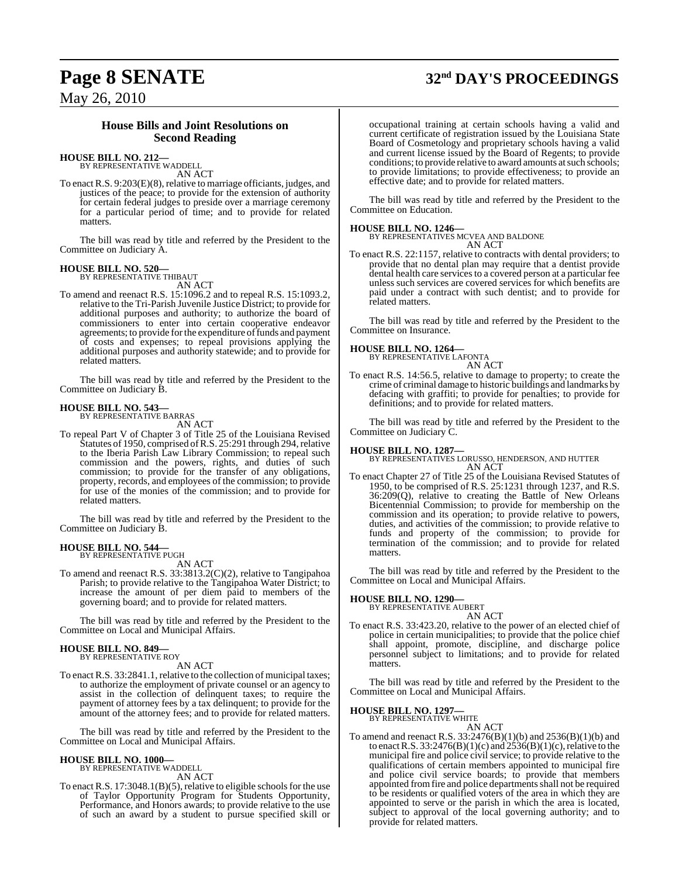## House Bills and Joint Resolutions on Second Reading

**HOUSE BILL NO. 212—**
BY REPRESENTATIVE WADDELL
AN ACT

To enact R.S. 9:203(E)(8), relative to marriage officiants, judges, and justices of the peace; to provide for the extension of authority for certain federal judges to preside over a marriage ceremony for a particular period of time; and to provide for related matters.

The bill was read by title and referred by the President to the Committee on Judiciary A.

**HOUSE BILL NO. 520—**
BY REPRESENTATIVE THIBAUT
AN ACT

To amend and reenact R.S. 15:1096.2 and to repeal R.S. 15:1093.2, relative to the Tri-Parish Juvenile Justice District; to provide for additional purposes and authority; to authorize the board of commissioners to enter into certain cooperative endeavor agreements; to provide for the expenditure of funds and payment of costs and expenses; to repeal provisions applying the additional purposes and authority statewide; and to provide for related matters.

The bill was read by title and referred by the President to the Committee on Judiciary B.

**HOUSE BILL NO. 543—**
BY REPRESENTATIVE BARRAS
AN ACT

To repeal Part V of Chapter 3 of Title 25 of the Louisiana Revised Statutes of 1950, comprised of R.S. 25:291 through 294, relative to the Iberia Parish Law Library Commission; to repeal such commission and the powers, rights, and duties of such commission; to provide for the transfer of any obligations, property, records, and employees of the commission; to provide for use of the monies of the commission; and to provide for related matters.

The bill was read by title and referred by the President to the Committee on Judiciary B.

**HOUSE BILL NO. 544—**
BY REPRESENTATIVE PUGH
AN ACT

To amend and reenact R.S. 33:3813.2(C)(2), relative to Tangipahoa Parish; to provide relative to the Tangipahoa Water District; to increase the amount of per diem paid to members of the governing board; and to provide for related matters.

The bill was read by title and referred by the President to the Committee on Local and Municipal Affairs.

**HOUSE BILL NO. 849—**
BY REPRESENTATIVE ROY
AN ACT

To enact R.S. 33:2841.1, relative to the collection of municipal taxes; to authorize the employment of private counsel or an agency to assist in the collection of delinquent taxes; to require the payment of attorney fees by a tax delinquent; to provide for the amount of the attorney fees; and to provide for related matters.

The bill was read by title and referred by the President to the Committee on Local and Municipal Affairs.

**HOUSE BILL NO. 1000—**
BY REPRESENTATIVE WADDELL
AN ACT

To enact R.S. 17:3048.1(B)(5), relative to eligible schools for the use of Taylor Opportunity Program for Students Opportunity, Performance, and Honors awards; to provide relative to the use of such an award by a student to pursue specified skill or occupational training at certain schools having a valid and current certificate of registration issued by the Louisiana State Board of Cosmetology and proprietary schools having a valid and current license issued by the Board of Regents; to provide conditions; to provide relative to award amounts at such schools; to provide limitations; to provide effectiveness; to provide an effective date; and to provide for related matters.

The bill was read by title and referred by the President to the Committee on Education.

**HOUSE BILL NO. 1246—**
BY REPRESENTATIVES MCVEA AND BALDONE
AN ACT

To enact R.S. 22:1157, relative to contracts with dental providers; to provide that no dental plan may require that a dentist provide dental health care services to a covered person at a particular fee unless such services are covered services for which benefits are paid under a contract with such dentist; and to provide for related matters.

The bill was read by title and referred by the President to the Committee on Insurance.

**HOUSE BILL NO. 1264—**
BY REPRESENTATIVE LAFONTA
AN ACT

To enact R.S. 14:56.5, relative to damage to property; to create the crime of criminal damage to historic buildings and landmarks by defacing with graffiti; to provide for penalties; to provide for definitions; and to provide for related matters.

The bill was read by title and referred by the President to the Committee on Judiciary C.

**HOUSE BILL NO. 1287—**
BY REPRESENTATIVES LORUSSO, HENDERSON, AND HUTTER
AN ACT

To enact Chapter 27 of Title 25 of the Louisiana Revised Statutes of 1950, to be comprised of R.S. 25:1231 through 1237, and R.S. 36:209(Q), relative to creating the Battle of New Orleans Bicentennial Commission; to provide for membership on the commission and its operation; to provide relative to powers, duties, and activities of the commission; to provide relative to funds and property of the commission; to provide for termination of the commission; and to provide for related matters.

The bill was read by title and referred by the President to the Committee on Local and Municipal Affairs.

**HOUSE BILL NO. 1290—**
BY REPRESENTATIVE AUBERT
AN ACT

To enact R.S. 33:423.20, relative to the power of an elected chief of police in certain municipalities; to provide that the police chief shall appoint, promote, discipline, and discharge police personnel subject to limitations; and to provide for related matters.

The bill was read by title and referred by the President to the Committee on Local and Municipal Affairs.

**HOUSE BILL NO. 1297—**
BY REPRESENTATIVE WHITE
AN ACT

To amend and reenact R.S. 33:2476(B)(1)(b) and 2536(B)(1)(b) and to enact R.S. 33:2476(B)(1)(c) and 2536(B)(1)(c), relative to the municipal fire and police civil service; to provide relative to the qualifications of certain members appointed to municipal fire and police civil service boards; to provide that members appointed from fire and police departments shall not be required to be residents or qualified voters of the area in which they are appointed to serve or the parish in which the area is located, subject to approval of the local governing authority; and to provide for related matters.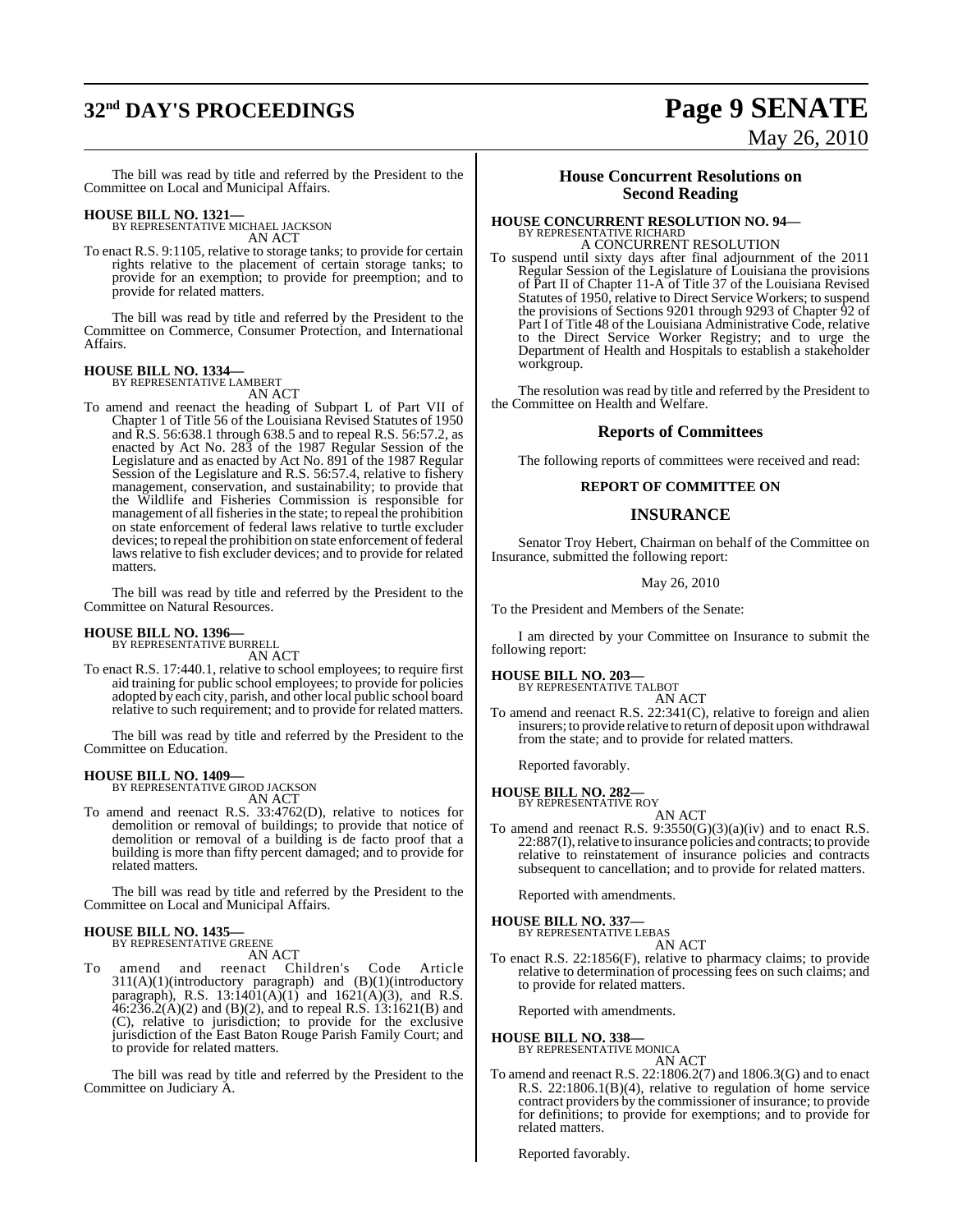The bill was read by title and referred by the President to the Committee on Local and Municipal Affairs.

**HOUSE BILL NO. 1321—**
BY REPRESENTATIVE MICHAEL JACKSON
AN ACT

To enact R.S. 9:1105, relative to storage tanks; to provide for certain rights relative to the placement of certain storage tanks; to provide for an exemption; to provide for preemption; and to provide for related matters.

The bill was read by title and referred by the President to the Committee on Commerce, Consumer Protection, and International Affairs.

**HOUSE BILL NO. 1334—**
BY REPRESENTATIVE LAMBERT
AN ACT

To amend and reenact the heading of Subpart L of Part VII of Chapter 1 of Title 56 of the Louisiana Revised Statutes of 1950 and R.S. 56:638.1 through 638.5 and to repeal R.S. 56:57.2, as enacted by Act No. 283 of the 1987 Regular Session of the Legislature and as enacted by Act No. 891 of the 1987 Regular Session of the Legislature and R.S. 56:57.4, relative to fishery management, conservation, and sustainability; to provide that the Wildlife and Fisheries Commission is responsible for management of all fisheries in the state; to repeal the prohibition on state enforcement of federal laws relative to turtle excluder devices; to repeal the prohibition on state enforcement of federal laws relative to fish excluder devices; and to provide for related matters.

The bill was read by title and referred by the President to the Committee on Natural Resources.

**HOUSE BILL NO. 1396—**
BY REPRESENTATIVE BURRELL
AN ACT

To enact R.S. 17:440.1, relative to school employees; to require first aid training for public school employees; to provide for policies adopted by each city, parish, and other local public school board relative to such requirement; and to provide for related matters.

The bill was read by title and referred by the President to the Committee on Education.

**HOUSE BILL NO. 1409—**
BY REPRESENTATIVE GIROD JACKSON
AN ACT

To amend and reenact R.S. 33:4762(D), relative to notices for demolition or removal of buildings; to provide that notice of demolition or removal of a building is de facto proof that a building is more than fifty percent damaged; and to provide for related matters.

The bill was read by title and referred by the President to the Committee on Local and Municipal Affairs.

**HOUSE BILL NO. 1435—**
BY REPRESENTATIVE GREENE
AN ACT

To amend and reenact Children's Code Article 311(A)(1)(introductory paragraph) and (B)(1)(introductory paragraph), R.S. 13:1401(A)(1) and 1621(A)(3), and R.S. 46:236.2(A)(2) and (B)(2), and to repeal R.S. 13:1621(B) and (C), relative to jurisdiction; to provide for the exclusive jurisdiction of the East Baton Rouge Parish Family Court; and to provide for related matters.

The bill was read by title and referred by the President to the Committee on Judiciary A.

## House Concurrent Resolutions on Second Reading

**HOUSE CONCURRENT RESOLUTION NO. 94—**
BY REPRESENTATIVE RICHARD
A CONCURRENT RESOLUTION

To suspend until sixty days after final adjournment of the 2011 Regular Session of the Legislature of Louisiana the provisions of Part II of Chapter 11-A of Title 37 of the Louisiana Revised Statutes of 1950, relative to Direct Service Workers; to suspend the provisions of Sections 9201 through 9293 of Chapter 92 of Part I of Title 48 of the Louisiana Administrative Code, relative to the Direct Service Worker Registry; and to urge the Department of Health and Hospitals to establish a stakeholder workgroup.

The resolution was read by title and referred by the President to the Committee on Health and Welfare.

## Reports of Committees

The following reports of committees were received and read:

### REPORT OF COMMITTEE ON

### INSURANCE

Senator Troy Hebert, Chairman on behalf of the Committee on Insurance, submitted the following report:

May 26, 2010

To the President and Members of the Senate:

I am directed by your Committee on Insurance to submit the following report:

**HOUSE BILL NO. 203—**
BY REPRESENTATIVE TALBOT
AN ACT

To amend and reenact R.S. 22:341(C), relative to foreign and alien insurers; to provide relative to return of deposit upon withdrawal from the state; and to provide for related matters.

Reported favorably.

**HOUSE BILL NO. 282—**
BY REPRESENTATIVE ROY
AN ACT

To amend and reenact R.S. 9:3550(G)(3)(a)(iv) and to enact R.S. 22:887(I), relative to insurance policies and contracts; to provide relative to reinstatement of insurance policies and contracts subsequent to cancellation; and to provide for related matters.

Reported with amendments.

**HOUSE BILL NO. 337—**
BY REPRESENTATIVE LEBAS
AN ACT

To enact R.S. 22:1856(F), relative to pharmacy claims; to provide relative to determination of processing fees on such claims; and to provide for related matters.

Reported with amendments.

**HOUSE BILL NO. 338—**
BY REPRESENTATIVE MONICA
AN ACT

To amend and reenact R.S. 22:1806.2(7) and 1806.3(G) and to enact R.S. 22:1806.1(B)(4), relative to regulation of home service contract providers by the commissioner of insurance; to provide for definitions; to provide for exemptions; and to provide for related matters.

Reported favorably.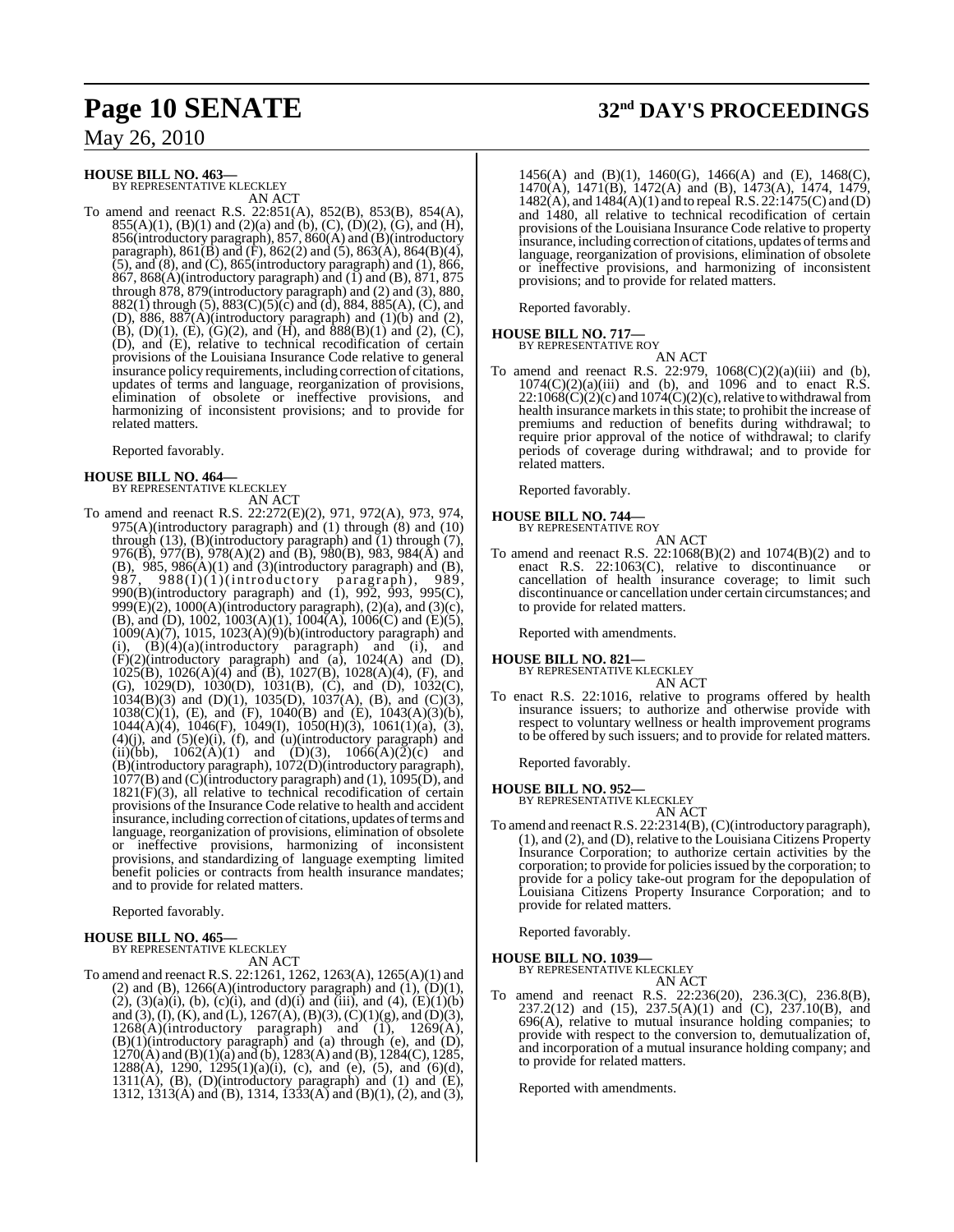**HOUSE BILL NO. 463—**
BY REPRESENTATIVE KLECKLEY

AN ACT

To amend and reenact R.S. 22:851(A), 852(B), 853(B), 854(A), 855(A)(1), (B)(1) and (2)(a) and (b), (C), (D)(2), (G), and (H), 856(introductory paragraph), 857, 860(A) and (B)(introductory paragraph), 861(B) and (F), 862(2) and (5), 863(A), 864(B)(4), (5), and (8), and (C), 865(introductory paragraph) and (1), 866, 867, 868(A)(introductory paragraph) and (1) and (B), 871, 875 through 878, 879(introductory paragraph) and (2) and (3), 880, 882(1) through (5), 883(C)(5)(c) and (d), 884, 885(A), (C), and (D), 886, 887(A)(introductory paragraph) and (1)(b) and (2), (B), (D)(1), (E), (G)(2), and (H), and 888(B)(1) and (2), (C), (D), and (E), relative to technical recodification of certain provisions of the Louisiana Insurance Code relative to general insurance policy requirements, including correction of citations, updates of terms and language, reorganization of provisions, elimination of obsolete or ineffective provisions, and harmonizing of inconsistent provisions; and to provide for related matters.

Reported favorably.

**HOUSE BILL NO. 464—**
BY REPRESENTATIVE KLECKLEY

AN ACT

To amend and reenact R.S. 22:272(E)(2), 971, 972(A), 973, 974, 975(A)(introductory paragraph) and (1) through (8) and (10) through (13), (B)(introductory paragraph) and (1) through (7), 976(B), 977(B), 978(A)(2) and (B), 980(B), 983, 984(A) and (B), 985, 986(A)(1) and (3)(introductory paragraph) and (B), 987, 988(I)(1)(introductory paragraph), 989, 990(B)(introductory paragraph) and (1), 992, 993, 995(C), 999(E)(2), 1000(A)(introductory paragraph), (2)(a), and (3)(c), (B), and (D), 1002, 1003(A)(1), 1004(A), 1006(C) and (E)(5), 1009(A)(7), 1015, 1023(A)(9)(b)(introductory paragraph) and (i), (B)(4)(a)(introductory paragraph) and (i), and (F)(2)(introductory paragraph) and (a), 1024(A) and (D), 1025(B), 1026(A)(4) and (B), 1027(B), 1028(A)(4), (F), and (G), 1029(D), 1030(D), 1031(B), (C), and (D), 1032(C), 1034(B)(3) and (D)(1), 1035(D), 1037(A), (B), and (C)(3), 1038(C)(1), (E), and (F), 1040(B) and (E), 1043(A)(3)(b), 1044(A)(4), 1046(F), 1049(I), 1050(H)(3), 1061(1)(a), (3), (4)(j), and (5)(e)(i), (f), and (u)(introductory paragraph) and (ii)(bb), 1062(A)(1) and (D)(3), 1066(A)(2)(c) and (B)(introductory paragraph), 1072(D)(introductory paragraph), 1077(B) and (C)(introductory paragraph) and (1), 1095(D), and 1821(F)(3), all relative to technical recodification of certain provisions of the Insurance Code relative to health and accident insurance, including correction of citations, updates of terms and language, reorganization of provisions, elimination of obsolete or ineffective provisions, harmonizing of inconsistent provisions, and standardizing of language exempting limited benefit policies or contracts from health insurance mandates; and to provide for related matters.

Reported favorably.

**HOUSE BILL NO. 465—**
BY REPRESENTATIVE KLECKLEY

AN ACT

To amend and reenact R.S. 22:1261, 1262, 1263(A), 1265(A)(1) and (2) and (B), 1266(A)(introductory paragraph) and (1), (D)(1), (2), (3)(a)(i), (b), (c)(i), and (d)(i) and (iii), and (4), (E)(1)(b) and (3), (I), (K), and (L), 1267(A), (B)(3), (C)(1)(g), and (D)(3), 1268(A)(introductory paragraph) and (1), 1269(A), (B)(1)(introductory paragraph) and (a) through (e), and (D), 1270(A) and (B)(1)(a) and (b), 1283(A) and (B), 1284(C), 1285, 1288(A), 1290, 1295(1)(a)(i), (c), and (e), (5), and (6)(d), 1311(A), (B), (D)(introductory paragraph) and (1) and (E), 1312, 1313(A) and (B), 1314, 1333(A) and (B)(1), (2), and (3), 1456(A) and (B)(1), 1460(G), 1466(A) and (E), 1468(C), 1470(A), 1471(B), 1472(A) and (B), 1473(A), 1474, 1479, 1482(A), and 1484(A)(1) and to repeal R.S. 22:1475(C) and (D) and 1480, all relative to technical recodification of certain provisions of the Louisiana Insurance Code relative to property insurance, including correction of citations, updates of terms and language, reorganization of provisions, elimination of obsolete or ineffective provisions, and harmonizing of inconsistent provisions; and to provide for related matters.

Reported favorably.

**HOUSE BILL NO. 717—**
BY REPRESENTATIVE ROY

AN ACT

To amend and reenact R.S. 22:979, 1068(C)(2)(a)(iii) and (b), 1074(C)(2)(a)(iii) and (b), and 1096 and to enact R.S. 22:1068(C)(2)(c) and 1074(C)(2)(c), relative to withdrawal from health insurance markets in this state; to prohibit the increase of premiums and reduction of benefits during withdrawal; to require prior approval of the notice of withdrawal; to clarify periods of coverage during withdrawal; and to provide for related matters.

Reported favorably.

**HOUSE BILL NO. 744—**
BY REPRESENTATIVE ROY

AN ACT

To amend and reenact R.S. 22:1068(B)(2) and 1074(B)(2) and to enact R.S. 22:1063(C), relative to discontinuance or cancellation of health insurance coverage; to limit such discontinuance or cancellation under certain circumstances; and to provide for related matters.

Reported with amendments.

**HOUSE BILL NO. 821—**
BY REPRESENTATIVE KLECKLEY

AN ACT

To enact R.S. 22:1016, relative to programs offered by health insurance issuers; to authorize and otherwise provide with respect to voluntary wellness or health improvement programs to be offered by such issuers; and to provide for related matters.

Reported favorably.

**HOUSE BILL NO. 952—**
BY REPRESENTATIVE KLECKLEY

AN ACT

To amend and reenact R.S. 22:2314(B), (C)(introductory paragraph), (1), and (2), and (D), relative to the Louisiana Citizens Property Insurance Corporation; to authorize certain activities by the corporation; to provide for policies issued by the corporation; to provide for a policy take-out program for the depopulation of Louisiana Citizens Property Insurance Corporation; and to provide for related matters.

Reported favorably.

**HOUSE BILL NO. 1039—**
BY REPRESENTATIVE KLECKLEY

AN ACT

To amend and reenact R.S. 22:236(20), 236.3(C), 236.8(B), 237.2(12) and (15), 237.5(A)(1) and (C), 237.10(B), and 696(A), relative to mutual insurance holding companies; to provide with respect to the conversion to, demutualization of, and incorporation of a mutual insurance holding company; and to provide for related matters.

Reported with amendments.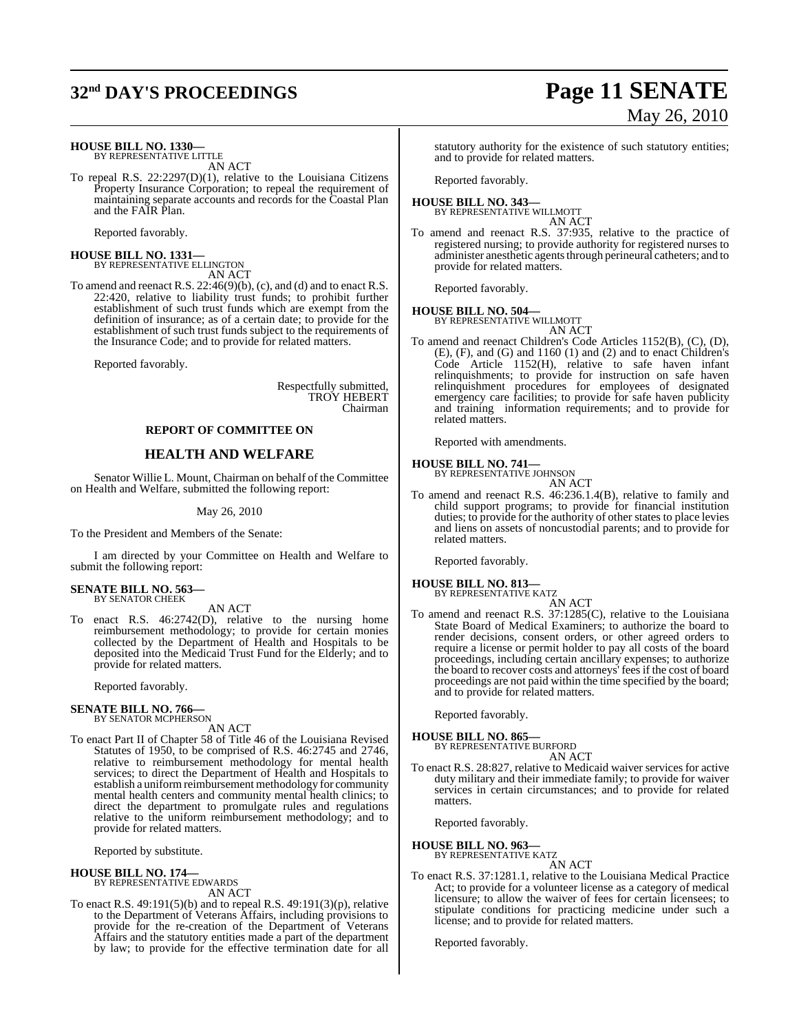**HOUSE BILL NO. 1330—**
BY REPRESENTATIVE LITTLE
AN ACT

To repeal R.S. 22:2297(D)(1), relative to the Louisiana Citizens Property Insurance Corporation; to repeal the requirement of maintaining separate accounts and records for the Coastal Plan and the FAIR Plan.

Reported favorably.

**HOUSE BILL NO. 1331—**
BY REPRESENTATIVE ELLINGTON
AN ACT

To amend and reenact R.S. 22:46(9)(b), (c), and (d) and to enact R.S. 22:420, relative to liability trust funds; to prohibit further establishment of such trust funds which are exempt from the definition of insurance; as of a certain date; to provide for the establishment of such trust funds subject to the requirements of the Insurance Code; and to provide for related matters.

Reported favorably.

Respectfully submitted,
TROY HEBERT
Chairman

**REPORT OF COMMITTEE ON**

## HEALTH AND WELFARE

Senator Willie L. Mount, Chairman on behalf of the Committee on Health and Welfare, submitted the following report:

May 26, 2010

To the President and Members of the Senate:

I am directed by your Committee on Health and Welfare to submit the following report:

**SENATE BILL NO. 563—**
BY SENATOR CHEEK
AN ACT

To enact R.S. 46:2742(D), relative to the nursing home reimbursement methodology; to provide for certain monies collected by the Department of Health and Hospitals to be deposited into the Medicaid Trust Fund for the Elderly; and to provide for related matters.

Reported favorably.

**SENATE BILL NO. 766—**
BY SENATOR MCPHERSON
AN ACT

To enact Part II of Chapter 58 of Title 46 of the Louisiana Revised Statutes of 1950, to be comprised of R.S. 46:2745 and 2746, relative to reimbursement methodology for mental health services; to direct the Department of Health and Hospitals to establish a uniform reimbursement methodology for community mental health centers and community mental health clinics; to direct the department to promulgate rules and regulations relative to the uniform reimbursement methodology; and to provide for related matters.

Reported by substitute.

**HOUSE BILL NO. 174—**
BY REPRESENTATIVE EDWARDS
AN ACT

To enact R.S. 49:191(5)(b) and to repeal R.S. 49:191(3)(p), relative to the Department of Veterans Affairs, including provisions to provide for the re-creation of the Department of Veterans Affairs and the statutory entities made a part of the department by law; to provide for the effective termination date for all statutory authority for the existence of such statutory entities; and to provide for related matters.

Reported favorably.

**HOUSE BILL NO. 343—**
BY REPRESENTATIVE WILLMOTT
AN ACT

To amend and reenact R.S. 37:935, relative to the practice of registered nursing; to provide authority for registered nurses to administer anesthetic agents through perineural catheters; and to provide for related matters.

Reported favorably.

**HOUSE BILL NO. 504—**
BY REPRESENTATIVE WILLMOTT
AN ACT

To amend and reenact Children's Code Articles 1152(B), (C), (D), (E), (F), and (G) and 1160 (1) and (2) and to enact Children's Code Article 1152(H), relative to safe haven infant relinquishments; to provide for instruction on safe haven relinquishment procedures for employees of designated emergency care facilities; to provide for safe haven publicity and training information requirements; and to provide for related matters.

Reported with amendments.

**HOUSE BILL NO. 741—**
BY REPRESENTATIVE JOHNSON
AN ACT

To amend and reenact R.S. 46:236.1.4(B), relative to family and child support programs; to provide for financial institution duties; to provide for the authority of other states to place levies and liens on assets of noncustodial parents; and to provide for related matters.

Reported favorably.

**HOUSE BILL NO. 813—**
BY REPRESENTATIVE KATZ
AN ACT

To amend and reenact R.S. 37:1285(C), relative to the Louisiana State Board of Medical Examiners; to authorize the board to render decisions, consent orders, or other agreed orders to require a license or permit holder to pay all costs of the board proceedings, including certain ancillary expenses; to authorize the board to recover costs and attorneys' fees if the cost of board proceedings are not paid within the time specified by the board; and to provide for related matters.

Reported favorably.

**HOUSE BILL NO. 865—**
BY REPRESENTATIVE BURFORD
AN ACT

To enact R.S. 28:827, relative to Medicaid waiver services for active duty military and their immediate family; to provide for waiver services in certain circumstances; and to provide for related matters.

Reported favorably.

**HOUSE BILL NO. 963—**
BY REPRESENTATIVE KATZ
AN ACT

To enact R.S. 37:1281.1, relative to the Louisiana Medical Practice Act; to provide for a volunteer license as a category of medical licensure; to allow the waiver of fees for certain licensees; to stipulate conditions for practicing medicine under such a license; and to provide for related matters.

Reported favorably.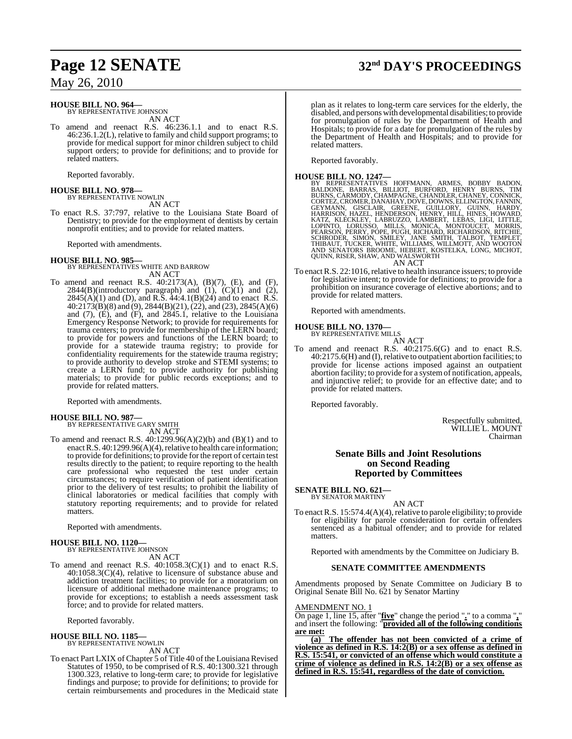**HOUSE BILL NO. 964—**
BY REPRESENTATIVE JOHNSON

AN ACT

To amend and reenact R.S. 46:236.1.1 and to enact R.S. 46:236.1.2(L), relative to family and child support programs; to provide for medical support for minor children subject to child support orders; to provide for definitions; and to provide for related matters.

Reported favorably.

**HOUSE BILL NO. 978—**
BY REPRESENTATIVE NOWLIN

AN ACT

To enact R.S. 37:797, relative to the Louisiana State Board of Dentistry; to provide for the employment of dentists by certain nonprofit entities; and to provide for related matters.

Reported with amendments.

**HOUSE BILL NO. 985—**
BY REPRESENTATIVES WHITE AND BARROW

AN ACT

To amend and reenact R.S. 40:2173(A), (B)(7), (E), and (F), 2844(B)(introductory paragraph) and (1), (C)(1) and (2), 2845(A)(1) and (D), and R.S. 44:4.1(B)(24) and to enact R.S. 40:2173(B)(8) and (9), 2844(B)(21), (22), and (23), 2845(A)(6) and (7), (E), and (F), and 2845.1, relative to the Louisiana Emergency Response Network; to provide for requirements for trauma centers; to provide for membership of the LERN board; to provide for powers and functions of the LERN board; to provide for a statewide trauma registry; to provide for confidentiality requirements for the statewide trauma registry; to provide authority to develop stroke and STEMI systems; to create a LERN fund; to provide authority for publishing materials; to provide for public records exceptions; and to provide for related matters.

Reported with amendments.

**HOUSE BILL NO. 987—**
BY REPRESENTATIVE GARY SMITH

AN ACT

To amend and reenact R.S. 40:1299.96(A)(2)(b) and (B)(1) and to enact R.S. 40:1299.96(A)(4), relative to health care information; to provide for definitions; to provide for the report of certain test results directly to the patient; to require reporting to the health care professional who requested the test under certain circumstances; to require verification of patient identification prior to the delivery of test results; to prohibit the liability of clinical laboratories or medical facilities that comply with statutory reporting requirements; and to provide for related matters.

Reported with amendments.

**HOUSE BILL NO. 1120—**
BY REPRESENTATIVE JOHNSON

AN ACT

To amend and reenact R.S. 40:1058.3(C)(1) and to enact R.S. 40:1058.3(C)(4), relative to licensure of substance abuse and addiction treatment facilities; to provide for a moratorium on licensure of additional methadone maintenance programs; to provide for exceptions; to establish a needs assessment task force; and to provide for related matters.

Reported favorably.

**HOUSE BILL NO. 1185—**
BY REPRESENTATIVE NOWLIN

AN ACT

To enact Part LXIX of Chapter 5 of Title 40 of the Louisiana Revised Statutes of 1950, to be comprised of R.S. 40:1300.321 through 1300.323, relative to long-term care; to provide for legislative findings and purpose; to provide for definitions; to provide for certain reimbursements and procedures in the Medicaid state plan as it relates to long-term care services for the elderly, the disabled, and persons with developmental disabilities; to provide for promulgation of rules by the Department of Health and Hospitals; to provide for a date for promulgation of the rules by the Department of Health and Hospitals; and to provide for related matters.

Reported favorably.

**HOUSE BILL NO. 1247—**
BY REPRESENTATIVES HOFFMANN, ARMES, BOBBY BADON, BALDONE, BARRAS, BILLIOT, BURFORD, HENRY BURNS, TIM BURNS, CARMODY, CHAMPAGNE, CHANDLER, CHANEY, CONNICK, CORTEZ, CROMER, DANAHAY, DOVE, DOWNS, ELLINGTON, FANNIN, GEYMANN, GISCLAIR, GREENE, GUILLORY, GUINN, HARDY, HARRISON, HAZEL, HENDERSON, HENRY, HILL, HINES, HOWARD, KATZ, KLECKLEY, LABRUZZO, LAMBERT, LEBAS, LIGI, LITTLE, LOPINTO, LORUSSO, MILLS, MONICA, MONTOUCET, MORRIS, PEARSON, PERRY, POPE, PUGH, RICHARD, RICHARDSON, RITCHIE, SCHRODER, SIMON, SMILEY, JANE SMITH, TALBOT, TEMPLET, THIBAUT, TUCKER, WHITE, WILLIAMS, WILLMOTT, AND WOOTON AND SENATORS BROOME, HEBERT, KOSTELKA, LONG, MICHOT, QUINN, RISER, SHAW, AND WALSWORTH

AN ACT

To enact R.S. 22:1016, relative to health insurance issuers; to provide for legislative intent; to provide for definitions; to provide for a prohibition on insurance coverage of elective abortions; and to provide for related matters.

Reported with amendments.

**HOUSE BILL NO. 1370—**
BY REPRESENTATIVE MILLS

AN ACT

To amend and reenact R.S. 40:2175.6(G) and to enact R.S. 40:2175.6(H) and (I), relative to outpatient abortion facilities; to provide for license actions imposed against an outpatient abortion facility; to provide for a system of notification, appeals, and injunctive relief; to provide for an effective date; and to provide for related matters.

Reported favorably.

Respectfully submitted,
WILLIE L. MOUNT
Chairman

## Senate Bills and Joint Resolutions on Second Reading Reported by Committees

**SENATE BILL NO. 621—**
BY SENATOR MARTINY

AN ACT

To enact R.S. 15:574.4(A)(4), relative to parole eligibility; to provide for eligibility for parole consideration for certain offenders sentenced as a habitual offender; and to provide for related matters.

Reported with amendments by the Committee on Judiciary B.

### SENATE COMMITTEE AMENDMENTS

Amendments proposed by Senate Committee on Judiciary B to Original Senate Bill No. 621 by Senator Martiny

AMENDMENT NO. 1

On page 1, line 15, after "**five**" change the period "**.**" to a comma "**,**" and insert the following: "**provided all of the following conditions are met:**

**(a) The offender has not been convicted of a crime of violence as defined in R.S. 14:2(B) or a sex offense as defined in R.S. 15:541, or convicted of an offense which would constitute a crime of violence as defined in R.S. 14:2(B) or a sex offense as defined in R.S. 15:541, regardless of the date of conviction.**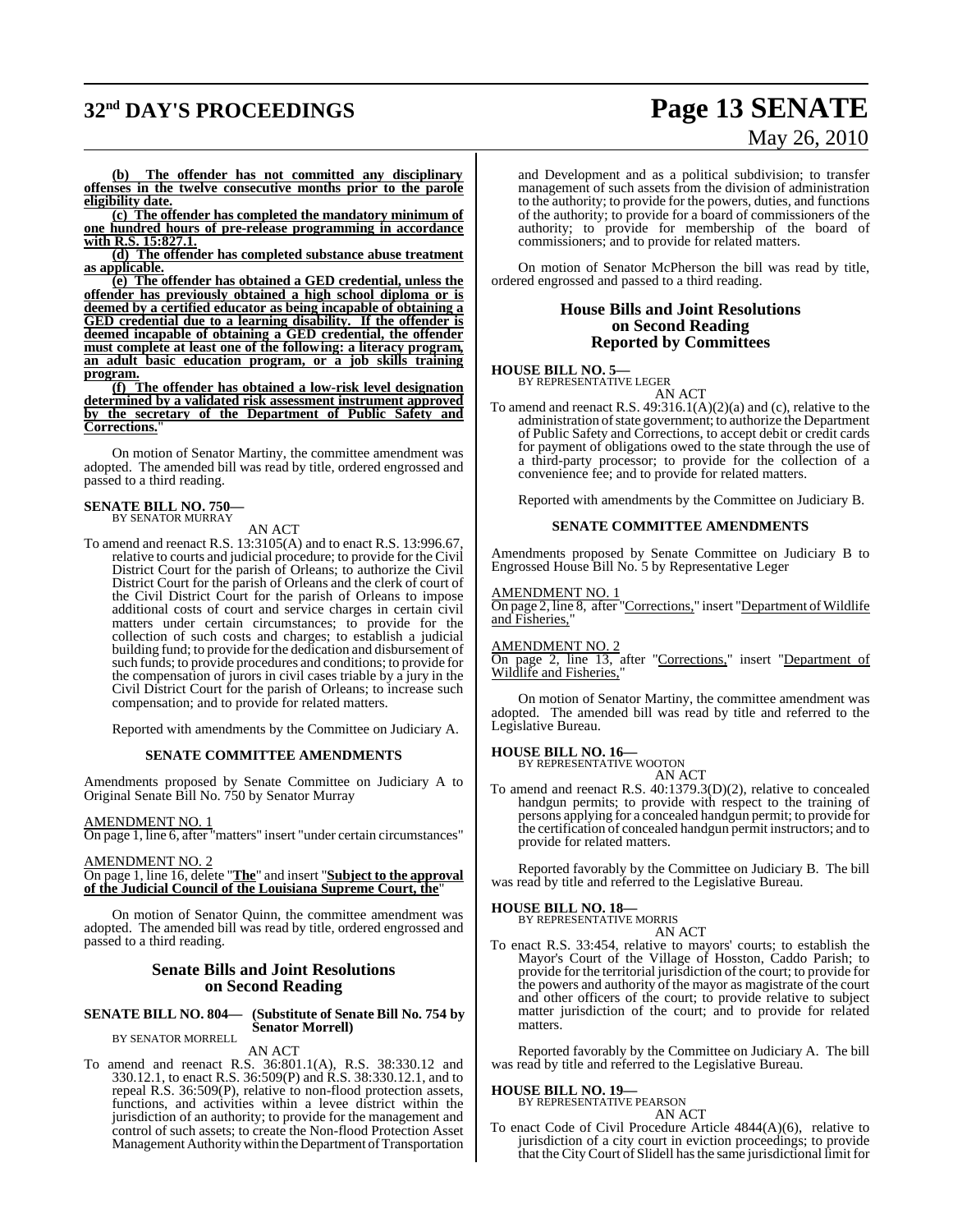**(b) The offender has not committed any disciplinary offenses in the twelve consecutive months prior to the parole eligibility date.**

**(c) The offender has completed the mandatory minimum of one hundred hours of pre-release programming in accordance with R.S. 15:827.1.**

**(d) The offender has completed substance abuse treatment as applicable.**

**(e) The offender has obtained a GED credential, unless the offender has previously obtained a high school diploma or is deemed by a certified educator as being incapable of obtaining a GED credential due to a learning disability. If the offender is deemed incapable of obtaining a GED credential, the offender must complete at least one of the following: a literacy program, an adult basic education program, or a job skills training program.**

**(f) The offender has obtained a low-risk level designation determined by a validated risk assessment instrument approved by the secretary of the Department of Public Safety and Corrections.**"

On motion of Senator Martiny, the committee amendment was adopted. The amended bill was read by title, ordered engrossed and passed to a third reading.

**SENATE BILL NO. 750—**
BY SENATOR MURRAY

AN ACT

To amend and reenact R.S. 13:3105(A) and to enact R.S. 13:996.67, relative to courts and judicial procedure; to provide for the Civil District Court for the parish of Orleans; to authorize the Civil District Court for the parish of Orleans and the clerk of court of the Civil District Court for the parish of Orleans to impose additional costs of court and service charges in certain civil matters under certain circumstances; to provide for the collection of such costs and charges; to establish a judicial building fund; to provide for the dedication and disbursement of such funds; to provide procedures and conditions; to provide for the compensation of jurors in civil cases triable by a jury in the Civil District Court for the parish of Orleans; to increase such compensation; and to provide for related matters.

Reported with amendments by the Committee on Judiciary A.

## SENATE COMMITTEE AMENDMENTS

Amendments proposed by Senate Committee on Judiciary A to Original Senate Bill No. 750 by Senator Murray

AMENDMENT NO. 1
On page 1, line 6, after "matters" insert "under certain circumstances"

AMENDMENT NO. 2
On page 1, line 16, delete "**The**" and insert "**Subject to the approval of the Judicial Council of the Louisiana Supreme Court, the**"

On motion of Senator Quinn, the committee amendment was adopted. The amended bill was read by title, ordered engrossed and passed to a third reading.

## Senate Bills and Joint Resolutions on Second Reading

**SENATE BILL NO. 804— (Substitute of Senate Bill No. 754 by Senator Morrell)**
BY SENATOR MORRELL

AN ACT

To amend and reenact R.S. 36:801.1(A), R.S. 38:330.12 and 330.12.1, to enact R.S. 36:509(P) and R.S. 38:330.12.1, and to repeal R.S. 36:509(P), relative to non-flood protection assets, functions, and activities within a levee district within the jurisdiction of an authority; to provide for the management and control of such assets; to create the Non-flood Protection Asset Management Authority within the Department of Transportation and Development and as a political subdivision; to transfer management of such assets from the division of administration to the authority; to provide for the powers, duties, and functions of the authority; to provide for a board of commissioners of the authority; to provide for membership of the board of commissioners; and to provide for related matters.

On motion of Senator McPherson the bill was read by title, ordered engrossed and passed to a third reading.

## House Bills and Joint Resolutions on Second Reading Reported by Committees

**HOUSE BILL NO. 5—**
BY REPRESENTATIVE LEGER

AN ACT

To amend and reenact R.S. 49:316.1(A)(2)(a) and (c), relative to the administration of state government; to authorize the Department of Public Safety and Corrections, to accept debit or credit cards for payment of obligations owed to the state through the use of a third-party processor; to provide for the collection of a convenience fee; and to provide for related matters.

Reported with amendments by the Committee on Judiciary B.

## SENATE COMMITTEE AMENDMENTS

Amendments proposed by Senate Committee on Judiciary B to Engrossed House Bill No. 5 by Representative Leger

AMENDMENT NO. 1
On page 2, line 8, after "Corrections," insert "Department of Wildlife and Fisheries,"

AMENDMENT NO. 2
On page 2, line 13, after "Corrections," insert "Department of Wildlife and Fisheries,"

On motion of Senator Martiny, the committee amendment was adopted. The amended bill was read by title and referred to the Legislative Bureau.

**HOUSE BILL NO. 16—**
BY REPRESENTATIVE WOOTON

AN ACT

To amend and reenact R.S. 40:1379.3(D)(2), relative to concealed handgun permits; to provide with respect to the training of persons applying for a concealed handgun permit; to provide for the certification of concealed handgun permit instructors; and to provide for related matters.

Reported favorably by the Committee on Judiciary B. The bill was read by title and referred to the Legislative Bureau.

**HOUSE BILL NO. 18—**
BY REPRESENTATIVE MORRIS

AN ACT

To enact R.S. 33:454, relative to mayors' courts; to establish the Mayor's Court of the Village of Hosston, Caddo Parish; to provide for the territorial jurisdiction of the court; to provide for the powers and authority of the mayor as magistrate of the court and other officers of the court; to provide relative to subject matter jurisdiction of the court; and to provide for related matters.

Reported favorably by the Committee on Judiciary A. The bill was read by title and referred to the Legislative Bureau.

**HOUSE BILL NO. 19—**
BY REPRESENTATIVE PEARSON

AN ACT

To enact Code of Civil Procedure Article 4844(A)(6), relative to jurisdiction of a city court in eviction proceedings; to provide that the City Court of Slidell has the same jurisdictional limit for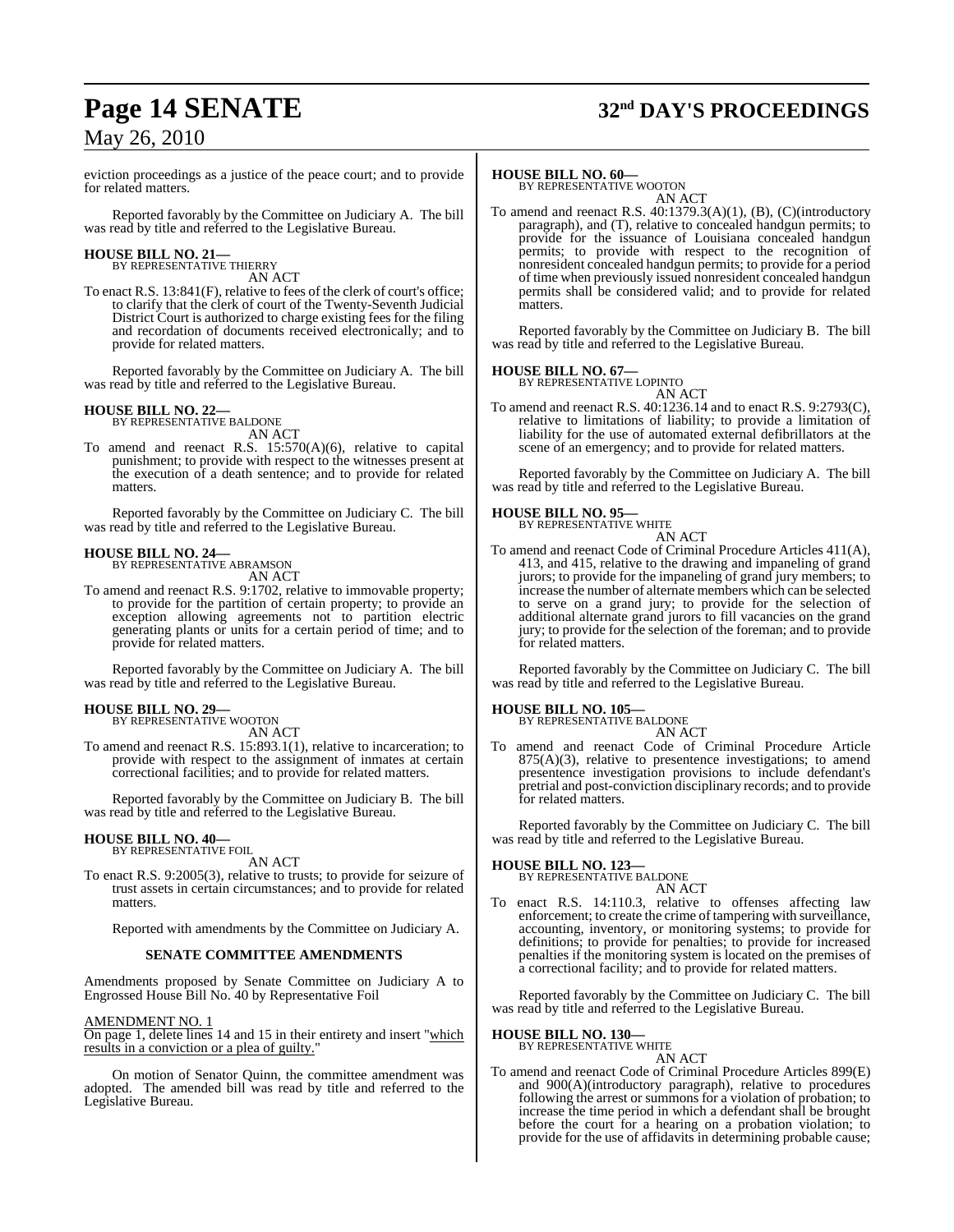eviction proceedings as a justice of the peace court; and to provide for related matters.

Reported favorably by the Committee on Judiciary A. The bill was read by title and referred to the Legislative Bureau.

**HOUSE BILL NO. 21—**
BY REPRESENTATIVE THIERRY
AN ACT

To enact R.S. 13:841(F), relative to fees of the clerk of court's office; to clarify that the clerk of court of the Twenty-Seventh Judicial District Court is authorized to charge existing fees for the filing and recordation of documents received electronically; and to provide for related matters.

Reported favorably by the Committee on Judiciary A. The bill was read by title and referred to the Legislative Bureau.

**HOUSE BILL NO. 22—**
BY REPRESENTATIVE BALDONE
AN ACT

To amend and reenact R.S. 15:570(A)(6), relative to capital punishment; to provide with respect to the witnesses present at the execution of a death sentence; and to provide for related matters.

Reported favorably by the Committee on Judiciary C. The bill was read by title and referred to the Legislative Bureau.

**HOUSE BILL NO. 24—**
BY REPRESENTATIVE ABRAMSON
AN ACT

To amend and reenact R.S. 9:1702, relative to immovable property; to provide for the partition of certain property; to provide an exception allowing agreements not to partition electric generating plants or units for a certain period of time; and to provide for related matters.

Reported favorably by the Committee on Judiciary A. The bill was read by title and referred to the Legislative Bureau.

**HOUSE BILL NO. 29—**
BY REPRESENTATIVE WOOTON
AN ACT

To amend and reenact R.S. 15:893.1(1), relative to incarceration; to provide with respect to the assignment of inmates at certain correctional facilities; and to provide for related matters.

Reported favorably by the Committee on Judiciary B. The bill was read by title and referred to the Legislative Bureau.

**HOUSE BILL NO. 40—**
BY REPRESENTATIVE FOIL
AN ACT

To enact R.S. 9:2005(3), relative to trusts; to provide for seizure of trust assets in certain circumstances; and to provide for related matters.

Reported with amendments by the Committee on Judiciary A.

**SENATE COMMITTEE AMENDMENTS**

Amendments proposed by Senate Committee on Judiciary A to Engrossed House Bill No. 40 by Representative Foil

AMENDMENT NO. 1
On page 1, delete lines 14 and 15 in their entirety and insert "which results in a conviction or a plea of guilty."

On motion of Senator Quinn, the committee amendment was adopted. The amended bill was read by title and referred to the Legislative Bureau.

**HOUSE BILL NO. 60—**
BY REPRESENTATIVE WOOTON
AN ACT

To amend and reenact R.S. 40:1379.3(A)(1), (B), (C)(introductory paragraph), and (T), relative to concealed handgun permits; to provide for the issuance of Louisiana concealed handgun permits; to provide with respect to the recognition of nonresident concealed handgun permits; to provide for a period of time when previously issued nonresident concealed handgun permits shall be considered valid; and to provide for related matters.

Reported favorably by the Committee on Judiciary B. The bill was read by title and referred to the Legislative Bureau.

**HOUSE BILL NO. 67—**
BY REPRESENTATIVE LOPINTO
AN ACT

To amend and reenact R.S. 40:1236.14 and to enact R.S. 9:2793(C), relative to limitations of liability; to provide a limitation of liability for the use of automated external defibrillators at the scene of an emergency; and to provide for related matters.

Reported favorably by the Committee on Judiciary A. The bill was read by title and referred to the Legislative Bureau.

**HOUSE BILL NO. 95—**
BY REPRESENTATIVE WHITE
AN ACT

To amend and reenact Code of Criminal Procedure Articles 411(A), 413, and 415, relative to the drawing and impaneling of grand jurors; to provide for the impaneling of grand jury members; to increase the number of alternate members which can be selected to serve on a grand jury; to provide for the selection of additional alternate grand jurors to fill vacancies on the grand jury; to provide for the selection of the foreman; and to provide for related matters.

Reported favorably by the Committee on Judiciary C. The bill was read by title and referred to the Legislative Bureau.

**HOUSE BILL NO. 105—**
BY REPRESENTATIVE BALDONE
AN ACT

To amend and reenact Code of Criminal Procedure Article 875(A)(3), relative to presentence investigations; to amend presentence investigation provisions to include defendant's pretrial and post-conviction disciplinary records; and to provide for related matters.

Reported favorably by the Committee on Judiciary C. The bill was read by title and referred to the Legislative Bureau.

**HOUSE BILL NO. 123—**
BY REPRESENTATIVE BALDONE
AN ACT

To enact R.S. 14:110.3, relative to offenses affecting law enforcement; to create the crime of tampering with surveillance, accounting, inventory, or monitoring systems; to provide for definitions; to provide for penalties; to provide for increased penalties if the monitoring system is located on the premises of a correctional facility; and to provide for related matters.

Reported favorably by the Committee on Judiciary C. The bill was read by title and referred to the Legislative Bureau.

**HOUSE BILL NO. 130—**
BY REPRESENTATIVE WHITE
AN ACT

To amend and reenact Code of Criminal Procedure Articles 899(E) and 900(A)(introductory paragraph), relative to procedures following the arrest or summons for a violation of probation; to increase the time period in which a defendant shall be brought before the court for a hearing on a probation violation; to provide for the use of affidavits in determining probable cause;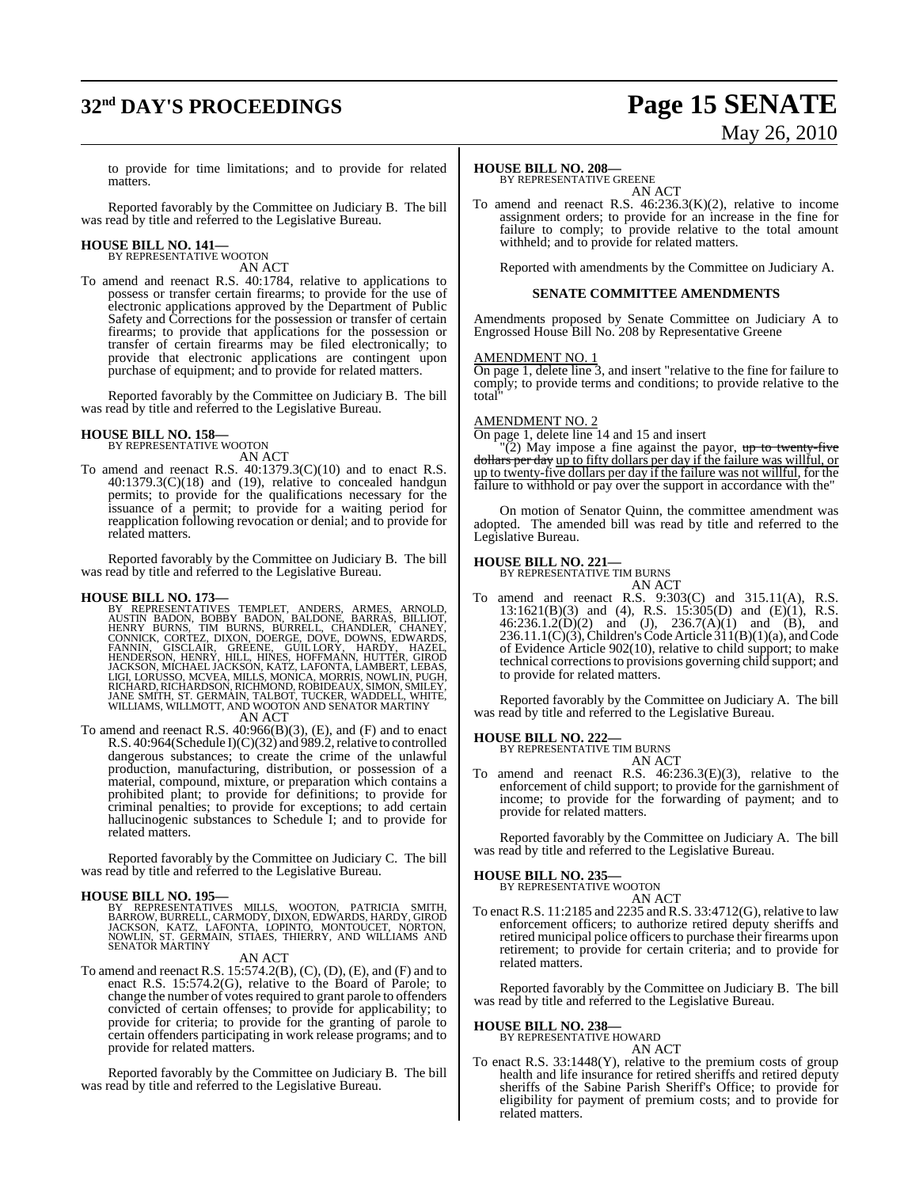to provide for time limitations; and to provide for related matters.

Reported favorably by the Committee on Judiciary B. The bill was read by title and referred to the Legislative Bureau.

**HOUSE BILL NO. 141—**
BY REPRESENTATIVE WOOTON
AN ACT

To amend and reenact R.S. 40:1784, relative to applications to possess or transfer certain firearms; to provide for the use of electronic applications approved by the Department of Public Safety and Corrections for the possession or transfer of certain firearms; to provide that applications for the possession or transfer of certain firearms may be filed electronically; to provide that electronic applications are contingent upon purchase of equipment; and to provide for related matters.

Reported favorably by the Committee on Judiciary B. The bill was read by title and referred to the Legislative Bureau.

**HOUSE BILL NO. 158—**
BY REPRESENTATIVE WOOTON
AN ACT

To amend and reenact R.S. 40:1379.3(C)(10) and to enact R.S. 40:1379.3(C)(18) and (19), relative to concealed handgun permits; to provide for the qualifications necessary for the issuance of a permit; to provide for a waiting period for reapplication following revocation or denial; and to provide for related matters.

Reported favorably by the Committee on Judiciary B. The bill was read by title and referred to the Legislative Bureau.

**HOUSE BILL NO. 173—**
BY REPRESENTATIVES TEMPLET, ANDERS, ARMES, ARNOLD, AUSTIN BADON, BOBBY BADON, BALDONE, BARRAS, BILLIOT, HENRY BURNS, TIM BURNS, BURRELL, CHANDLER, CHANEY, CONNICK, CORTEZ, DIXON, DOERGE, DOVE, DOWNS, EDWARDS, FANNIN, GISCLAIR, GREENE, GUILLORY, HARDY, HAZEL, HENDERSON, HENRY, HILL, HINES, HOFFMANN, HUTTER, GIROD JACKSON, MICHAEL JACKSON, KATZ, LAFONTA, LAMBERT, LEBAS, LIGI, LORUSSO, MCVEA, MILLS, MONICA, MORRIS, NOWLIN, PUGH, RICHARD, RICHARDSON, RICHMOND, ROBIDEAUX, SIMON, SMILEY, JANE SMITH, ST. GERMAIN, TALBOT, TUCKER, WADDELL, WHITE, WILLIAMS, WILLMOTT, AND WOOTON AND SENATOR MARTINY
AN ACT

To amend and reenact R.S. 40:966(B)(3), (E), and (F) and to enact R.S. 40:964(Schedule I)(C)(32) and 989.2, relative to controlled dangerous substances; to create the crime of the unlawful production, manufacturing, distribution, or possession of a material, compound, mixture, or preparation which contains a prohibited plant; to provide for definitions; to provide for criminal penalties; to provide for exceptions; to add certain hallucinogenic substances to Schedule I; and to provide for related matters.

Reported favorably by the Committee on Judiciary C. The bill was read by title and referred to the Legislative Bureau.

**HOUSE BILL NO. 195—**
BY REPRESENTATIVES MILLS, WOOTON, PATRICIA SMITH, BARROW, BURRELL, CARMODY, DIXON, EDWARDS, HARDY, GIROD JACKSON, KATZ, LAFONTA, LOPINTO, MONTOUCET, NORTON, NOWLIN, ST. GERMAIN, STIAES, THIERRY, AND WILLIAMS AND SENATOR MARTINY
AN ACT

To amend and reenact R.S. 15:574.2(B), (C), (D), (E), and (F) and to enact R.S. 15:574.2(G), relative to the Board of Parole; to change the number of votes required to grant parole to offenders convicted of certain offenses; to provide for applicability; to provide for criteria; to provide for the granting of parole to certain offenders participating in work release programs; and to provide for related matters.

Reported favorably by the Committee on Judiciary B. The bill was read by title and referred to the Legislative Bureau.

**HOUSE BILL NO. 208—**
BY REPRESENTATIVE GREENE
AN ACT

To amend and reenact R.S. 46:236.3(K)(2), relative to income assignment orders; to provide for an increase in the fine for failure to comply; to provide relative to the total amount withheld; and to provide for related matters.

Reported with amendments by the Committee on Judiciary A.

**SENATE COMMITTEE AMENDMENTS**

Amendments proposed by Senate Committee on Judiciary A to Engrossed House Bill No. 208 by Representative Greene

AMENDMENT NO. 1
On page 1, delete line 3, and insert "relative to the fine for failure to comply; to provide terms and conditions; to provide relative to the total"

AMENDMENT NO. 2
On page 1, delete line 14 and 15 and insert
"(2) May impose a fine against the payor, ~~up to twenty-five dollars per day~~ up to fifty dollars per day if the failure was willful, or up to twenty-five dollars per day if the failure was not willful, for the failure to withhold or pay over the support in accordance with the"

On motion of Senator Quinn, the committee amendment was adopted. The amended bill was read by title and referred to the Legislative Bureau.

**HOUSE BILL NO. 221—**
BY REPRESENTATIVE TIM BURNS
AN ACT

To amend and reenact R.S. 9:303(C) and 315.11(A), R.S. 13:1621(B)(3) and (4), R.S. 15:305(D) and (E)(1), R.S. 46:236.1.2(D)(2) and (J), 236.7(A)(1) and (B), and 236.11.1(C)(3), Children's Code Article 311(B)(1)(a), and Code of Evidence Article 902(10), relative to child support; to make technical corrections to provisions governing child support; and to provide for related matters.

Reported favorably by the Committee on Judiciary A. The bill was read by title and referred to the Legislative Bureau.

**HOUSE BILL NO. 222—**
BY REPRESENTATIVE TIM BURNS
AN ACT

To amend and reenact R.S. 46:236.3(E)(3), relative to the enforcement of child support; to provide for the garnishment of income; to provide for the forwarding of payment; and to provide for related matters.

Reported favorably by the Committee on Judiciary A. The bill was read by title and referred to the Legislative Bureau.

**HOUSE BILL NO. 235—**
BY REPRESENTATIVE WOOTON
AN ACT

To enact R.S. 11:2185 and 2235 and R.S. 33:4712(G), relative to law enforcement officers; to authorize retired deputy sheriffs and retired municipal police officers to purchase their firearms upon retirement; to provide for certain criteria; and to provide for related matters.

Reported favorably by the Committee on Judiciary B. The bill was read by title and referred to the Legislative Bureau.

**HOUSE BILL NO. 238—**
BY REPRESENTATIVE HOWARD
AN ACT

To enact R.S. 33:1448(Y), relative to the premium costs of group health and life insurance for retired sheriffs and retired deputy sheriffs of the Sabine Parish Sheriff's Office; to provide for eligibility for payment of premium costs; and to provide for related matters.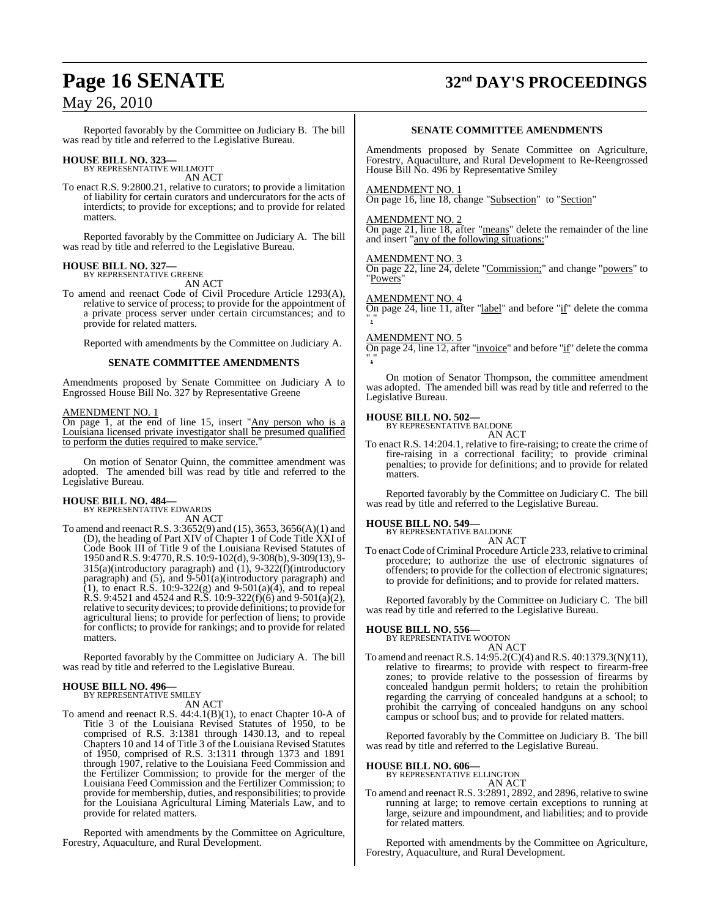Reported favorably by the Committee on Judiciary B. The bill was read by title and referred to the Legislative Bureau.

**HOUSE BILL NO. 323—**
BY REPRESENTATIVE WILLMOTT

AN ACT

To enact R.S. 9:2800.21, relative to curators; to provide a limitation of liability for certain curators and undercurators for the acts of interdicts; to provide for exceptions; and to provide for related matters.

Reported favorably by the Committee on Judiciary A. The bill was read by title and referred to the Legislative Bureau.

**HOUSE BILL NO. 327—**
BY REPRESENTATIVE GREENE

AN ACT

To amend and reenact Code of Civil Procedure Article 1293(A), relative to service of process; to provide for the appointment of a private process server under certain circumstances; and to provide for related matters.

Reported with amendments by the Committee on Judiciary A.

**SENATE COMMITTEE AMENDMENTS**

Amendments proposed by Senate Committee on Judiciary A to Engrossed House Bill No. 327 by Representative Greene

AMENDMENT NO. 1
On page 1, at the end of line 15, insert "Any person who is a Louisiana licensed private investigator shall be presumed qualified to perform the duties required to make service."

On motion of Senator Quinn, the committee amendment was adopted. The amended bill was read by title and referred to the Legislative Bureau.

**HOUSE BILL NO. 484—**
BY REPRESENTATIVE EDWARDS

AN ACT

To amend and reenact R.S. 3:3652(9) and (15), 3653, 3656(A)(1) and (D), the heading of Part XIV of Chapter 1 of Code Title XXI of Code Book III of Title 9 of the Louisiana Revised Statutes of 1950 and R.S. 9:4770, R.S. 10:9-102(d), 9-308(b), 9-309(13), 9-315(a)(introductory paragraph) and (1), 9-322(f)(introductory paragraph) and (5), and 9-501(a)(introductory paragraph) and (1), to enact R.S. 10:9-322(g) and 9-501(a)(4), and to repeal R.S. 9:4521 and 4524 and R.S. 10:9-322(f)(6) and 9-501(a)(2), relative to security devices; to provide definitions; to provide for agricultural liens; to provide for perfection of liens; to provide for conflicts; to provide for rankings; and to provide for related matters.

Reported favorably by the Committee on Judiciary A. The bill was read by title and referred to the Legislative Bureau.

**HOUSE BILL NO. 496—**
BY REPRESENTATIVE SMILEY

AN ACT

To amend and reenact R.S. 44:4.1(B)(1), to enact Chapter 10-A of Title 3 of the Louisiana Revised Statutes of 1950, to be comprised of R.S. 3:1381 through 1430.13, and to repeal Chapters 10 and 14 of Title 3 of the Louisiana Revised Statutes of 1950, comprised of R.S. 3:1311 through 1373 and 1891 through 1907, relative to the Louisiana Feed Commission and the Fertilizer Commission; to provide for the merger of the Louisiana Feed Commission and the Fertilizer Commission; to provide for membership, duties, and responsibilities; to provide for the Louisiana Agricultural Liming Materials Law, and to provide for related matters.

Reported with amendments by the Committee on Agriculture, Forestry, Aquaculture, and Rural Development.

**SENATE COMMITTEE AMENDMENTS**

Amendments proposed by Senate Committee on Agriculture, Forestry, Aquaculture, and Rural Development to Re-Reengrossed House Bill No. 496 by Representative Smiley

AMENDMENT NO. 1
On page 16, line 18, change "Subsection" to "Section"

AMENDMENT NO. 2
On page 21, line 18, after "means" delete the remainder of the line and insert "any of the following situations:"

AMENDMENT NO. 3
On page 22, line 24, delete "Commission;" and change "powers" to "Powers"

AMENDMENT NO. 4
On page 24, line 11, after "label" and before "if" delete the comma ","

AMENDMENT NO. 5
On page 24, line 12, after "invoice" and before "if" delete the comma ","

On motion of Senator Thompson, the committee amendment was adopted. The amended bill was read by title and referred to the Legislative Bureau.

**HOUSE BILL NO. 502—**
BY REPRESENTATIVE BALDONE

AN ACT

To enact R.S. 14:204.1, relative to fire-raising; to create the crime of fire-raising in a correctional facility; to provide criminal penalties; to provide for definitions; and to provide for related matters.

Reported favorably by the Committee on Judiciary C. The bill was read by title and referred to the Legislative Bureau.

**HOUSE BILL NO. 549—**
BY REPRESENTATIVE BALDONE

AN ACT

To enact Code of Criminal Procedure Article 233, relative to criminal procedure; to authorize the use of electronic signatures of offenders; to provide for the collection of electronic signatures; to provide for definitions; and to provide for related matters.

Reported favorably by the Committee on Judiciary C. The bill was read by title and referred to the Legislative Bureau.

**HOUSE BILL NO. 556—**
BY REPRESENTATIVE WOOTON

AN ACT

To amend and reenact R.S. 14:95.2(C)(4) and R.S. 40:1379.3(N)(11), relative to firearms; to provide with respect to firearm-free zones; to provide relative to the possession of firearms by concealed handgun permit holders; to retain the prohibition regarding the carrying of concealed handguns at a school; to prohibit the carrying of concealed handguns on any school campus or school bus; and to provide for related matters.

Reported favorably by the Committee on Judiciary B. The bill was read by title and referred to the Legislative Bureau.

**HOUSE BILL NO. 606—**
BY REPRESENTATIVE ELLINGTON

AN ACT

To amend and reenact R.S. 3:2891, 2892, and 2896, relative to swine running at large; to remove certain exceptions to running at large, seizure and impoundment, and liabilities; and to provide for related matters.

Reported with amendments by the Committee on Agriculture, Forestry, Aquaculture, and Rural Development.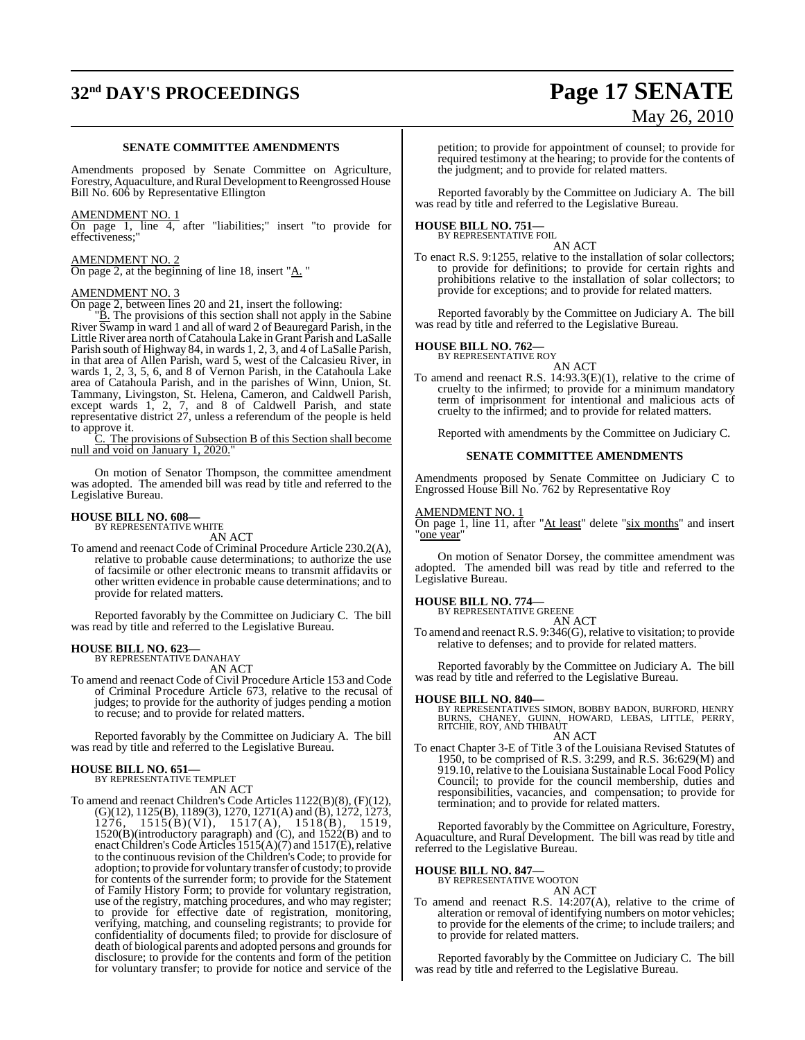**SENATE COMMITTEE AMENDMENTS**

Amendments proposed by Senate Committee on Agriculture, Forestry, Aquaculture, and Rural Development to Reengrossed House Bill No. 606 by Representative Ellington

AMENDMENT NO. 1

On page 1, line 4, after "liabilities;" insert "to provide for effectiveness;"

AMENDMENT NO. 2

On page 2, at the beginning of line 18, insert "A. "

AMENDMENT NO. 3

On page 2, between lines 20 and 21, insert the following:

"B. The provisions of this section shall not apply in the Sabine River Swamp in ward 1 and all of ward 2 of Beauregard Parish, in the Little River area north of Catahoula Lake in Grant Parish and LaSalle Parish south of Highway 84, in wards 1, 2, 3, and 4 of LaSalle Parish, in that area of Allen Parish, ward 5, west of the Calcasieu River, in wards 1, 2, 3, 5, 6, and 8 of Vernon Parish, in the Catahoula Lake area of Catahoula Parish, and in the parishes of Winn, Union, St. Tammany, Livingston, St. Helena, Cameron, and Caldwell Parish, except wards 1, 2, 7, and 8 of Caldwell Parish, and state representative district 27, unless a referendum of the people is held to approve it.

C. The provisions of Subsection B of this Section shall become null and void on January 1, 2020."

On motion of Senator Thompson, the committee amendment was adopted. The amended bill was read by title and referred to the Legislative Bureau.

**HOUSE BILL NO. 608—**
BY REPRESENTATIVE WHITE
AN ACT

To amend and reenact Code of Criminal Procedure Article 230.2(A), relative to probable cause determinations; to authorize the use of facsimile or other electronic means to transmit affidavits or other written evidence in probable cause determinations; and to provide for related matters.

Reported favorably by the Committee on Judiciary C. The bill was read by title and referred to the Legislative Bureau.

**HOUSE BILL NO. 623—**
BY REPRESENTATIVE DANAHAY
AN ACT

To amend and reenact Code of Civil Procedure Article 153 and Code of Criminal Procedure Article 673, relative to the recusal of judges; to provide for the authority of judges pending a motion to recuse; and to provide for related matters.

Reported favorably by the Committee on Judiciary A. The bill was read by title and referred to the Legislative Bureau.

**HOUSE BILL NO. 651—**
BY REPRESENTATIVE TEMPLET
AN ACT

To amend and reenact Children's Code Articles 1122(B)(8), (F)(12), (G)(12), 1125(B), 1189(3), 1270, 1271(A) and (B), 1272, 1273, 1276, 1515(B)(VI), 1517(A), 1518(B), 1519, 1520(B)(introductory paragraph) and (C), and 1522(B) and to enact Children's Code Articles 1515(A)(7) and 1517(E), relative to the continuous revision of the Children's Code; to provide for adoption; to provide for voluntary transfer of custody; to provide for contents of the surrender form; to provide for the Statement of Family History Form; to provide for voluntary registration, use of the registry, matching procedures, and who may register; to provide for effective date of registration, monitoring, verifying, matching, and counseling registrants; to provide for confidentiality of documents filed; to provide for disclosure of death of biological parents and adopted persons and grounds for disclosure; to provide for the contents and form of the petition for voluntary transfer; to provide for notice and service of the petition; to provide for appointment of counsel; to provide for required testimony at the hearing; to provide for the contents of the judgment; and to provide for related matters.

Reported favorably by the Committee on Judiciary A. The bill was read by title and referred to the Legislative Bureau.

**HOUSE BILL NO. 751—**
BY REPRESENTATIVE FOIL
AN ACT

To enact R.S. 9:1255, relative to the installation of solar collectors; to provide for definitions; to provide for certain rights and prohibitions relative to the installation of solar collectors; to provide for exceptions; and to provide for related matters.

Reported favorably by the Committee on Judiciary A. The bill was read by title and referred to the Legislative Bureau.

**HOUSE BILL NO. 762—**
BY REPRESENTATIVE ROY
AN ACT

To amend and reenact R.S. 14:93.3(E)(1), relative to the crime of cruelty to the infirmed; to provide for a minimum mandatory term of imprisonment for intentional and malicious acts of cruelty to the infirmed; and to provide for related matters.

Reported with amendments by the Committee on Judiciary C.

**SENATE COMMITTEE AMENDMENTS**

Amendments proposed by Senate Committee on Judiciary C to Engrossed House Bill No. 762 by Representative Roy

AMENDMENT NO. 1

On page 1, line 11, after "At least" delete "six months" and insert "one year"

On motion of Senator Dorsey, the committee amendment was adopted. The amended bill was read by title and referred to the Legislative Bureau.

**HOUSE BILL NO. 774—**
BY REPRESENTATIVE GREENE
AN ACT

To amend and reenact R.S. 9:346(G), relative to visitation; to provide relative to defenses; and to provide for related matters.

Reported favorably by the Committee on Judiciary A. The bill was read by title and referred to the Legislative Bureau.

**HOUSE BILL NO. 840—**
BY REPRESENTATIVES SIMON, BOBBY BADON, BURFORD, HENRY BURNS, CHANEY, GUINN, HOWARD, LEBAS, LITTLE, PERRY, RITCHIE, ROY, AND THIBAUT
AN ACT

To enact Chapter 3-E of Title 3 of the Louisiana Revised Statutes of 1950, to be comprised of R.S. 3:299, and R.S. 36:629(M) and 919.10, relative to the Louisiana Sustainable Local Food Policy Council; to provide for the council membership, duties and responsibilities, vacancies, and compensation; to provide for termination; and to provide for related matters.

Reported favorably by the Committee on Agriculture, Forestry, Aquaculture, and Rural Development. The bill was read by title and referred to the Legislative Bureau.

**HOUSE BILL NO. 847—**
BY REPRESENTATIVE WOOTON
AN ACT

To amend and reenact R.S. 14:207(A), relative to the crime of alteration or removal of identifying numbers on motor vehicles; to provide for the elements of the crime; to include trailers; and to provide for related matters.

Reported favorably by the Committee on Judiciary C. The bill was read by title and referred to the Legislative Bureau.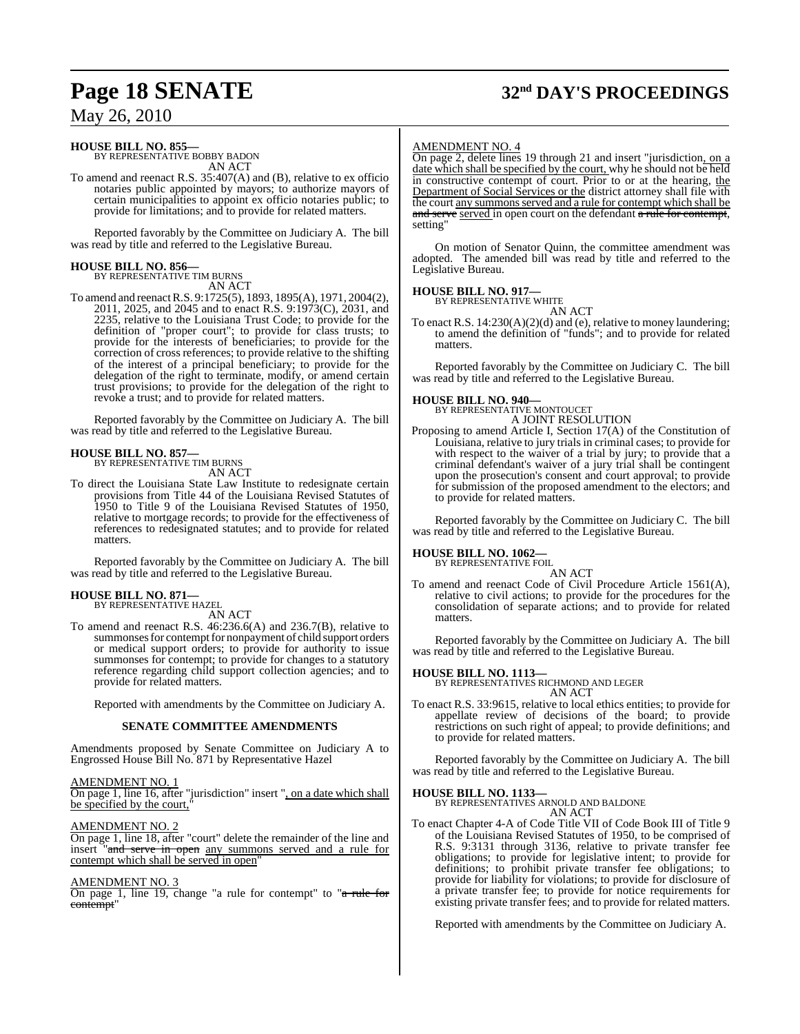**HOUSE BILL NO. 855—**
BY REPRESENTATIVE BOBBY BADON
AN ACT

To amend and reenact R.S. 35:407(A) and (B), relative to ex officio notaries public appointed by mayors; to authorize mayors of certain municipalities to appoint ex officio notaries public; to provide for limitations; and to provide for related matters.

Reported favorably by the Committee on Judiciary A. The bill was read by title and referred to the Legislative Bureau.

**HOUSE BILL NO. 856—**
BY REPRESENTATIVE TIM BURNS
AN ACT

To amend and reenact R.S. 9:1725(5), 1893, 1895(A), 1971, 2004(2), 2011, 2025, and 2045 and to enact R.S. 9:1973(C), 2031, and 2235, relative to the Louisiana Trust Code; to provide for the definition of "proper court"; to provide for class trusts; to provide for the interests of beneficiaries; to provide for the correction of cross references; to provide relative to the shifting of the interest of a principal beneficiary; to provide for the delegation of the right to terminate, modify, or amend certain trust provisions; to provide for the delegation of the right to revoke a trust; and to provide for related matters.

Reported favorably by the Committee on Judiciary A. The bill was read by title and referred to the Legislative Bureau.

**HOUSE BILL NO. 857—**
BY REPRESENTATIVE TIM BURNS
AN ACT

To direct the Louisiana State Law Institute to redesignate certain provisions from Title 44 of the Louisiana Revised Statutes of 1950 to Title 9 of the Louisiana Revised Statutes of 1950, relative to mortgage records; to provide for the effectiveness of references to redesignated statutes; and to provide for related matters.

Reported favorably by the Committee on Judiciary A. The bill was read by title and referred to the Legislative Bureau.

**HOUSE BILL NO. 871—**
BY REPRESENTATIVE HAZEL
AN ACT

To amend and reenact R.S. 46:236.6(A) and 236.7(B), relative to summonses for contempt for nonpayment of child support orders or medical support orders; to provide for authority to issue summonses for contempt; to provide for changes to a statutory reference regarding child support collection agencies; and to provide for related matters.

Reported with amendments by the Committee on Judiciary A.

**SENATE COMMITTEE AMENDMENTS**

Amendments proposed by Senate Committee on Judiciary A to Engrossed House Bill No. 871 by Representative Hazel

AMENDMENT NO. 1
On page 1, line 16, after "jurisdiction" insert ", on a date which shall be specified by the court,"

AMENDMENT NO. 2
On page 1, line 18, after "court" delete the remainder of the line and insert "~~and serve in open~~ any summons served and a rule for contempt which shall be served in open"

AMENDMENT NO. 3
On page 1, line 19, change "a rule for contempt" to "~~a rule for contempt~~"

AMENDMENT NO. 4
On page 2, delete lines 19 through 21 and insert "jurisdiction, on a date which shall be specified by the court, why he should not be held in constructive contempt of court. Prior to or at the hearing, the Department of Social Services or the district attorney shall file with the court any summons served and a rule for contempt which shall be ~~and serve~~ served in open court on the defendant ~~a rule for contempt~~, setting"

On motion of Senator Quinn, the committee amendment was adopted. The amended bill was read by title and referred to the Legislative Bureau.

**HOUSE BILL NO. 917—**
BY REPRESENTATIVE WHITE
AN ACT

To enact R.S. 14:230(A)(2)(d) and (e), relative to money laundering; to amend the definition of "funds"; and to provide for related matters.

Reported favorably by the Committee on Judiciary C. The bill was read by title and referred to the Legislative Bureau.

**HOUSE BILL NO. 940—**
BY REPRESENTATIVE MONTOUCET
A JOINT RESOLUTION

Proposing to amend Article I, Section 17(A) of the Constitution of Louisiana, relative to jury trials in criminal cases; to provide for with respect to the waiver of a trial by jury; to provide that a criminal defendant's waiver of a jury trial shall be contingent upon the prosecution's consent and court approval; to provide for submission of the proposed amendment to the electors; and to provide for related matters.

Reported favorably by the Committee on Judiciary C. The bill was read by title and referred to the Legislative Bureau.

**HOUSE BILL NO. 1062—**
BY REPRESENTATIVE FOIL
AN ACT

To amend and reenact Code of Civil Procedure Article 1561(A), relative to civil actions; to provide for the procedures for the consolidation of separate actions; and to provide for related matters.

Reported favorably by the Committee on Judiciary A. The bill was read by title and referred to the Legislative Bureau.

**HOUSE BILL NO. 1113—**
BY REPRESENTATIVES RICHMOND AND LEGER
AN ACT

To enact R.S. 33:9615, relative to local ethics entities; to provide for appellate review of decisions of the board; to provide restrictions on such right of appeal; to provide definitions; and to provide for related matters.

Reported favorably by the Committee on Judiciary A. The bill was read by title and referred to the Legislative Bureau.

**HOUSE BILL NO. 1133—**
BY REPRESENTATIVES ARNOLD AND BALDONE
AN ACT

To enact Chapter 4-A of Code Title VII of Code Book III of Title 9 of the Louisiana Revised Statutes of 1950, to be comprised of R.S. 9:3131 through 3136, relative to private transfer fee obligations; to provide for legislative intent; to provide for definitions; to prohibit private transfer fee obligations; to provide for liability for violations; to provide for disclosure of a private transfer fee; to provide for notice requirements for existing private transfer fees; and to provide for related matters.

Reported with amendments by the Committee on Judiciary A.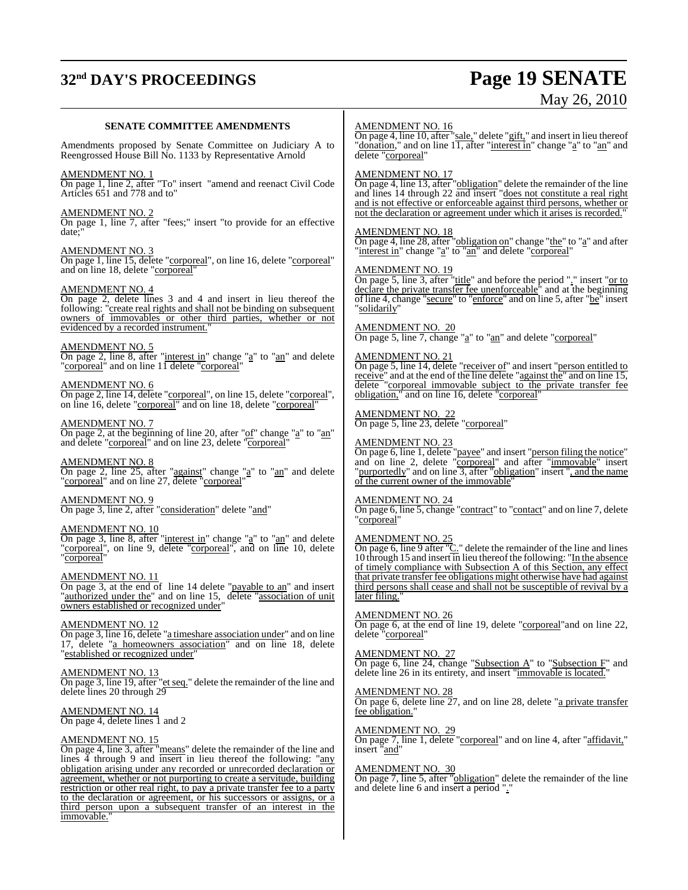### SENATE COMMITTEE AMENDMENTS

Amendments proposed by Senate Committee on Judiciary A to Reengrossed House Bill No. 1133 by Representative Arnold

AMENDMENT NO. 1

On page 1, line 2, after "To" insert "amend and reenact Civil Code Articles 651 and 778 and to"

AMENDMENT NO. 2

On page 1, line 7, after "fees;" insert "to provide for an effective date;"

AMENDMENT NO. 3

On page 1, line 15, delete "corporeal", on line 16, delete "corporeal" and on line 18, delete "corporeal"

AMENDMENT NO. 4

On page 2, delete lines 3 and 4 and insert in lieu thereof the following: "create real rights and shall not be binding on subsequent owners of immovables or other third parties, whether or not evidenced by a recorded instrument."

AMENDMENT NO. 5

On page 2, line 8, after "interest in" change "a" to "an" and delete "corporeal" and on line 11 delete "corporeal"

AMENDMENT NO. 6

On page 2, line 14, delete "corporeal", on line 15, delete "corporeal", on line 16, delete "corporeal" and on line 18, delete "corporeal"

AMENDMENT NO. 7

On page 2, at the beginning of line 20, after "of" change "a" to "an" and delete "corporeal" and on line 23, delete "corporeal"

AMENDMENT NO. 8

On page 2, line 25, after "against" change "a" to "an" and delete "corporeal" and on line 27, delete "corporeal"

AMENDMENT NO. 9

On page 3, line 2, after "consideration" delete "and"

AMENDMENT NO. 10

On page 3, line 8, after "interest in" change "a" to "an" and delete "corporeal", on line 9, delete "corporeal", and on line 10, delete "corporeal"

AMENDMENT NO. 11

On page 3, at the end of line 14 delete "payable to an" and insert "authorized under the" and on line 15, delete "association of unit owners established or recognized under"

AMENDMENT NO. 12

On page 3, line 16, delete "a timeshare association under" and on line 17, delete "a homeowners association" and on line 18, delete "established or recognized under"

AMENDMENT NO. 13

On page 3, line 19, after "et seq." delete the remainder of the line and delete lines 20 through 29

AMENDMENT NO. 14

On page 4, delete lines 1 and 2

AMENDMENT NO. 15

On page 4, line 3, after "means" delete the remainder of the line and lines 4 through 9 and insert in lieu thereof the following: "any obligation arising under any recorded or unrecorded declaration or agreement, whether or not purporting to create a servitude, building restriction or other real right, to pay a private transfer fee to a party to the declaration or agreement, or his successors or assigns, or a third person upon a subsequent transfer of an interest in the immovable."

AMENDMENT NO. 16

On page 4, line 10, after "sale," delete "gift," and insert in lieu thereof "donation," and on line 11, after "interest in" change "a" to "an" and delete "corporeal"

AMENDMENT NO. 17

On page 4, line 13, after "obligation" delete the remainder of the line and lines 14 through 22 and insert "does not constitute a real right and is not effective or enforceable against third persons, whether or not the declaration or agreement under which it arises is recorded."

AMENDMENT NO. 18

On page 4, line 28, after "obligation on" change "the" to "a" and after "interest in" change "a" to "an" and delete "corporeal"

AMENDMENT NO. 19

On page 5, line 3, after "title" and before the period "." insert "or to declare the private transfer fee unenforceable" and at the beginning of line 4, change "secure" to "enforce" and on line 5, after "be" insert "solidarily"

AMENDMENT NO. 20

On page 5, line 7, change "a" to "an" and delete "corporeal"

AMENDMENT NO. 21

On page 5, line 14, delete "receiver of" and insert "person entitled to receive" and at the end of the line delete "against the" and on line 15, delete "corporeal immovable subject to the private transfer fee obligation," and on line 16, delete "corporeal"

AMENDMENT NO. 22

On page 5, line 23, delete "corporeal"

AMENDMENT NO. 23

On page 6, line 1, delete "payee" and insert "person filing the notice" and on line 2, delete "corporeal" and after "immovable" insert "purportedly" and on line 3, after "obligation" insert ", and the name of the current owner of the immovable"

AMENDMENT NO. 24

On page 6, line 5, change "contract" to "contact" and on line 7, delete "corporeal"

AMENDMENT NO. 25

On page 6, line 9 after "C." delete the remainder of the line and lines 10 through 15 and insert in lieu thereof the following: "In the absence of timely compliance with Subsection A of this Section, any effect that private transfer fee obligations might otherwise have had against third persons shall cease and shall not be susceptible of revival by a later filing."

AMENDMENT NO. 26

On page 6, at the end of line 19, delete "corporeal"and on line 22, delete "corporeal"

AMENDMENT NO. 27

On page 6, line 24, change "Subsection A" to "Subsection F" and delete line 26 in its entirety, and insert "immovable is located."

AMENDMENT NO. 28

On page 6, delete line 27, and on line 28, delete "a private transfer fee obligation."

AMENDMENT NO. 29

On page 7, line 1, delete "corporeal" and on line 4, after "affidavit," insert "and"

AMENDMENT NO. 30

On page 7, line 5, after "obligation" delete the remainder of the line and delete line 6 and insert a period "."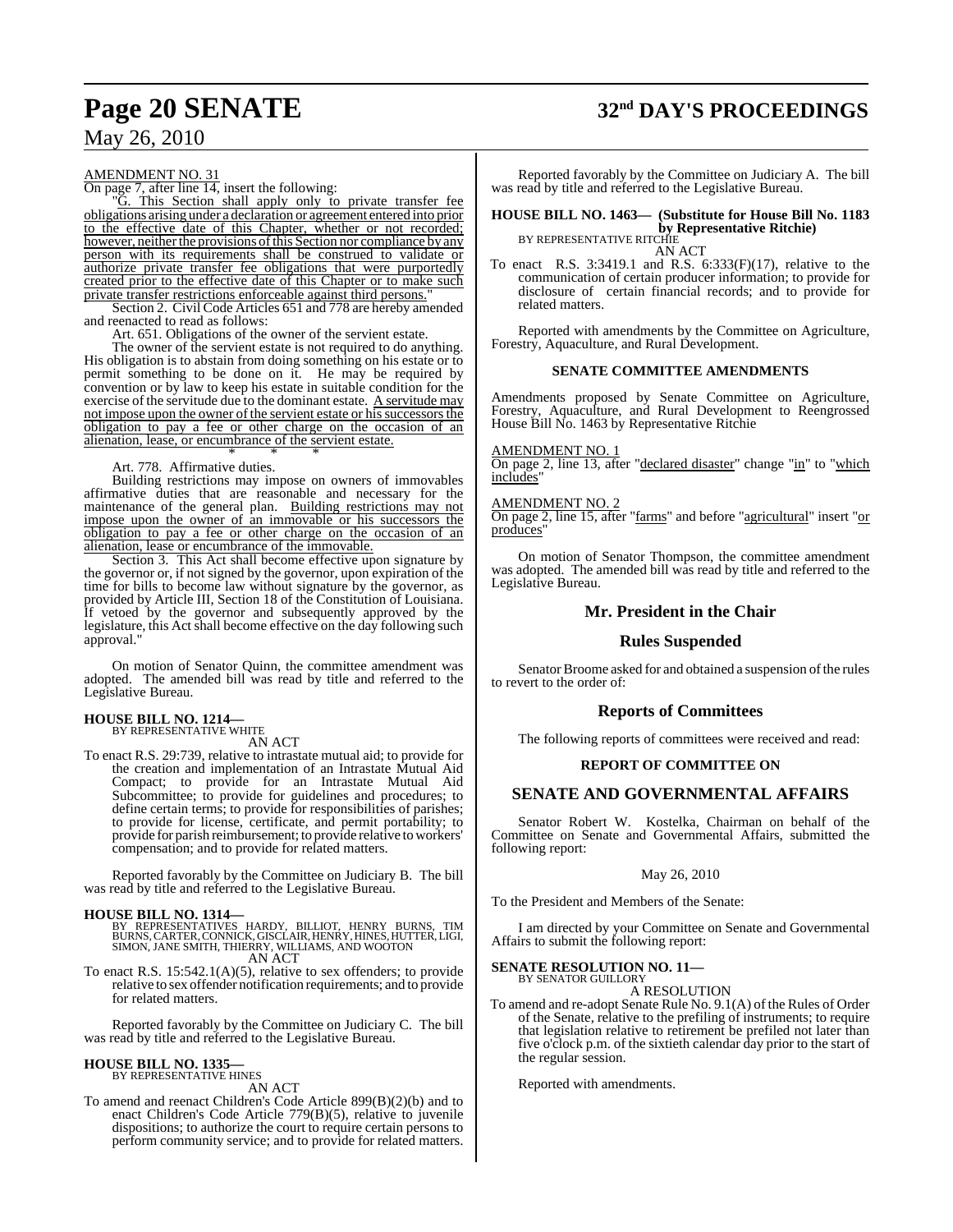AMENDMENT NO. 31

On page 7, after line 14, insert the following:

"G. This Section shall apply only to private transfer fee obligations arising under a declaration or agreement entered into prior to the effective date of this Chapter, whether or not recorded; however, neither the provisions of this Section nor compliance by any person with its requirements shall be construed to validate or authorize private transfer fee obligations that were purportedly created prior to the effective date of this Chapter or to make such private transfer restrictions enforceable against third persons."

Section 2. Civil Code Articles 651 and 778 are hereby amended and reenacted to read as follows:

Art. 651. Obligations of the owner of the servient estate.

The owner of the servient estate is not required to do anything. His obligation is to abstain from doing something on his estate or to permit something to be done on it. He may be required by convention or by law to keep his estate in suitable condition for the exercise of the servitude due to the dominant estate. A servitude may not impose upon the owner of the servient estate or his successors the obligation to pay a fee or other charge on the occasion of an alienation, lease, or encumbrance of the servient estate.

\* \* \*

Art. 778. Affirmative duties.

Building restrictions may impose on owners of immovables affirmative duties that are reasonable and necessary for the maintenance of the general plan. Building restrictions may not impose upon the owner of an immovable or his successors the obligation to pay a fee or other charge on the occasion of an alienation, lease or encumbrance of the immovable.

Section 3. This Act shall become effective upon signature by the governor or, if not signed by the governor, upon expiration of the time for bills to become law without signature by the governor, as provided by Article III, Section 18 of the Constitution of Louisiana. If vetoed by the governor and subsequently approved by the legislature, this Act shall become effective on the day following such approval."

On motion of Senator Quinn, the committee amendment was adopted. The amended bill was read by title and referred to the Legislative Bureau.

**HOUSE BILL NO. 1214—**
BY REPRESENTATIVE WHITE

AN ACT

To enact R.S. 29:739, relative to intrastate mutual aid; to provide for the creation and implementation of an Intrastate Mutual Aid Compact; to provide for an Intrastate Mutual Aid Subcommittee; to provide for guidelines and procedures; to define certain terms; to provide for responsibilities of parishes; to provide for license, certificate, and permit portability; to provide for parish reimbursement; to provide relative to workers' compensation; and to provide for related matters.

Reported favorably by the Committee on Judiciary B. The bill was read by title and referred to the Legislative Bureau.

**HOUSE BILL NO. 1314—**
BY REPRESENTATIVES HARDY, BILLIOT, HENRY BURNS, TIM BURNS, CARTER, CONNICK, GISCLAIR, HENRY, HINES, HUTTER, LIGI, SIMON, JANE SMITH, THIERRY, WILLIAMS, AND WOOTON

AN ACT

To enact R.S. 15:542.1(A)(5), relative to sex offenders; to provide relative to sex offender notification requirements; and to provide for related matters.

Reported favorably by the Committee on Judiciary C. The bill was read by title and referred to the Legislative Bureau.

**HOUSE BILL NO. 1335—**
BY REPRESENTATIVE HINES

AN ACT

To amend and reenact Children's Code Article 899(B)(2)(b) and to enact Children's Code Article 779(B)(5), relative to juvenile dispositions; to authorize the court to require certain persons to perform community service; and to provide for related matters.

Reported favorably by the Committee on Judiciary A. The bill was read by title and referred to the Legislative Bureau.

**HOUSE BILL NO. 1463— (Substitute for House Bill No. 1183 by Representative Ritchie)**
BY REPRESENTATIVE RITCHIE

AN ACT

To enact R.S. 3:3419.1 and R.S. 6:333(F)(17), relative to the communication of certain producer information; to provide for disclosure of certain financial records; and to provide for related matters.

Reported with amendments by the Committee on Agriculture, Forestry, Aquaculture, and Rural Development.

## SENATE COMMITTEE AMENDMENTS

Amendments proposed by Senate Committee on Agriculture, Forestry, Aquaculture, and Rural Development to Reengrossed House Bill No. 1463 by Representative Ritchie

AMENDMENT NO. 1

On page 2, line 13, after "declared disaster" change "in" to "which includes"

AMENDMENT NO. 2

On page 2, line 15, after "farms" and before "agricultural" insert "or produces"

On motion of Senator Thompson, the committee amendment was adopted. The amended bill was read by title and referred to the Legislative Bureau.

## Mr. President in the Chair

## Rules Suspended

Senator Broome asked for and obtained a suspension of the rules to revert to the order of:

## Reports of Committees

The following reports of committees were received and read:

### REPORT OF COMMITTEE ON

## SENATE AND GOVERNMENTAL AFFAIRS

Senator Robert W. Kostelka, Chairman on behalf of the Committee on Senate and Governmental Affairs, submitted the following report:

May 26, 2010

To the President and Members of the Senate:

I am directed by your Committee on Senate and Governmental Affairs to submit the following report:

**SENATE RESOLUTION NO. 11—**
BY SENATOR GUILLORY

A RESOLUTION

To amend and re-adopt Senate Rule No. 9.1(A) of the Rules of Order of the Senate, relative to the prefiling of instruments; to require that legislation relative to retirement be prefiled not later than five o'clock p.m. of the sixtieth calendar day prior to the start of the regular session.

Reported with amendments.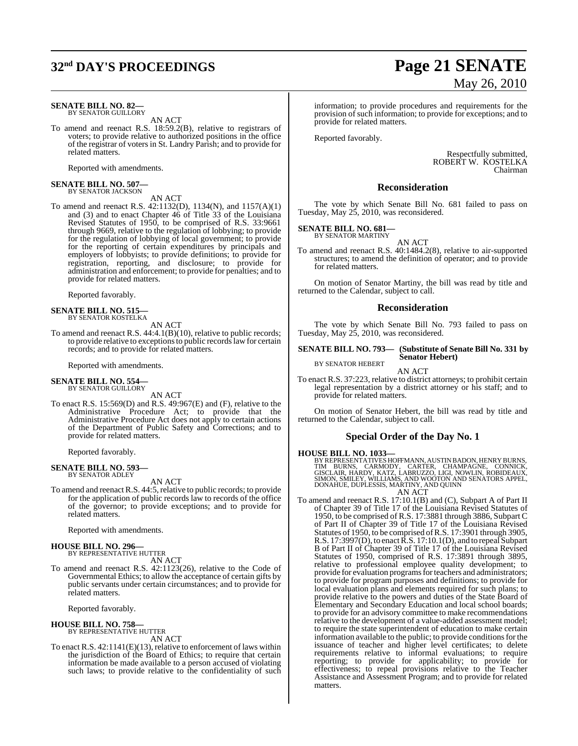**SENATE BILL NO. 82—**
BY SENATOR GUILLORY

AN ACT

To amend and reenact R.S. 18:59.2(B), relative to registrars of voters; to provide relative to authorized positions in the office of the registrar of voters in St. Landry Parish; and to provide for related matters.

Reported with amendments.

**SENATE BILL NO. 507—**
BY SENATOR JACKSON

AN ACT

To amend and reenact R.S. 42:1132(D), 1134(N), and 1157(A)(1) and (3) and to enact Chapter 46 of Title 33 of the Louisiana Revised Statutes of 1950, to be comprised of R.S. 33:9661 through 9669, relative to the regulation of lobbying; to provide for the regulation of lobbying of local government; to provide for the reporting of certain expenditures by principals and employers of lobbyists; to provide definitions; to provide for registration, reporting, and disclosure; to provide for administration and enforcement; to provide for penalties; and to provide for related matters.

Reported favorably.

**SENATE BILL NO. 515—**
BY SENATOR KOSTELKA

AN ACT

To amend and reenact R.S. 44:4.1(B)(10), relative to public records; to provide relative to exceptions to public records law for certain records; and to provide for related matters.

Reported with amendments.

**SENATE BILL NO. 554—**
BY SENATOR GUILLORY

AN ACT

To enact R.S. 15:569(D) and R.S. 49:967(E) and (F), relative to the Administrative Procedure Act; to provide that the Administrative Procedure Act does not apply to certain actions of the Department of Public Safety and Corrections; and to provide for related matters.

Reported favorably.

**SENATE BILL NO. 593—**
BY SENATOR ADLEY

AN ACT

To amend and reenact R.S. 44:5, relative to public records; to provide for the application of public records law to records of the office of the governor; to provide exceptions; and to provide for related matters.

Reported with amendments.

**HOUSE BILL NO. 296—**
BY REPRESENTATIVE HUTTER

AN ACT

To amend and reenact R.S. 42:1123(26), relative to the Code of Governmental Ethics; to allow the acceptance of certain gifts by public servants under certain circumstances; and to provide for related matters.

Reported favorably.

**HOUSE BILL NO. 758—**
BY REPRESENTATIVE HUTTER

AN ACT

To enact R.S. 42:1141(E)(13), relative to enforcement of laws within the jurisdiction of the Board of Ethics; to require that certain information be made available to a person accused of violating such laws; to provide relative to the confidentiality of such information; to provide procedures and requirements for the provision of such information; to provide for exceptions; and to provide for related matters.

Reported favorably.

Respectfully submitted,
ROBERT W. KOSTELKA
Chairman

## Reconsideration

The vote by which Senate Bill No. 681 failed to pass on Tuesday, May 25, 2010, was reconsidered.

**SENATE BILL NO. 681—**
BY SENATOR MARTINY

AN ACT

To amend and reenact R.S. 40:1484.2(8), relative to air-supported structures; to amend the definition of operator; and to provide for related matters.

On motion of Senator Martiny, the bill was read by title and returned to the Calendar, subject to call.

## Reconsideration

The vote by which Senate Bill No. 793 failed to pass on Tuesday, May 25, 2010, was reconsidered.

**SENATE BILL NO. 793— (Substitute of Senate Bill No. 331 by Senator Hebert)**
BY SENATOR HEBERT

AN ACT

To enact R.S. 37:223, relative to district attorneys; to prohibit certain legal representation by a district attorney or his staff; and to provide for related matters.

On motion of Senator Hebert, the bill was read by title and returned to the Calendar, subject to call.

## Special Order of the Day No. 1

**HOUSE BILL NO. 1033—**
BY REPRESENTATIVES HOFFMANN, AUSTIN BADON, HENRY BURNS, TIM BURNS, CARMODY, CARTER, CHAMPAGNE, CONNICK, GISCLAIR, HARDY, KATZ, LABRUZZO, LIGI, NOWLIN, ROBIDEAUX, SIMON, SMILEY, WILLIAMS, AND WOOTON AND SENATORS APPEL, DONAHUE, DUPLESSIS, MARTINY, AND QUINN

AN ACT

To amend and reenact R.S. 17:10.1(B) and (C), Subpart A of Part II of Chapter 39 of Title 17 of the Louisiana Revised Statutes of 1950, to be comprised of R.S. 17:3881 through 3886, Subpart C of Part II of Chapter 39 of Title 17 of the Louisiana Revised Statutes of 1950, to be comprised of R.S. 17:3901 through 3905, R.S. 17:3997(D), to enact R.S. 17:10.1(D), and to repeal Subpart B of Part II of Chapter 39 of Title 17 of the Louisiana Revised Statutes of 1950, comprised of R.S. 17:3891 through 3895, relative to professional employee quality development; to provide for evaluation programs for teachers and administrators; to provide for program purposes and definitions; to provide for local evaluation plans and elements required for such plans; to provide relative to the powers and duties of the State Board of Elementary and Secondary Education and local school boards; to provide for an advisory committee to make recommendations relative to the development of a value-added assessment model; to require the state superintendent of education to make certain information available to the public; to provide conditions for the issuance of teacher and higher level certificates; to delete requirements relative to informal evaluations; to require reporting; to provide for applicability; to provide for effectiveness; to repeal provisions relative to the Teacher Assistance and Assessment Program; and to provide for related matters.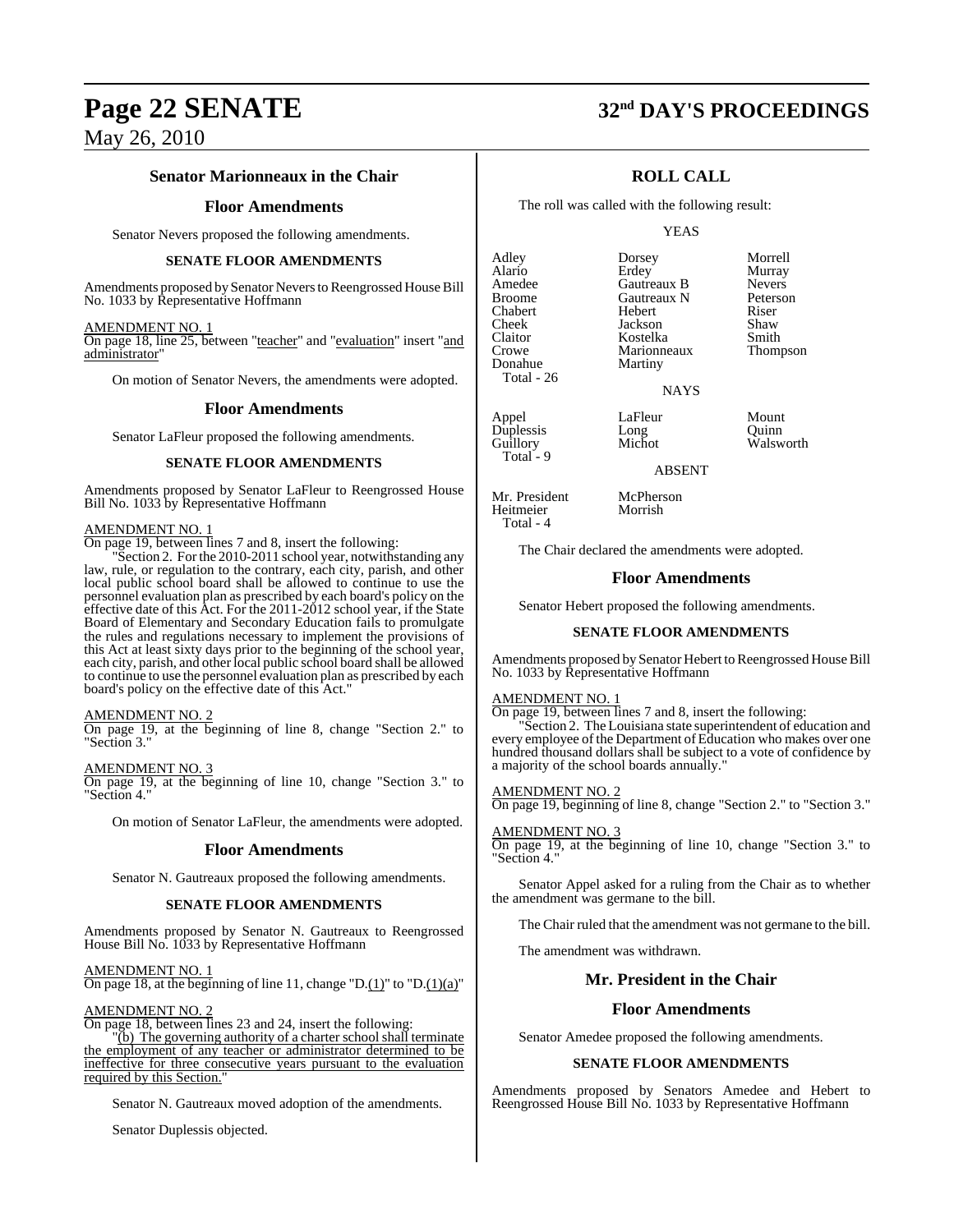### Senator Marionneaux in the Chair

### Floor Amendments

Senator Nevers proposed the following amendments.

**SENATE FLOOR AMENDMENTS**

Amendments proposed by Senator Nevers to Reengrossed House Bill No. 1033 by Representative Hoffmann

AMENDMENT NO. 1
On page 18, line 25, between "teacher" and "evaluation" insert "and administrator"

On motion of Senator Nevers, the amendments were adopted.

### Floor Amendments

Senator LaFleur proposed the following amendments.

**SENATE FLOOR AMENDMENTS**

Amendments proposed by Senator LaFleur to Reengrossed House Bill No. 1033 by Representative Hoffmann

AMENDMENT NO. 1
On page 19, between lines 7 and 8, insert the following:

"Section 2. For the 2010-2011 school year, notwithstanding any law, rule, or regulation to the contrary, each city, parish, and other local public school board shall be allowed to continue to use the personnel evaluation plan as prescribed by each board's policy on the effective date of this Act. For the 2011-2012 school year, if the State Board of Elementary and Secondary Education fails to promulgate the rules and regulations necessary to implement the provisions of this Act at least sixty days prior to the beginning of the school year, each city, parish, and other local public school board shall be allowed to continue to use the personnel evaluation plan as prescribed by each board's policy on the effective date of this Act."

AMENDMENT NO. 2
On page 19, at the beginning of line 8, change "Section 2." to "Section 3."

AMENDMENT NO. 3
On page 19, at the beginning of line 10, change "Section 3." to "Section 4."

On motion of Senator LaFleur, the amendments were adopted.

### Floor Amendments

Senator N. Gautreaux proposed the following amendments.

**SENATE FLOOR AMENDMENTS**

Amendments proposed by Senator N. Gautreaux to Reengrossed House Bill No. 1033 by Representative Hoffmann

AMENDMENT NO. 1
On page 18, at the beginning of line 11, change "D.(1)" to "D.(1)(a)"

AMENDMENT NO. 2
On page 18, between lines 23 and 24, insert the following:

"(b) The governing authority of a charter school shall terminate the employment of any teacher or administrator determined to be ineffective for three consecutive years pursuant to the evaluation required by this Section."

Senator N. Gautreaux moved adoption of the amendments.

Senator Duplessis objected.

### ROLL CALL

The roll was called with the following result:

YEAS

| | | |
|---|---|---|
| Adley | Dorsey | Morrell |
| Alario | Erdey | Murray |
| Amedee | Gautreaux B | Nevers |
| Broome | Gautreaux N | Peterson |
| Chabert | Hebert | Riser |
| Cheek | Jackson | Shaw |
| Claitor | Kostelka | Smith |
| Crowe | Marionneaux | Thompson |
| Donahue | Martiny | |

Total - 26

NAYS

| | | |
|---|---|---|
| Appel | LaFleur | Mount |
| Duplessis | Long | Quinn |
| Guillory | Michot | Walsworth |

Total - 9

ABSENT

| | |
|---|---|
| Mr. President | McPherson |
| Heitmeier | Morrish |

Total - 4

The Chair declared the amendments were adopted.

### Floor Amendments

Senator Hebert proposed the following amendments.

**SENATE FLOOR AMENDMENTS**

Amendments proposed by Senator Hebert to Reengrossed House Bill No. 1033 by Representative Hoffmann

AMENDMENT NO. 1
On page 19, between lines 7 and 8, insert the following:

"Section 2. The Louisiana state superintendent of education and every employee of the Department of Education who makes over one hundred thousand dollars shall be subject to a vote of confidence by a majority of the school boards annually."

AMENDMENT NO. 2
On page 19, beginning of line 8, change "Section 2." to "Section 3."

AMENDMENT NO. 3
On page 19, at the beginning of line 10, change "Section 3." to "Section 4."

Senator Appel asked for a ruling from the Chair as to whether the amendment was germane to the bill.

The Chair ruled that the amendment was not germane to the bill.

The amendment was withdrawn.

### Mr. President in the Chair

### Floor Amendments

Senator Amedee proposed the following amendments.

**SENATE FLOOR AMENDMENTS**

Amendments proposed by Senators Amedee and Hebert to Reengrossed House Bill No. 1033 by Representative Hoffmann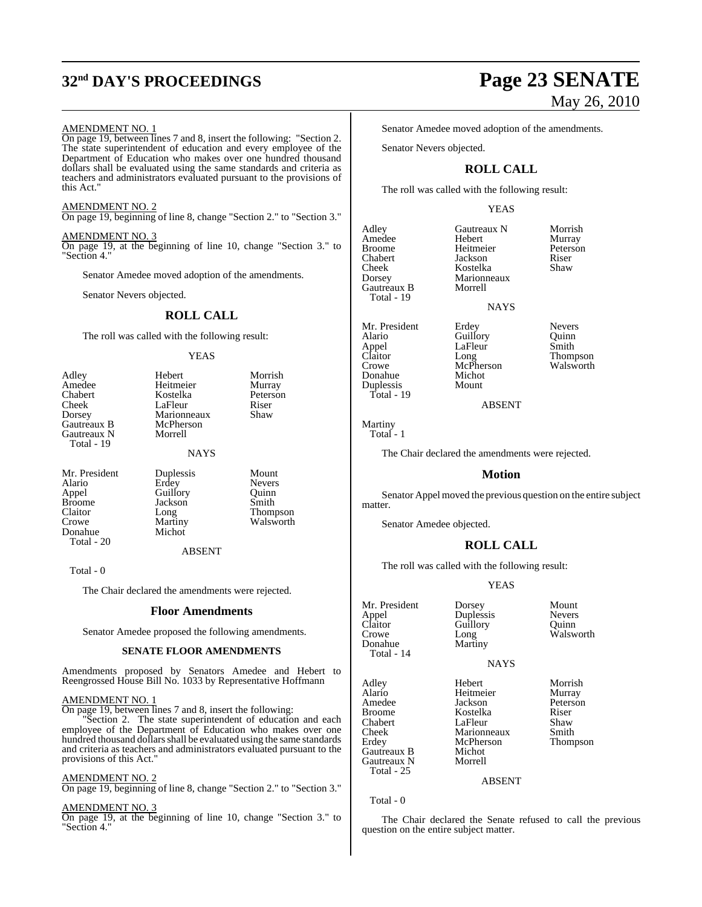AMENDMENT NO. 1
On page 19, between lines 7 and 8, insert the following: "Section 2. The state superintendent of education and every employee of the Department of Education who makes over one hundred thousand dollars shall be evaluated using the same standards and criteria as teachers and administrators evaluated pursuant to the provisions of this Act."

AMENDMENT NO. 2
On page 19, beginning of line 8, change "Section 2." to "Section 3."

AMENDMENT NO. 3
On page 19, at the beginning of line 10, change "Section 3." to "Section 4."

Senator Amedee moved adoption of the amendments.

Senator Nevers objected.

## ROLL CALL

The roll was called with the following result:

YEAS

| | | |
|---|---|---|
| Adley | Hebert | Morrish |
| Amedee | Heitmeier | Murray |
| Chabert | Kostelka | Peterson |
| Cheek | LaFleur | Riser |
| Dorsey | Marionneaux | Shaw |
| Gautreaux B | McPherson | |
| Gautreaux N | Morrell | |
| Total - 19 | | |

NAYS

| | | |
|---|---|---|
| Mr. President | Duplessis | Mount |
| Alario | Erdey | Nevers |
| Appel | Guillory | Quinn |
| Broome | Jackson | Smith |
| Claitor | Long | Thompson |
| Crowe | Martiny | Walsworth |
| Donahue | Michot | |
| Total - 20 | | |

ABSENT

Total - 0

The Chair declared the amendments were rejected.

## Floor Amendments

Senator Amedee proposed the following amendments.

### SENATE FLOOR AMENDMENTS

Amendments proposed by Senators Amedee and Hebert to Reengrossed House Bill No. 1033 by Representative Hoffmann

AMENDMENT NO. 1
On page 19, between lines 7 and 8, insert the following:

"Section 2. The state superintendent of education and each employee of the Department of Education who makes over one hundred thousand dollars shall be evaluated using the same standards and criteria as teachers and administrators evaluated pursuant to the provisions of this Act."

AMENDMENT NO. 2
On page 19, beginning of line 8, change "Section 2." to "Section 3."

AMENDMENT NO. 3
On page 19, at the beginning of line 10, change "Section 3." to "Section 4."

Senator Amedee moved adoption of the amendments.

Senator Nevers objected.

## ROLL CALL

The roll was called with the following result:

YEAS

| | | |
|---|---|---|
| Adley | Gautreaux N | Morrish |
| Amedee | Hebert | Murray |
| Broome | Heitmeier | Peterson |
| Chabert | Jackson | Riser |
| Cheek | Kostelka | Shaw |
| Dorsey | Marionneaux | |
| Gautreaux B | Morrell | |
| Total - 19 | | |

NAYS

| | | |
|---|---|---|
| Mr. President | Erdey | Nevers |
| Alario | Guillory | Quinn |
| Appel | LaFleur | Smith |
| Claitor | Long | Thompson |
| Crowe | McPherson | Walsworth |
| Donahue | Michot | |
| Duplessis | Mount | |
| Total - 19 | | |

ABSENT

Martiny
Total - 1

The Chair declared the amendments were rejected.

## Motion

Senator Appel moved the previous question on the entire subject matter.

Senator Amedee objected.

## ROLL CALL

The roll was called with the following result:

YEAS

| | | |
|---|---|---|
| Mr. President | Dorsey | Mount |
| Appel | Duplessis | Nevers |
| Claitor | Guillory | Quinn |
| Crowe | Long | Walsworth |
| Donahue | Martiny | |
| Total - 14 | | |

NAYS

| | | |
|---|---|---|
| Adley | Hebert | Morrish |
| Alario | Heitmeier | Murray |
| Amedee | Jackson | Peterson |
| Broome | Kostelka | Riser |
| Chabert | LaFleur | Shaw |
| Cheek | Marionneaux | Smith |
| Erdey | McPherson | Thompson |
| Gautreaux B | Michot | |
| Gautreaux N | Morrell | |
| Total - 25 | | |

ABSENT

Total - 0

The Chair declared the Senate refused to call the previous question on the entire subject matter.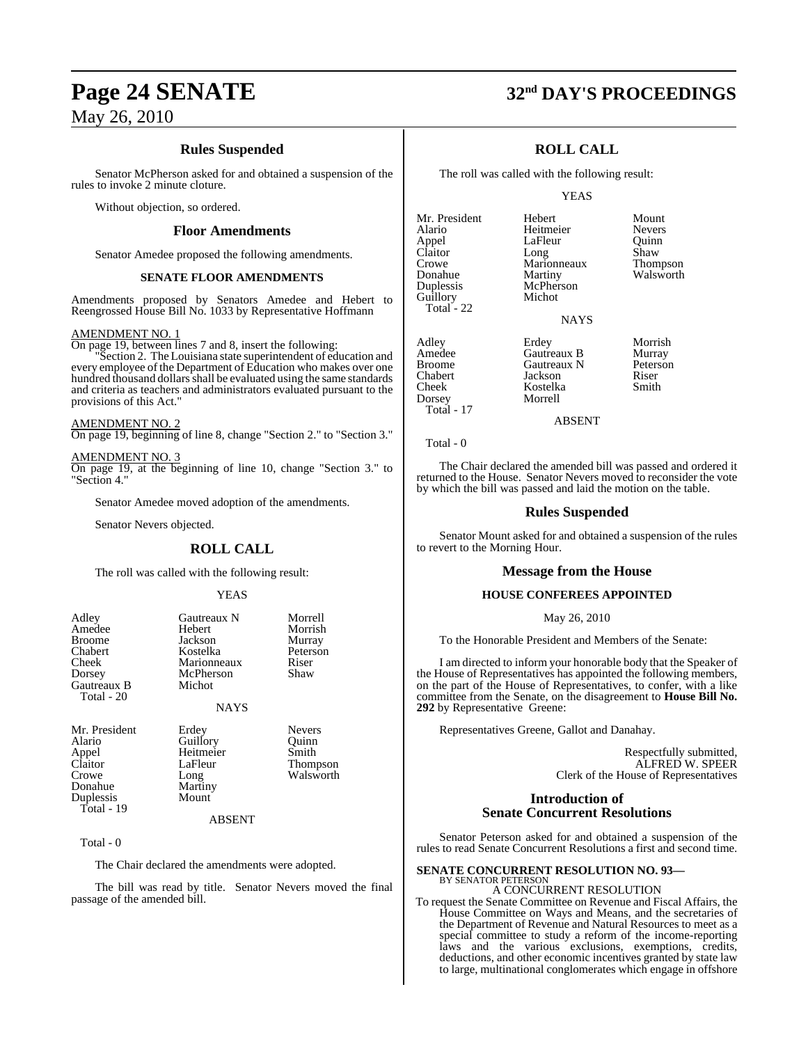## Rules Suspended

Senator McPherson asked for and obtained a suspension of the rules to invoke 2 minute cloture.

Without objection, so ordered.

## Floor Amendments

Senator Amedee proposed the following amendments.

### SENATE FLOOR AMENDMENTS

Amendments proposed by Senators Amedee and Hebert to Reengrossed House Bill No. 1033 by Representative Hoffmann

AMENDMENT NO. 1

On page 19, between lines 7 and 8, insert the following:

"Section 2. The Louisiana state superintendent of education and every employee of the Department of Education who makes over one hundred thousand dollars shall be evaluated using the same standards and criteria as teachers and administrators evaluated pursuant to the provisions of this Act."

AMENDMENT NO. 2

On page 19, beginning of line 8, change "Section 2." to "Section 3."

AMENDMENT NO. 3

On page 19, at the beginning of line 10, change "Section 3." to "Section 4."

Senator Amedee moved adoption of the amendments.

Senator Nevers objected.

## ROLL CALL

The roll was called with the following result:

YEAS

| | | |
|---|---|---|
| Adley | Gautreaux N | Morrell |
| Amedee | Hebert | Morrish |
| Broome | Jackson | Murray |
| Chabert | Kostelka | Peterson |
| Cheek | Marionneaux | Riser |
| Dorsey | McPherson | Shaw |
| Gautreaux B | Michot | |

Total - 20

NAYS

| | | |
|---|---|---|
| Mr. President | Erdey | Nevers |
| Alario | Guillory | Quinn |
| Appel | Heitmeier | Smith |
| Claitor | LaFleur | Thompson |
| Crowe | Long | Walsworth |
| Donahue | Martiny | |
| Duplessis | Mount | |

Total - 19

ABSENT

Total - 0

The Chair declared the amendments were adopted.

The bill was read by title. Senator Nevers moved the final passage of the amended bill.

## ROLL CALL

The roll was called with the following result:

YEAS

| | | |
|---|---|---|
| Mr. President | Hebert | Mount |
| Alario | Heitmeier | Nevers |
| Appel | LaFleur | Quinn |
| Claitor | Long | Shaw |
| Crowe | Marionneaux | Thompson |
| Donahue | Martiny | Walsworth |
| Duplessis | McPherson | |
| Guillory | Michot | |

Total - 22

NAYS

| | | |
|---|---|---|
| Adley | Erdey | Morrish |
| Amedee | Gautreaux B | Murray |
| Broome | Gautreaux N | Peterson |
| Chabert | Jackson | Riser |
| Cheek | Kostelka | Smith |
| Dorsey | Morrell | |

Total - 17

ABSENT

Total - 0

The Chair declared the amended bill was passed and ordered it returned to the House. Senator Nevers moved to reconsider the vote by which the bill was passed and laid the motion on the table.

## Rules Suspended

Senator Mount asked for and obtained a suspension of the rules to revert to the Morning Hour.

## Message from the House

### HOUSE CONFEREES APPOINTED

May 26, 2010

To the Honorable President and Members of the Senate:

I am directed to inform your honorable body that the Speaker of the House of Representatives has appointed the following members, on the part of the House of Representatives, to confer, with a like committee from the Senate, on the disagreement to **House Bill No. 292** by Representative Greene:

Representatives Greene, Gallot and Danahay.

Respectfully submitted,
ALFRED W. SPEER
Clerk of the House of Representatives

## Introduction of Senate Concurrent Resolutions

Senator Peterson asked for and obtained a suspension of the rules to read Senate Concurrent Resolutions a first and second time.

**SENATE CONCURRENT RESOLUTION NO. 93—**
BY SENATOR PETERSON

A CONCURRENT RESOLUTION

To request the Senate Committee on Revenue and Fiscal Affairs, the House Committee on Ways and Means, and the secretaries of the Department of Revenue and Natural Resources to meet as a special committee to study a reform of the income-reporting laws and the various exclusions, exemptions, credits, deductions, and other economic incentives granted by state law to large, multinational conglomerates which engage in offshore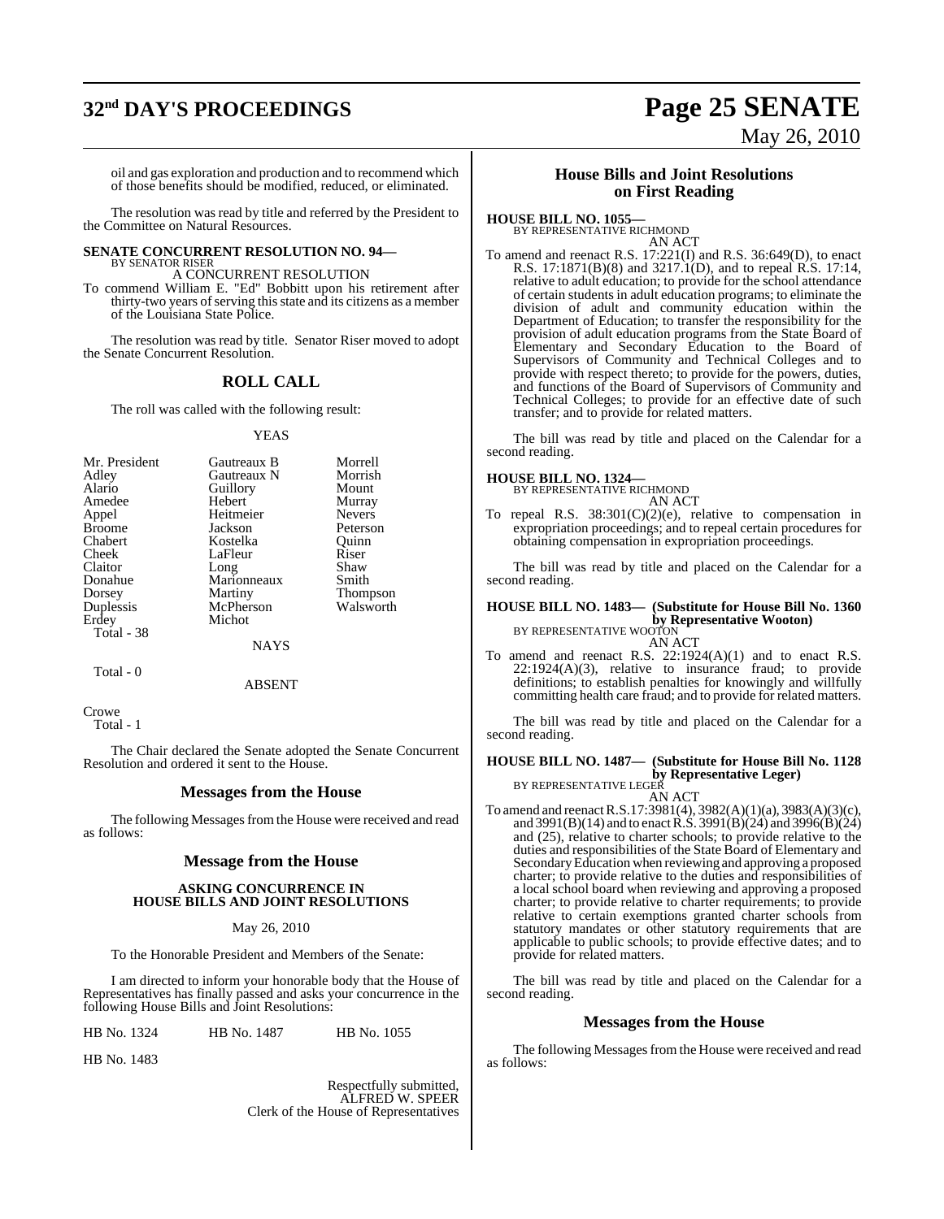oil and gas exploration and production and to recommend which of those benefits should be modified, reduced, or eliminated.

The resolution was read by title and referred by the President to the Committee on Natural Resources.

**SENATE CONCURRENT RESOLUTION NO. 94—**
BY SENATOR RISER

A CONCURRENT RESOLUTION

To commend William E. "Ed" Bobbitt upon his retirement after thirty-two years of serving this state and its citizens as a member of the Louisiana State Police.

The resolution was read by title. Senator Riser moved to adopt the Senate Concurrent Resolution.

## ROLL CALL

The roll was called with the following result:

YEAS

| | | |
|---|---|---|
| Mr. President | Gautreaux B | Morrell |
| Adley | Gautreaux N | Morrish |
| Alario | Guillory | Mount |
| Amedee | Hebert | Murray |
| Appel | Heitmeier | Nevers |
| Broome | Jackson | Peterson |
| Chabert | Kostelka | Quinn |
| Cheek | LaFleur | Riser |
| Claitor | Long | Shaw |
| Donahue | Marionneaux | Smith |
| Dorsey | Martiny | Thompson |
| Duplessis | McPherson | Walsworth |
| Erdey | Michot | |

Total - 38

NAYS

Total - 0

ABSENT

Crowe

Total - 1

The Chair declared the Senate adopted the Senate Concurrent Resolution and ordered it sent to the House.

## Messages from the House

The following Messages from the House were received and read as follows:

## Message from the House

### ASKING CONCURRENCE IN HOUSE BILLS AND JOINT RESOLUTIONS

May 26, 2010

To the Honorable President and Members of the Senate:

I am directed to inform your honorable body that the House of Representatives has finally passed and asks your concurrence in the following House Bills and Joint Resolutions:

| | | |
|---|---|---|
| HB No. 1324 | HB No. 1487 | HB No. 1055 |
| HB No. 1483 | | |

Respectfully submitted,
ALFRED W. SPEER
Clerk of the House of Representatives

## House Bills and Joint Resolutions on First Reading

**HOUSE BILL NO. 1055—**
BY REPRESENTATIVE RICHMOND

AN ACT

To amend and reenact R.S. 17:221(I) and R.S. 36:649(D), to enact R.S. 17:1871(B)(8) and 3217.1(D), and to repeal R.S. 17:14, relative to adult education; to provide for the school attendance of certain students in adult education programs; to eliminate the division of adult and community education within the Department of Education; to transfer the responsibility for the provision of adult education programs from the State Board of Elementary and Secondary Education to the Board of Supervisors of Community and Technical Colleges and to provide with respect thereto; to provide for the powers, duties, and functions of the Board of Supervisors of Community and Technical Colleges; to provide for an effective date of such transfer; and to provide for related matters.

The bill was read by title and placed on the Calendar for a second reading.

**HOUSE BILL NO. 1324—**
BY REPRESENTATIVE RICHMOND

AN ACT

To repeal R.S. 38:301(C)(2)(e), relative to compensation in expropriation proceedings; and to repeal certain procedures for obtaining compensation in expropriation proceedings.

The bill was read by title and placed on the Calendar for a second reading.

**HOUSE BILL NO. 1483— (Substitute for House Bill No. 1360 by Representative Wooton)**
BY REPRESENTATIVE WOOTON

AN ACT

To amend and reenact R.S. 22:1924(A)(1) and to enact R.S. 22:1924(A)(3), relative to insurance fraud; to provide definitions; to establish penalties for knowingly and willfully committing health care fraud; and to provide for related matters.

The bill was read by title and placed on the Calendar for a second reading.

**HOUSE BILL NO. 1487— (Substitute for House Bill No. 1128 by Representative Leger)**
BY REPRESENTATIVE LEGER

AN ACT

To amend and reenact R.S.17:3981(4), 3982(A)(1)(a), 3983(A)(3)(c), and 3991(B)(14) and to enact R.S. 3991(B)(24) and 3996(B)(24) and (25), relative to charter schools; to provide relative to the duties and responsibilities of the State Board of Elementary and Secondary Education when reviewing and approving a proposed charter; to provide relative to the duties and responsibilities of a local school board when reviewing and approving a proposed charter; to provide relative to charter requirements; to provide relative to certain exemptions granted charter schools from statutory mandates or other statutory requirements that are applicable to public schools; to provide effective dates; and to provide for related matters.

The bill was read by title and placed on the Calendar for a second reading.

## Messages from the House

The following Messages from the House were received and read as follows: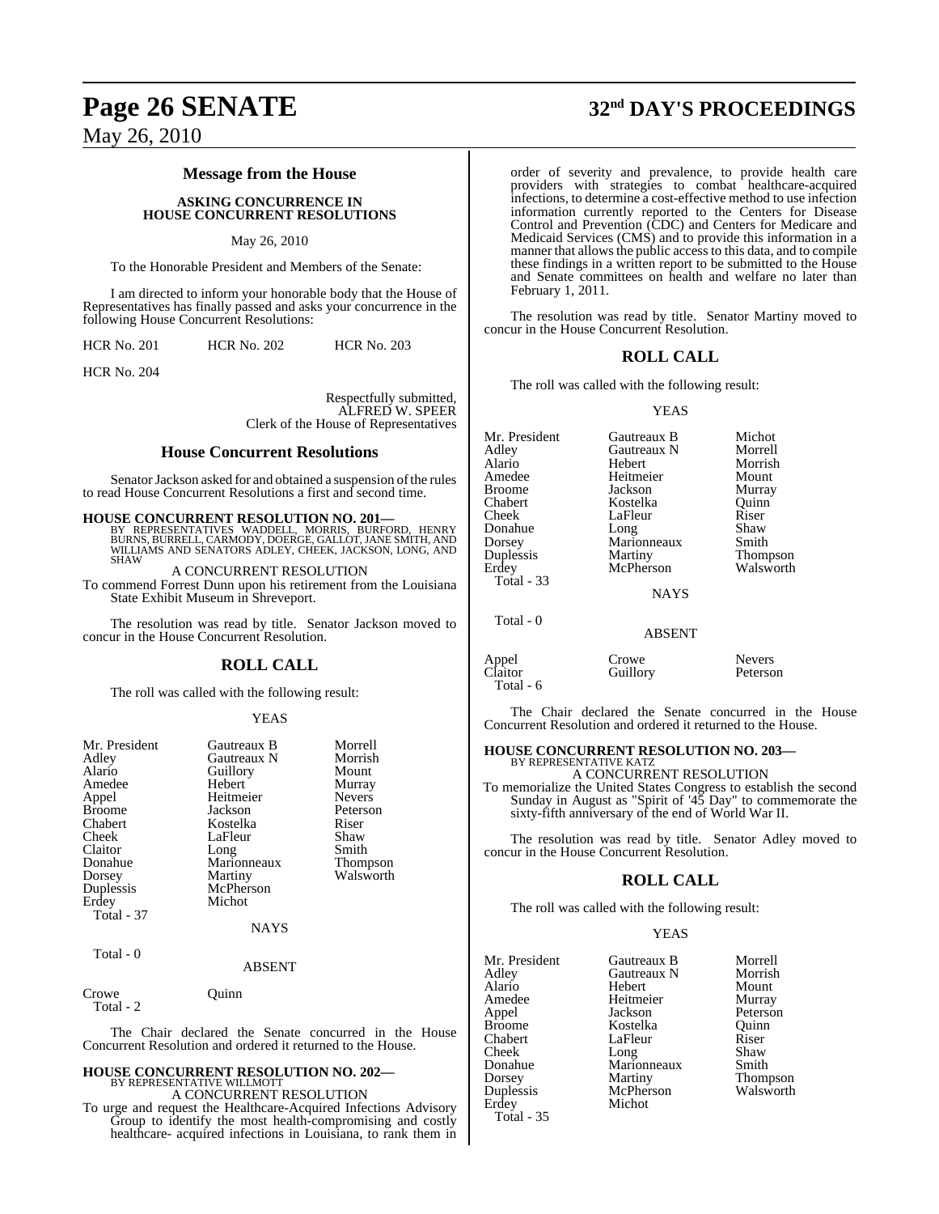### Message from the House

**ASKING CONCURRENCE IN HOUSE CONCURRENT RESOLUTIONS**

May 26, 2010

To the Honorable President and Members of the Senate:

I am directed to inform your honorable body that the House of Representatives has finally passed and asks your concurrence in the following House Concurrent Resolutions:

| | | |
|---|---|---|
| HCR No. 201 | HCR No. 202 | HCR No. 203 |
| HCR No. 204 | | |

Respectfully submitted,
ALFRED W. SPEER
Clerk of the House of Representatives

### House Concurrent Resolutions

Senator Jackson asked for and obtained a suspension of the rules to read House Concurrent Resolutions a first and second time.

**HOUSE CONCURRENT RESOLUTION NO. 201—**
BY REPRESENTATIVES WADDELL, MORRIS, BURFORD, HENRY BURNS, BURRELL, CARMODY, DOERGE, GALLOT, JANE SMITH, AND WILLIAMS AND SENATORS ADLEY, CHEEK, JACKSON, LONG, AND SHAW

A CONCURRENT RESOLUTION

To commend Forrest Dunn upon his retirement from the Louisiana State Exhibit Museum in Shreveport.

The resolution was read by title. Senator Jackson moved to concur in the House Concurrent Resolution.

## ROLL CALL

The roll was called with the following result:

YEAS

| | | |
|---|---|---|
| Mr. President | Gautreaux B | Morrell |
| Adley | Gautreaux N | Morrish |
| Alario | Guillory | Mount |
| Amedee | Hebert | Murray |
| Appel | Heitmeier | Nevers |
| Broome | Jackson | Peterson |
| Chabert | Kostelka | Riser |
| Cheek | LaFleur | Shaw |
| Claitor | Long | Smith |
| Donahue | Marionneaux | Thompson |
| Dorsey | Martiny | Walsworth |
| Duplessis | McPherson | |
| Erdey | Michot | |

Total - 37

NAYS

Total - 0

ABSENT

| | |
|---|---|
| Crowe | Quinn |

Total - 2

The Chair declared the Senate concurred in the House Concurrent Resolution and ordered it returned to the House.

**HOUSE CONCURRENT RESOLUTION NO. 202—**
BY REPRESENTATIVE WILLMOTT

A CONCURRENT RESOLUTION

To urge and request the Healthcare-Acquired Infections Advisory Group to identify the most health-compromising and costly healthcare- acquired infections in Louisiana, to rank them in order of severity and prevalence, to provide health care providers with strategies to combat healthcare-acquired infections, to determine a cost-effective method to use infection information currently reported to the Centers for Disease Control and Prevention (CDC) and Centers for Medicare and Medicaid Services (CMS) and to provide this information in a manner that allows the public access to this data, and to compile these findings in a written report to be submitted to the House and Senate committees on health and welfare no later than February 1, 2011.

The resolution was read by title. Senator Martiny moved to concur in the House Concurrent Resolution.

## ROLL CALL

The roll was called with the following result:

YEAS

| | | |
|---|---|---|
| Mr. President | Gautreaux B | Michot |
| Adley | Gautreaux N | Morrell |
| Alario | Hebert | Morrish |
| Amedee | Heitmeier | Mount |
| Broome | Jackson | Murray |
| Chabert | Kostelka | Quinn |
| Cheek | LaFleur | Riser |
| Donahue | Long | Shaw |
| Dorsey | Marionneaux | Smith |
| Duplessis | Martiny | Thompson |
| Erdey | McPherson | Walsworth |

Total - 33

NAYS

Total - 0

ABSENT

| | | |
|---|---|---|
| Appel | Crowe | Nevers |
| Claitor | Guillory | Peterson |

Total - 6

The Chair declared the Senate concurred in the House Concurrent Resolution and ordered it returned to the House.

**HOUSE CONCURRENT RESOLUTION NO. 203—**
BY REPRESENTATIVE KATZ

A CONCURRENT RESOLUTION

To memorialize the United States Congress to establish the second Sunday in August as "Spirit of '45 Day" to commemorate the sixty-fifth anniversary of the end of World War II.

The resolution was read by title. Senator Adley moved to concur in the House Concurrent Resolution.

## ROLL CALL

The roll was called with the following result:

YEAS

| | | |
|---|---|---|
| Mr. President | Gautreaux B | Morrell |
| Adley | Gautreaux N | Morrish |
| Alario | Hebert | Mount |
| Amedee | Heitmeier | Murray |
| Appel | Jackson | Peterson |
| Broome | Kostelka | Quinn |
| Chabert | LaFleur | Riser |
| Cheek | Long | Shaw |
| Donahue | Marionneaux | Smith |
| Dorsey | Martiny | Thompson |
| Duplessis | McPherson | Walsworth |
| Erdey | Michot | |

Total - 35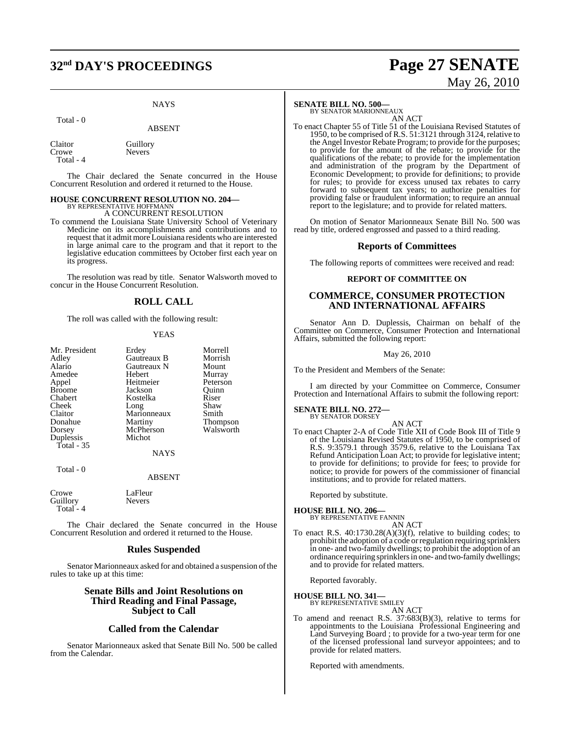NAYS

Total - 0

ABSENT

| | |
|---|---|
| Claitor | Guillory |
| Crowe | Nevers |
| Total - 4 | |

The Chair declared the Senate concurred in the House Concurrent Resolution and ordered it returned to the House.

**HOUSE CONCURRENT RESOLUTION NO. 204—**
BY REPRESENTATIVE HOFFMANN
A CONCURRENT RESOLUTION

To commend the Louisiana State University School of Veterinary Medicine on its accomplishments and contributions and to request that it admit more Louisiana residents who are interested in large animal care to the program and that it report to the legislative education committees by October first each year on its progress.

The resolution was read by title. Senator Walsworth moved to concur in the House Concurrent Resolution.

## ROLL CALL

The roll was called with the following result:

YEAS

| | | |
|---|---|---|
| Mr. President | Erdey | Morrell |
| Adley | Gautreaux B | Morrish |
| Alario | Gautreaux N | Mount |
| Amedee | Hebert | Murray |
| Appel | Heitmeier | Peterson |
| Broome | Jackson | Quinn |
| Chabert | Kostelka | Riser |
| Cheek | Long | Shaw |
| Claitor | Marionneaux | Smith |
| Donahue | Martiny | Thompson |
| Dorsey | McPherson | Walsworth |
| Duplessis | Michot | |
| Total - 35 | | |

NAYS

Total - 0

ABSENT

| | |
|---|---|
| Crowe | LaFleur |
| Guillory | Nevers |
| Total - 4 | |

The Chair declared the Senate concurred in the House Concurrent Resolution and ordered it returned to the House.

## Rules Suspended

Senator Marionneaux asked for and obtained a suspension of the rules to take up at this time:

## Senate Bills and Joint Resolutions on Third Reading and Final Passage, Subject to Call

## Called from the Calendar

Senator Marionneaux asked that Senate Bill No. 500 be called from the Calendar.

**SENATE BILL NO. 500—**
BY SENATOR MARIONNEAUX
AN ACT

To enact Chapter 55 of Title 51 of the Louisiana Revised Statutes of 1950, to be comprised of R.S. 51:3121 through 3124, relative to the Angel Investor Rebate Program; to provide for the purposes; to provide for the amount of the rebate; to provide for the qualifications of the rebate; to provide for the implementation and administration of the program by the Department of Economic Development; to provide for definitions; to provide for rules; to provide for excess unused tax rebates to carry forward to subsequent tax years; to authorize penalties for providing false or fraudulent information; to require an annual report to the legislature; and to provide for related matters.

On motion of Senator Marionneaux Senate Bill No. 500 was read by title, ordered engrossed and passed to a third reading.

## Reports of Committees

The following reports of committees were received and read:

### REPORT OF COMMITTEE ON

## COMMERCE, CONSUMER PROTECTION AND INTERNATIONAL AFFAIRS

Senator Ann D. Duplessis, Chairman on behalf of the Committee on Commerce, Consumer Protection and International Affairs, submitted the following report:

May 26, 2010

To the President and Members of the Senate:

I am directed by your Committee on Commerce, Consumer Protection and International Affairs to submit the following report:

**SENATE BILL NO. 272—**
BY SENATOR DORSEY
AN ACT

To enact Chapter 2-A of Code Title XII of Code Book III of Title 9 of the Louisiana Revised Statutes of 1950, to be comprised of R.S. 9:3579.1 through 3579.6, relative to the Louisiana Tax Refund Anticipation Loan Act; to provide for legislative intent; to provide for definitions; to provide for fees; to provide for notice; to provide for powers of the commissioner of financial institutions; and to provide for related matters.

Reported by substitute.

**HOUSE BILL NO. 206—**
BY REPRESENTATIVE FANNIN
AN ACT

To enact R.S. 40:1730.28(A)(3)(f), relative to building codes; to prohibit the adoption of a code or regulation requiring sprinklers in one- and two-family dwellings; to prohibit the adoption of an ordinance requiring sprinklers in one- and two-family dwellings; and to provide for related matters.

Reported favorably.

**HOUSE BILL NO. 341—**
BY REPRESENTATIVE SMILEY
AN ACT

To amend and reenact R.S. 37:683(B)(3), relative to terms for appointments to the Louisiana Professional Engineering and Land Surveying Board ; to provide for a two-year term for one of the licensed professional land surveyor appointees; and to provide for related matters.

Reported with amendments.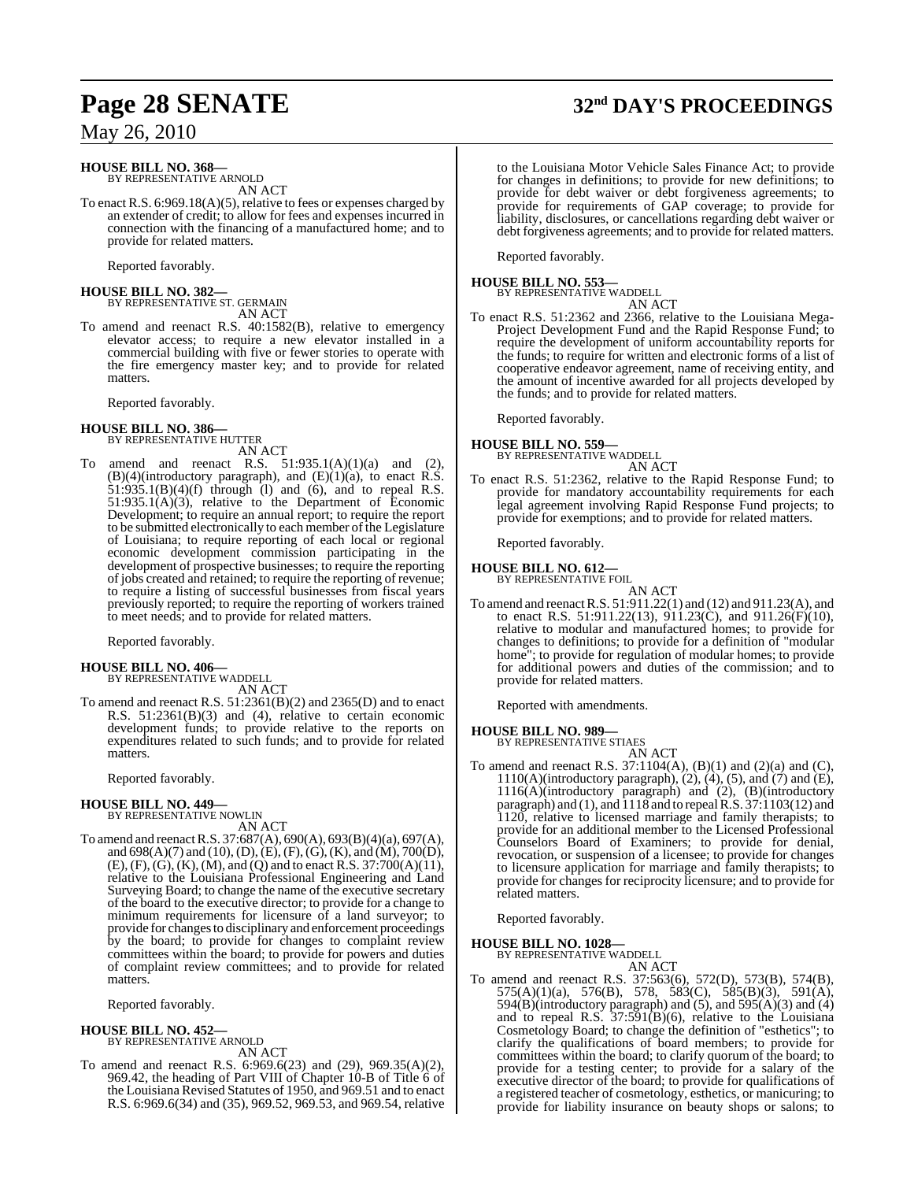**HOUSE BILL NO. 368—**
BY REPRESENTATIVE ARNOLD
AN ACT

To enact R.S. 6:969.18(A)(5), relative to fees or expenses charged by an extender of credit; to allow for fees and expenses incurred in connection with the financing of a manufactured home; and to provide for related matters.

Reported favorably.

**HOUSE BILL NO. 382—**
BY REPRESENTATIVE ST. GERMAIN
AN ACT

To amend and reenact R.S. 40:1582(B), relative to emergency elevator access; to require a new elevator installed in a commercial building with five or fewer stories to operate with the fire emergency master key; and to provide for related matters.

Reported favorably.

**HOUSE BILL NO. 386—**
BY REPRESENTATIVE HUTTER
AN ACT

To amend and reenact R.S. 51:935.1(A)(1)(a) and (2), (B)(4)(introductory paragraph), and (E)(1)(a), to enact R.S. 51:935.1(B)(4)(f) through (l) and (6), and to repeal R.S. 51:935.1(A)(3), relative to the Department of Economic Development; to require an annual report; to require the report to be submitted electronically to each member of the Legislature of Louisiana; to require reporting of each local or regional economic development commission participating in the development of prospective businesses; to require the reporting of jobs created and retained; to require the reporting of revenue; to require a listing of successful businesses from fiscal years previously reported; to require the reporting of workers trained to meet needs; and to provide for related matters.

Reported favorably.

**HOUSE BILL NO. 406—**
BY REPRESENTATIVE WADDELL
AN ACT

To amend and reenact R.S. 51:2361(B)(2) and 2365(D) and to enact R.S. 51:2361(B)(3) and (4), relative to certain economic development funds; to provide relative to the reports on expenditures related to such funds; and to provide for related matters.

Reported favorably.

**HOUSE BILL NO. 449—**
BY REPRESENTATIVE NOWLIN
AN ACT

To amend and reenact R.S. 37:687(A), 690(A), 693(B)(4)(a), 697(A), and 698(A)(7) and (10), (D), (E), (F), (G), (K), and (M), 700(D), (E), (F), (G), (K), (M), and (Q) and to enact R.S. 37:700(A)(11), relative to the Louisiana Professional Engineering and Land Surveying Board; to change the name of the executive secretary of the board to the executive director; to provide for a change to minimum requirements for licensure of a land surveyor; to provide for changes to disciplinary and enforcement proceedings by the board; to provide for changes to complaint review committees within the board; to provide for powers and duties of complaint review committees; and to provide for related matters.

Reported favorably.

**HOUSE BILL NO. 452—**
BY REPRESENTATIVE ARNOLD
AN ACT

To amend and reenact R.S. 6:969.6(23) and (29), 969.35(A)(2), 969.42, the heading of Part VIII of Chapter 10-B of Title 6 of the Louisiana Revised Statutes of 1950, and 969.51 and to enact R.S. 6:969.6(34) and (35), 969.52, 969.53, and 969.54, relative to the Louisiana Motor Vehicle Sales Finance Act; to provide for changes in definitions; to provide for new definitions; to provide for debt waiver or debt forgiveness agreements; to provide for requirements of GAP coverage; to provide for liability, disclosures, or cancellations regarding debt waiver or debt forgiveness agreements; and to provide for related matters.

Reported favorably.

**HOUSE BILL NO. 553—**
BY REPRESENTATIVE WADDELL
AN ACT

To enact R.S. 51:2362 and 2366, relative to the Louisiana Mega-Project Development Fund and the Rapid Response Fund; to require the development of uniform accountability reports for the funds; to require for written and electronic forms of a list of cooperative endeavor agreement, name of receiving entity, and the amount of incentive awarded for all projects developed by the funds; and to provide for related matters.

Reported favorably.

**HOUSE BILL NO. 559—**
BY REPRESENTATIVE WADDELL
AN ACT

To enact R.S. 51:2362, relative to the Rapid Response Fund; to provide for mandatory accountability requirements for each legal agreement involving Rapid Response Fund projects; to provide for exemptions; and to provide for related matters.

Reported favorably.

**HOUSE BILL NO. 612—**
BY REPRESENTATIVE FOIL
AN ACT

To amend and reenact R.S. 51:911.22(1) and (12) and 911.23(A), and to enact R.S. 51:911.22(13), 911.23(C), and 911.26(F)(10), relative to modular and manufactured homes; to provide for changes to definitions; to provide for a definition of "modular home"; to provide for regulation of modular homes; to provide for additional powers and duties of the commission; and to provide for related matters.

Reported with amendments.

**HOUSE BILL NO. 989—**
BY REPRESENTATIVE STIAES
AN ACT

To amend and reenact R.S. 37:1104(A), (B)(1) and (2)(a) and (C), 1110(A)(introductory paragraph), (2), (4), (5), and (7) and (E), 1116(A)(introductory paragraph) and (2), (B)(introductory paragraph) and (1), and 1118 and to repeal R.S. 37:1103(12) and 1120, relative to licensed marriage and family therapists; to provide for an additional member to the Licensed Professional Counselors Board of Examiners; to provide for denial, revocation, or suspension of a licensee; to provide for changes to licensure application for marriage and family therapists; to provide for changes for reciprocity licensure; and to provide for related matters.

Reported favorably.

**HOUSE BILL NO. 1028—**
BY REPRESENTATIVE WADDELL
AN ACT

To amend and reenact R.S. 37:563(6), 572(D), 573(B), 574(B), 575(A)(1)(a), 576(B), 578, 583(C), 585(B)(3), 591(A), 594(B)(introductory paragraph) and (5), and 595(A)(3) and (4) and to repeal R.S. 37:591(B)(6), relative to the Louisiana Cosmetology Board; to change the definition of "esthetics"; to clarify the qualifications of board members; to provide for committees within the board; to clarify quorum of the board; to provide for a testing center; to provide for a salary of the executive director of the board; to provide for qualifications of a registered teacher of cosmetology, esthetics, or manicuring; to provide for liability insurance on beauty shops or salons; to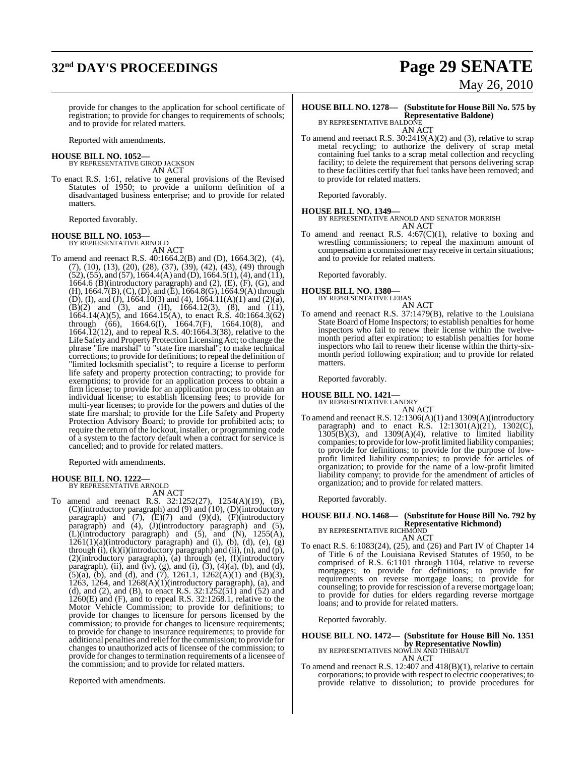provide for changes to the application for school certificate of registration; to provide for changes to requirements of schools; and to provide for related matters.

Reported with amendments.

**HOUSE BILL NO. 1052—**
BY REPRESENTATIVE GIROD JACKSON
AN ACT

To enact R.S. 1:61, relative to general provisions of the Revised Statutes of 1950; to provide a uniform definition of a disadvantaged business enterprise; and to provide for related matters.

Reported favorably.

**HOUSE BILL NO. 1053—**
BY REPRESENTATIVE ARNOLD
AN ACT

To amend and reenact R.S. 40:1664.2(B) and (D), 1664.3(2), (4), (7), (10), (13), (20), (28), (37), (39), (42), (43), (49) through (52), (55), and (57), 1664.4(A) and (D), 1664.5(1), (4), and (11), 1664.6 (B)(introductory paragraph) and (2), (E), (F), (G), and (H), 1664.7(B), (C), (D), and (E), 1664.8(G), 1664.9(A) through (D), (I), and (J), 1664.10(3) and (4), 1664.11(A)(1) and (2)(a), (B)(2) and (3), and (H), 1664.12(3), (8), and (11), 1664.14(A)(5), and 1664.15(A), to enact R.S. 40:1664.3(62) through (66), 1664.6(I), 1664.7(F), 1664.10(8), and 1664.12(12), and to repeal R.S. 40:1664.3(38), relative to the Life Safety and Property Protection Licensing Act; to change the phrase "fire marshal" to "state fire marshal"; to make technical corrections; to provide for definitions; to repeal the definition of "limited locksmith specialist"; to require a license to perform life safety and property protection contracting; to provide for exemptions; to provide for an application process to obtain a firm license; to provide for an application process to obtain an individual license; to establish licensing fees; to provide for multi-year licenses; to provide for the powers and duties of the state fire marshal; to provide for the Life Safety and Property Protection Advisory Board; to provide for prohibited acts; to require the return of the lockout, installer, or programming code of a system to the factory default when a contract for service is cancelled; and to provide for related matters.

Reported with amendments.

**HOUSE BILL NO. 1222—**
BY REPRESENTATIVE ARNOLD
AN ACT

To amend and reenact R.S. 32:1252(27), 1254(A)(19), (B), (C)(introductory paragraph) and (9) and (10), (D)(introductory paragraph) and (7), (E)(7) and (9)(d), (F)(introductory paragraph) and (4), (J)(introductory paragraph) and (5), (L)(introductory paragraph) and (5), and (N), 1255(A), 1261(1)(a)(introductory paragraph) and (i), (b), (d), (e), (g) through (i), (k)(i)(introductory paragraph) and (ii), (n), and (p), (2)(introductory paragraph), (a) through (e), (f)(introductory paragraph), (ii), and (iv), (g), and (i), (3), (4)(a), (b), and (d), (5)(a), (b), and (d), and (7), 1261.1, 1262(A)(1) and (B)(3), 1263, 1264, and 1268(A)(1)(introductory paragraph), (a), and (d), and (2), and (B), to enact R.S. 32:1252(51) and (52) and 1260(E) and (F), and to repeal R.S. 32:1268.1, relative to the Motor Vehicle Commission; to provide for definitions; to provide for changes to licensure for persons licensed by the commission; to provide for changes to licensure requirements; to provide for change to insurance requirements; to provide for additional penalties and relief for the commission; to provide for changes to unauthorized acts of licensee of the commission; to provide for changes to termination requirements of a licensee of the commission; and to provide for related matters.

Reported with amendments.

**HOUSE BILL NO. 1278— (Substitute for House Bill No. 575 by Representative Baldone)**
BY REPRESENTATIVE BALDONE
AN ACT

To amend and reenact R.S. 30:2419(A)(2) and (3), relative to scrap metal recycling; to authorize the delivery of scrap metal containing fuel tanks to a scrap metal collection and recycling facility; to delete the requirement that persons delivering scrap to these facilities certify that fuel tanks have been removed; and to provide for related matters.

Reported favorably.

**HOUSE BILL NO. 1349—**
BY REPRESENTATIVE ARNOLD AND SENATOR MORRISH
AN ACT

To amend and reenact R.S. 4:67(C)(1), relative to boxing and wrestling commissioners; to repeal the maximum amount of compensation a commissioner may receive in certain situations; and to provide for related matters.

Reported favorably.

**HOUSE BILL NO. 1380—**
BY REPRESENTATIVE LEBAS
AN ACT

To amend and reenact R.S. 37:1479(B), relative to the Louisiana State Board of Home Inspectors; to establish penalties for home inspectors who fail to renew their license within the twelve-month period after expiration; to establish penalties for home inspectors who fail to renew their license within the thirty-six-month period following expiration; and to provide for related matters.

Reported favorably.

**HOUSE BILL NO. 1421—**
BY REPRESENTATIVE LANDRY
AN ACT

To amend and reenact R.S. 12:1306(A)(1) and 1309(A)(introductory paragraph) and to enact R.S. 12:1301(A)(21), 1302(C), 1305(B)(3), and 1309(A)(4), relative to limited liability companies; to provide for low-profit limited liability companies; to provide for definitions; to provide for the purpose of low-profit limited liability companies; to provide for articles of organization; to provide for the name of a low-profit limited liability company; to provide for the amendment of articles of organization; and to provide for related matters.

Reported favorably.

**HOUSE BILL NO. 1468— (Substitute for House Bill No. 792 by Representative Richmond)**
BY REPRESENTATIVE RICHMOND
AN ACT

To enact R.S. 6:1083(24), (25), and (26) and Part IV of Chapter 14 of Title 6 of the Louisiana Revised Statutes of 1950, to be comprised of R.S. 6:1101 through 1104, relative to reverse mortgages; to provide for definitions; to provide for requirements on reverse mortgage loans; to provide for counseling; to provide for rescission of a reverse mortgage loan; to provide for duties for elders regarding reverse mortgage loans; and to provide for related matters.

Reported favorably.

**HOUSE BILL NO. 1472— (Substitute for House Bill No. 1351 by Representative Nowlin)**
BY REPRESENTATIVES NOWLIN AND THIBAUT
AN ACT

To amend and reenact R.S. 12:407 and 418(B)(1), relative to certain corporations; to provide with respect to electric cooperatives; to provide relative to dissolution; to provide procedures for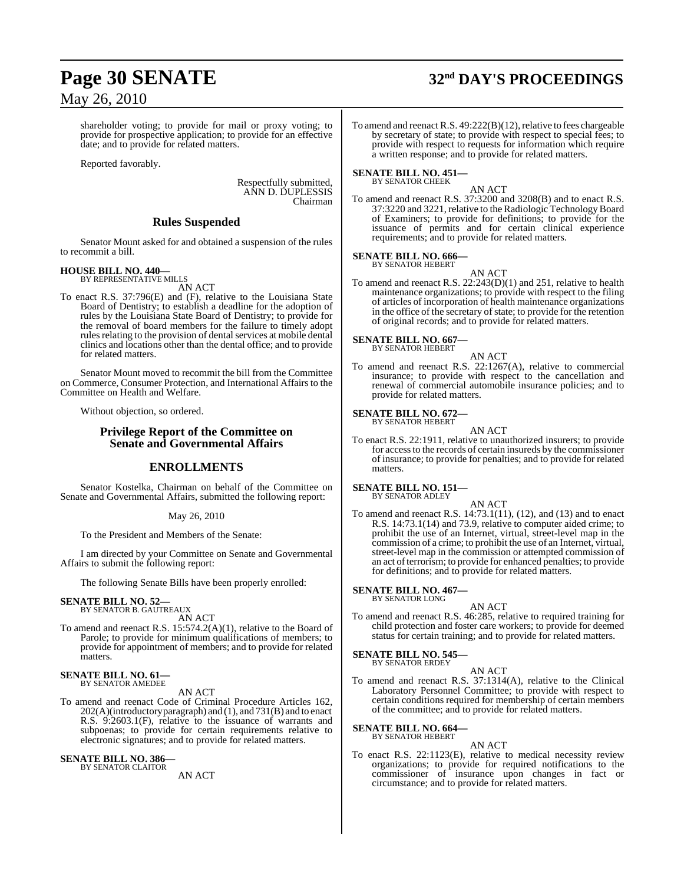shareholder voting; to provide for mail or proxy voting; to provide for prospective application; to provide for an effective date; and to provide for related matters.

Reported favorably.

Respectfully submitted,
ANN D. DUPLESSIS
Chairman

## Rules Suspended

Senator Mount asked for and obtained a suspension of the rules to recommit a bill.

**HOUSE BILL NO. 440—**
BY REPRESENTATIVE MILLS
AN ACT
To enact R.S. 37:796(E) and (F), relative to the Louisiana State Board of Dentistry; to establish a deadline for the adoption of rules by the Louisiana State Board of Dentistry; to provide for the removal of board members for the failure to timely adopt rules relating to the provision of dental services at mobile dental clinics and locations other than the dental office; and to provide for related matters.

Senator Mount moved to recommit the bill from the Committee on Commerce, Consumer Protection, and International Affairs to the Committee on Health and Welfare.

Without objection, so ordered.

## Privilege Report of the Committee on Senate and Governmental Affairs

## ENROLLMENTS

Senator Kostelka, Chairman on behalf of the Committee on Senate and Governmental Affairs, submitted the following report:

May 26, 2010

To the President and Members of the Senate:

I am directed by your Committee on Senate and Governmental Affairs to submit the following report:

The following Senate Bills have been properly enrolled:

**SENATE BILL NO. 52—**
BY SENATOR B. GAUTREAUX
AN ACT
To amend and reenact R.S. 15:574.2(A)(1), relative to the Board of Parole; to provide for minimum qualifications of members; to provide for appointment of members; and to provide for related matters.

**SENATE BILL NO. 61—**
BY SENATOR AMEDEE
AN ACT
To amend and reenact Code of Criminal Procedure Articles 162, 202(A)(introductory paragraph) and (1), and 731(B) and to enact R.S. 9:2603.1(F), relative to the issuance of warrants and subpoenas; to provide for certain requirements relative to electronic signatures; and to provide for related matters.

**SENATE BILL NO. 386—**
BY SENATOR CLAITOR
AN ACT
To amend and reenact R.S. 49:222(B)(12), relative to fees chargeable by secretary of state; to provide with respect to special fees; to provide with respect to requests for information which require a written response; and to provide for related matters.

**SENATE BILL NO. 451—**
BY SENATOR CHEEK
AN ACT
To amend and reenact R.S. 37:3200 and 3208(B) and to enact R.S. 37:3220 and 3221, relative to the Radiologic Technology Board of Examiners; to provide for definitions; to provide for the issuance of permits and for certain clinical experience requirements; and to provide for related matters.

**SENATE BILL NO. 666—**
BY SENATOR HEBERT
AN ACT
To amend and reenact R.S. 22:243(D)(1) and 251, relative to health maintenance organizations; to provide with respect to the filing of articles of incorporation of health maintenance organizations in the office of the secretary of state; to provide for the retention of original records; and to provide for related matters.

**SENATE BILL NO. 667—**
BY SENATOR HEBERT
AN ACT
To amend and reenact R.S. 22:1267(A), relative to commercial insurance; to provide with respect to the cancellation and renewal of commercial automobile insurance policies; and to provide for related matters.

**SENATE BILL NO. 672—**
BY SENATOR HEBERT
AN ACT
To enact R.S. 22:1911, relative to unauthorized insurers; to provide for access to the records of certain insureds by the commissioner of insurance; to provide for penalties; and to provide for related matters.

**SENATE BILL NO. 151—**
BY SENATOR ADLEY
AN ACT
To amend and reenact R.S. 14:73.1(11), (12), and (13) and to enact R.S. 14:73.1(14) and 73.9, relative to computer aided crime; to prohibit the use of an Internet, virtual, street-level map in the commission of a crime; to prohibit the use of an Internet, virtual, street-level map in the commission or attempted commission of an act of terrorism; to provide for enhanced penalties; to provide for definitions; and to provide for related matters.

**SENATE BILL NO. 467—**
BY SENATOR LONG
AN ACT
To amend and reenact R.S. 46:285, relative to required training for child protection and foster care workers; to provide for deemed status for certain training; and to provide for related matters.

**SENATE BILL NO. 545—**
BY SENATOR ERDEY
AN ACT
To amend and reenact R.S. 37:1314(A), relative to the Clinical Laboratory Personnel Committee; to provide with respect to certain conditions required for membership of certain members of the committee; and to provide for related matters.

**SENATE BILL NO. 664—**
BY SENATOR HEBERT
AN ACT
To enact R.S. 22:1123(E), relative to medical necessity review organizations; to provide for required notifications to the commissioner of insurance upon changes in fact or circumstance; and to provide for related matters.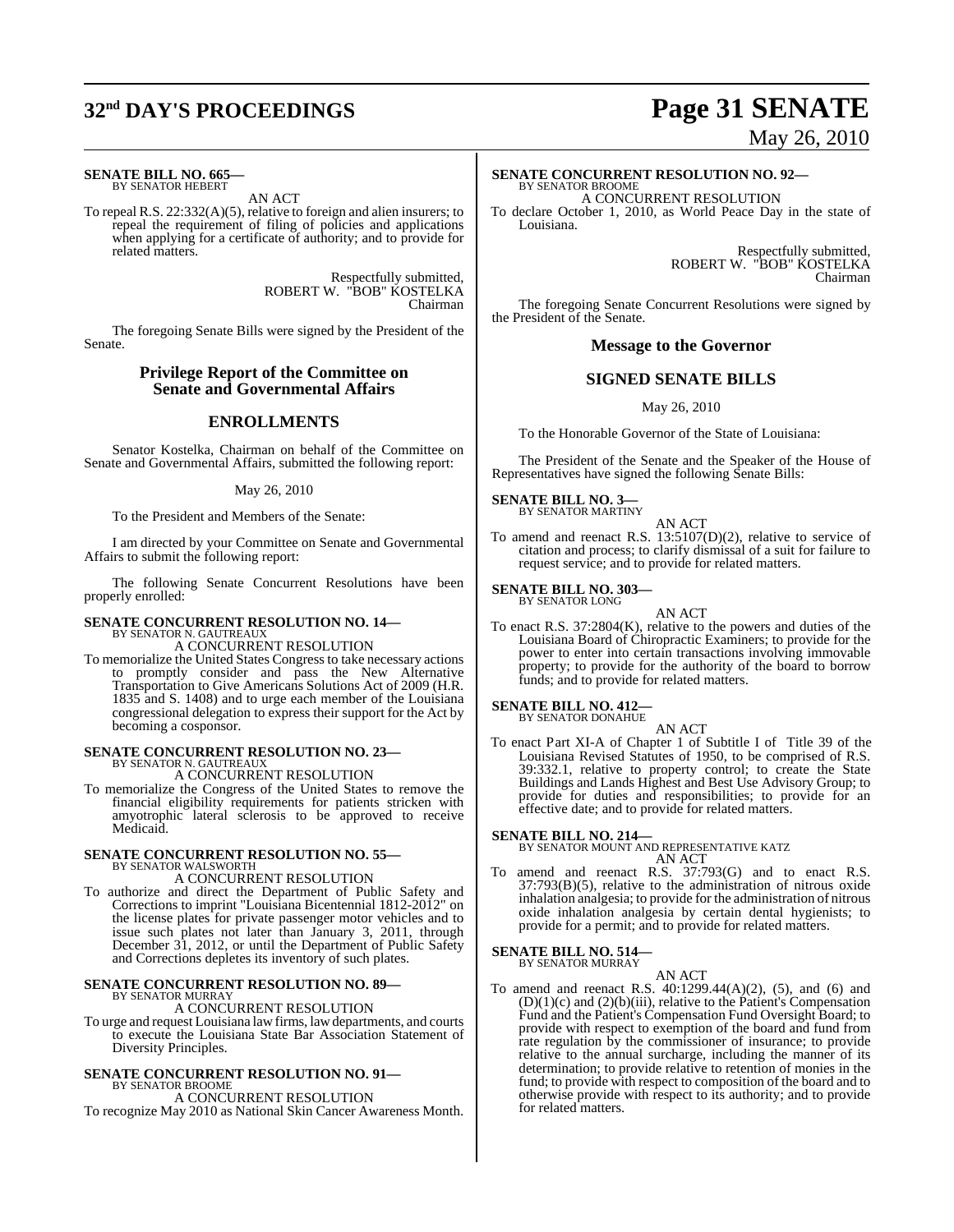**SENATE BILL NO. 665—**
BY SENATOR HEBERT

AN ACT

To repeal R.S. 22:332(A)(5), relative to foreign and alien insurers; to repeal the requirement of filing of policies and applications when applying for a certificate of authority; and to provide for related matters.

Respectfully submitted,
ROBERT W. "BOB" KOSTELKA
Chairman

The foregoing Senate Bills were signed by the President of the Senate.

## Privilege Report of the Committee on Senate and Governmental Affairs

## ENROLLMENTS

Senator Kostelka, Chairman on behalf of the Committee on Senate and Governmental Affairs, submitted the following report:

May 26, 2010

To the President and Members of the Senate:

I am directed by your Committee on Senate and Governmental Affairs to submit the following report:

The following Senate Concurrent Resolutions have been properly enrolled:

**SENATE CONCURRENT RESOLUTION NO. 14—**
BY SENATOR N. GAUTREAUX

A CONCURRENT RESOLUTION

To memorialize the United States Congress to take necessary actions to promptly consider and pass the New Alternative Transportation to Give Americans Solutions Act of 2009 (H.R. 1835 and S. 1408) and to urge each member of the Louisiana congressional delegation to express their support for the Act by becoming a cosponsor.

**SENATE CONCURRENT RESOLUTION NO. 23—**
BY SENATOR N. GAUTREAUX

A CONCURRENT RESOLUTION

To memorialize the Congress of the United States to remove the financial eligibility requirements for patients stricken with amyotrophic lateral sclerosis to be approved to receive Medicaid.

**SENATE CONCURRENT RESOLUTION NO. 55—**
BY SENATOR WALSWORTH

A CONCURRENT RESOLUTION

To authorize and direct the Department of Public Safety and Corrections to imprint "Louisiana Bicentennial 1812-2012" on the license plates for private passenger motor vehicles and to issue such plates not later than January 3, 2011, through December 31, 2012, or until the Department of Public Safety and Corrections depletes its inventory of such plates.

**SENATE CONCURRENT RESOLUTION NO. 89—**
BY SENATOR MURRAY

A CONCURRENT RESOLUTION

To urge and request Louisiana law firms, law departments, and courts to execute the Louisiana State Bar Association Statement of Diversity Principles.

**SENATE CONCURRENT RESOLUTION NO. 91—**
BY SENATOR BROOME

A CONCURRENT RESOLUTION

To recognize May 2010 as National Skin Cancer Awareness Month.

**SENATE CONCURRENT RESOLUTION NO. 92—**
BY SENATOR BROOME

A CONCURRENT RESOLUTION

To declare October 1, 2010, as World Peace Day in the state of Louisiana.

Respectfully submitted,
ROBERT W. "BOB" KOSTELKA
Chairman

The foregoing Senate Concurrent Resolutions were signed by the President of the Senate.

## Message to the Governor

## SIGNED SENATE BILLS

May 26, 2010

To the Honorable Governor of the State of Louisiana:

The President of the Senate and the Speaker of the House of Representatives have signed the following Senate Bills:

**SENATE BILL NO. 3—**
BY SENATOR MARTINY

AN ACT

To amend and reenact R.S. 13:5107(D)(2), relative to service of citation and process; to clarify dismissal of a suit for failure to request service; and to provide for related matters.

**SENATE BILL NO. 303—**
BY SENATOR LONG

AN ACT

To enact R.S. 37:2804(K), relative to the powers and duties of the Louisiana Board of Chiropractic Examiners; to provide for the power to enter into certain transactions involving immovable property; to provide for the authority of the board to borrow funds; and to provide for related matters.

**SENATE BILL NO. 412—**
BY SENATOR DONAHUE

AN ACT

To enact Part XI-A of Chapter 1 of Subtitle I of Title 39 of the Louisiana Revised Statutes of 1950, to be comprised of R.S. 39:332.1, relative to property control; to create the State Buildings and Lands Highest and Best Use Advisory Group; to provide for duties and responsibilities; to provide for an effective date; and to provide for related matters.

**SENATE BILL NO. 214—**
BY SENATOR MOUNT AND REPRESENTATIVE KATZ

AN ACT

To amend and reenact R.S. 37:793(G) and to enact R.S. 37:793(B)(5), relative to the administration of nitrous oxide inhalation analgesia; to provide for the administration of nitrous oxide inhalation analgesia by certain dental hygienists; to provide for a permit; and to provide for related matters.

**SENATE BILL NO. 514—**
BY SENATOR MURRAY

AN ACT

To amend and reenact R.S. 40:1299.44(A)(2), (5), and (6) and (D)(1)(c) and (2)(b)(iii), relative to the Patient's Compensation Fund and the Patient's Compensation Fund Oversight Board; to provide with respect to exemption of the board and fund from rate regulation by the commissioner of insurance; to provide relative to the annual surcharge, including the manner of its determination; to provide relative to retention of monies in the fund; to provide with respect to composition of the board and to otherwise provide with respect to its authority; and to provide for related matters.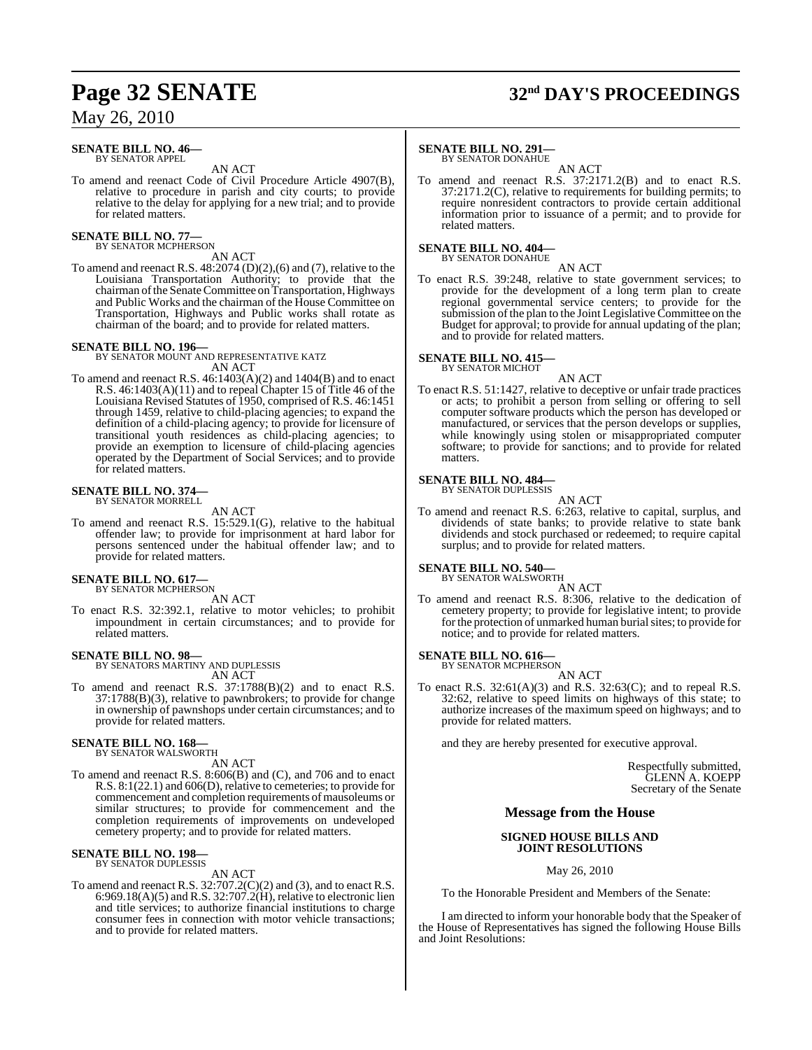**SENATE BILL NO. 46—**
BY SENATOR APPEL

AN ACT

To amend and reenact Code of Civil Procedure Article 4907(B), relative to procedure in parish and city courts; to provide relative to the delay for applying for a new trial; and to provide for related matters.

**SENATE BILL NO. 77—**
BY SENATOR MCPHERSON

AN ACT

To amend and reenact R.S. 48:2074 (D)(2),(6) and (7), relative to the Louisiana Transportation Authority; to provide that the chairman of the Senate Committee on Transportation, Highways and Public Works and the chairman of the House Committee on Transportation, Highways and Public works shall rotate as chairman of the board; and to provide for related matters.

**SENATE BILL NO. 196—**
BY SENATOR MOUNT AND REPRESENTATIVE KATZ

AN ACT

To amend and reenact R.S. 46:1403(A)(2) and 1404(B) and to enact R.S. 46:1403(A)(11) and to repeal Chapter 15 of Title 46 of the Louisiana Revised Statutes of 1950, comprised of R.S. 46:1451 through 1459, relative to child-placing agencies; to expand the definition of a child-placing agency; to provide for licensure of transitional youth residences as child-placing agencies; to provide an exemption to licensure of child-placing agencies operated by the Department of Social Services; and to provide for related matters.

**SENATE BILL NO. 374—**
BY SENATOR MORRELL

AN ACT

To amend and reenact R.S. 15:529.1(G), relative to the habitual offender law; to provide for imprisonment at hard labor for persons sentenced under the habitual offender law; and to provide for related matters.

**SENATE BILL NO. 617—**
BY SENATOR MCPHERSON

AN ACT

To enact R.S. 32:392.1, relative to motor vehicles; to prohibit impoundment in certain circumstances; and to provide for related matters.

**SENATE BILL NO. 98—**
BY SENATORS MARTINY AND DUPLESSIS

AN ACT

To amend and reenact R.S. 37:1788(B)(2) and to enact R.S. 37:1788(B)(3), relative to pawnbrokers; to provide for change in ownership of pawnshops under certain circumstances; and to provide for related matters.

**SENATE BILL NO. 168—**
BY SENATOR WALSWORTH

AN ACT

To amend and reenact R.S. 8:606(B) and (C), and 706 and to enact R.S. 8:1(22.1) and 606(D), relative to cemeteries; to provide for commencement and completion requirements of mausoleums or similar structures; to provide for commencement and the completion requirements of improvements on undeveloped cemetery property; and to provide for related matters.

**SENATE BILL NO. 198—**
BY SENATOR DUPLESSIS

AN ACT

To amend and reenact R.S. 32:707.2(C)(2) and (3), and to enact R.S. 6:969.18(A)(5) and R.S. 32:707.2(H), relative to electronic lien and title services; to authorize financial institutions to charge consumer fees in connection with motor vehicle transactions; and to provide for related matters.

**SENATE BILL NO. 291—**
BY SENATOR DONAHUE

AN ACT

To amend and reenact R.S. 37:2171.2(B) and to enact R.S. 37:2171.2(C), relative to requirements for building permits; to require nonresident contractors to provide certain additional information prior to issuance of a permit; and to provide for related matters.

**SENATE BILL NO. 404—**
BY SENATOR DONAHUE

AN ACT

To enact R.S. 39:248, relative to state government services; to provide for the development of a long term plan to create regional governmental service centers; to provide for the submission of the plan to the Joint Legislative Committee on the Budget for approval; to provide for annual updating of the plan; and to provide for related matters.

**SENATE BILL NO. 415—**
BY SENATOR MICHOT

AN ACT

To enact R.S. 51:1427, relative to deceptive or unfair trade practices or acts; to prohibit a person from selling or offering to sell computer software products which the person has developed or manufactured, or services that the person develops or supplies, while knowingly using stolen or misappropriated computer software; to provide for sanctions; and to provide for related matters.

**SENATE BILL NO. 484—**
BY SENATOR DUPLESSIS

AN ACT

To amend and reenact R.S. 6:263, relative to capital, surplus, and dividends of state banks; to provide relative to state bank dividends and stock purchased or redeemed; to require capital surplus; and to provide for related matters.

**SENATE BILL NO. 540—**
BY SENATOR WALSWORTH

AN ACT

To amend and reenact R.S. 8:306, relative to the dedication of cemetery property; to provide for legislative intent; to provide for the protection of unmarked human burial sites; to provide for notice; and to provide for related matters.

**SENATE BILL NO. 616—**
BY SENATOR MCPHERSON

AN ACT

To enact R.S. 32:61(A)(3) and R.S. 32:63(C); and to repeal R.S. 32:62, relative to speed limits on highways of this state; to authorize increases of the maximum speed on highways; and to provide for related matters.

and they are hereby presented for executive approval.

Respectfully submitted,
GLENN A. KOEPP
Secretary of the Senate

## Message from the House

### SIGNED HOUSE BILLS AND JOINT RESOLUTIONS

May 26, 2010

To the Honorable President and Members of the Senate:

I am directed to inform your honorable body that the Speaker of the House of Representatives has signed the following House Bills and Joint Resolutions: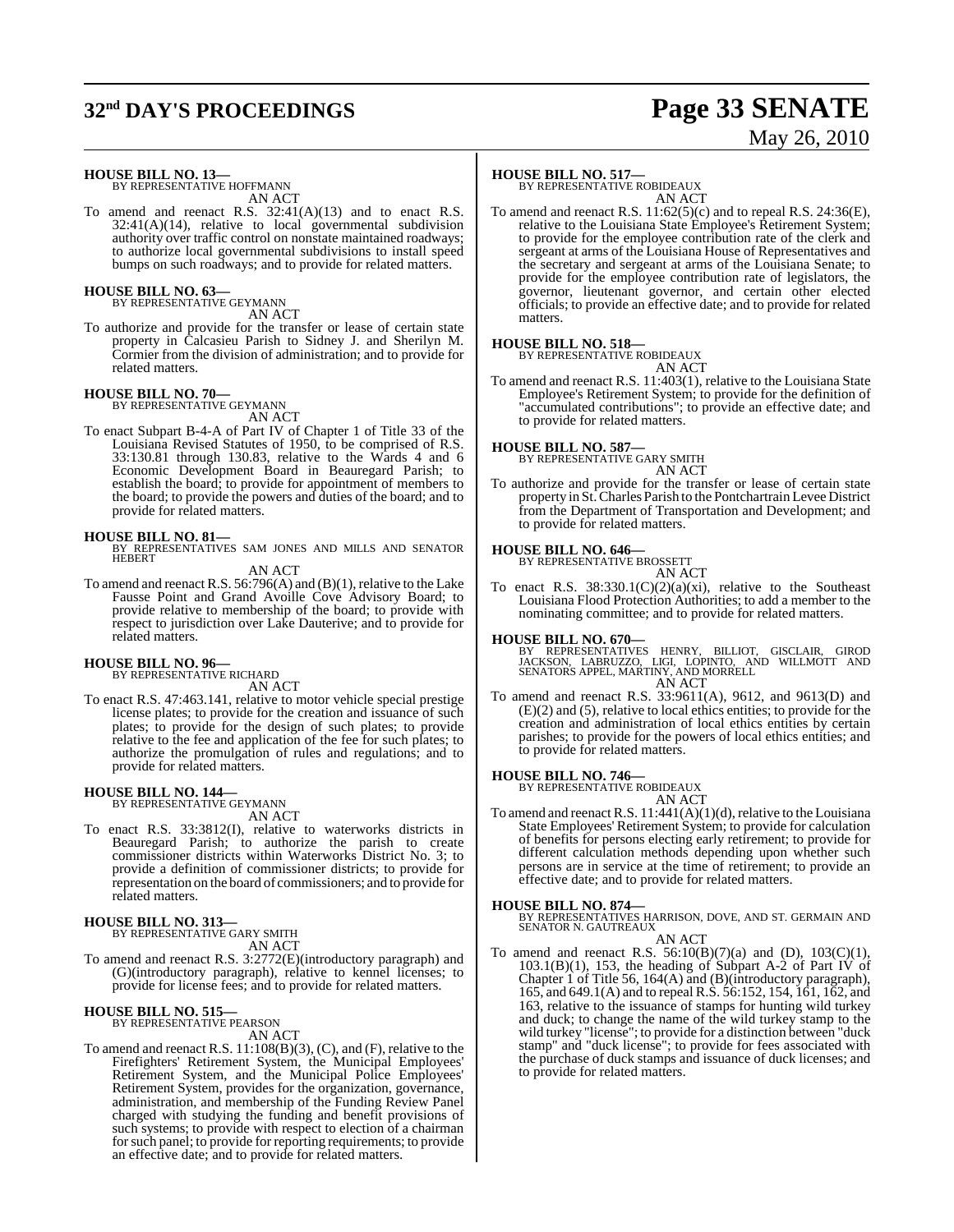**HOUSE BILL NO. 13—**
BY REPRESENTATIVE HOFFMANN
AN ACT

To amend and reenact R.S. 32:41(A)(13) and to enact R.S. 32:41(A)(14), relative to local governmental subdivision authority over traffic control on nonstate maintained roadways; to authorize local governmental subdivisions to install speed bumps on such roadways; and to provide for related matters.

**HOUSE BILL NO. 63—**
BY REPRESENTATIVE GEYMANN
AN ACT

To authorize and provide for the transfer or lease of certain state property in Calcasieu Parish to Sidney J. and Sherilyn M. Cormier from the division of administration; and to provide for related matters.

**HOUSE BILL NO. 70—**
BY REPRESENTATIVE GEYMANN
AN ACT

To enact Subpart B-4-A of Part IV of Chapter 1 of Title 33 of the Louisiana Revised Statutes of 1950, to be comprised of R.S. 33:130.81 through 130.83, relative to the Wards 4 and 6 Economic Development Board in Beauregard Parish; to establish the board; to provide for appointment of members to the board; to provide the powers and duties of the board; and to provide for related matters.

**HOUSE BILL NO. 81—**
BY REPRESENTATIVES SAM JONES AND MILLS AND SENATOR HEBERT
AN ACT

To amend and reenact R.S. 56:796(A) and (B)(1), relative to the Lake Fausse Point and Grand Avoille Cove Advisory Board; to provide relative to membership of the board; to provide with respect to jurisdiction over Lake Dauterive; and to provide for related matters.

**HOUSE BILL NO. 96—**
BY REPRESENTATIVE RICHARD
AN ACT

To enact R.S. 47:463.141, relative to motor vehicle special prestige license plates; to provide for the creation and issuance of such plates; to provide for the design of such plates; to provide relative to the fee and application of the fee for such plates; to authorize the promulgation of rules and regulations; and to provide for related matters.

**HOUSE BILL NO. 144—**
BY REPRESENTATIVE GEYMANN
AN ACT

To enact R.S. 33:3812(I), relative to waterworks districts in Beauregard Parish; to authorize the parish to create commissioner districts within Waterworks District No. 3; to provide a definition of commissioner districts; to provide for representation on the board of commissioners; and to provide for related matters.

**HOUSE BILL NO. 313—**
BY REPRESENTATIVE GARY SMITH
AN ACT

To amend and reenact R.S. 3:2772(E)(introductory paragraph) and (G)(introductory paragraph), relative to kennel licenses; to provide for license fees; and to provide for related matters.

**HOUSE BILL NO. 515—**
BY REPRESENTATIVE PEARSON
AN ACT

To amend and reenact R.S. 11:108(B)(3), (C), and (F), relative to the Firefighters' Retirement System, the Municipal Employees' Retirement System, and the Municipal Police Employees' Retirement System, provides for the organization, governance, administration, and membership of the Funding Review Panel charged with studying the funding and benefit provisions of such systems; to provide with respect to election of a chairman for such panel; to provide for reporting requirements; to provide an effective date; and to provide for related matters.

**HOUSE BILL NO. 517—**
BY REPRESENTATIVE ROBIDEAUX
AN ACT

To amend and reenact R.S. 11:62(5)(c) and to repeal R.S. 24:36(E), relative to the Louisiana State Employee's Retirement System; to provide for the employee contribution rate of the clerk and sergeant at arms of the Louisiana House of Representatives and the secretary and sergeant at arms of the Louisiana Senate; to provide for the employee contribution rate of legislators, the governor, lieutenant governor, and certain other elected officials; to provide an effective date; and to provide for related matters.

**HOUSE BILL NO. 518—**
BY REPRESENTATIVE ROBIDEAUX
AN ACT

To amend and reenact R.S. 11:403(1), relative to the Louisiana State Employee's Retirement System; to provide for the definition of "accumulated contributions"; to provide an effective date; and to provide for related matters.

**HOUSE BILL NO. 587—**
BY REPRESENTATIVE GARY SMITH
AN ACT

To authorize and provide for the transfer or lease of certain state property in St. Charles Parish to the Pontchartrain Levee District from the Department of Transportation and Development; and to provide for related matters.

**HOUSE BILL NO. 646—**
BY REPRESENTATIVE BROSSETT
AN ACT

To enact R.S. 38:330.1(C)(2)(a)(xi), relative to the Southeast Louisiana Flood Protection Authorities; to add a member to the nominating committee; and to provide for related matters.

**HOUSE BILL NO. 670—**
BY REPRESENTATIVES HENRY, BILLIOT, GISCLAIR, GIROD JACKSON, LABRUZZO, LIGI, LOPINTO, AND WILLMOTT AND SENATORS APPEL, MARTINY, AND MORRELL
AN ACT

To amend and reenact R.S. 33:9611(A), 9612, and 9613(D) and (E)(2) and (5), relative to local ethics entities; to provide for the creation and administration of local ethics entities by certain parishes; to provide for the powers of local ethics entities; and to provide for related matters.

**HOUSE BILL NO. 746—**
BY REPRESENTATIVE ROBIDEAUX
AN ACT

To amend and reenact R.S. 11:441(A)(1)(d), relative to the Louisiana State Employees' Retirement System; to provide for calculation of benefits for persons electing early retirement; to provide for different calculation methods depending upon whether such persons are in service at the time of retirement; to provide an effective date; and to provide for related matters.

**HOUSE BILL NO. 874—**
BY REPRESENTATIVES HARRISON, DOVE, AND ST. GERMAIN AND SENATOR N. GAUTREAUX
AN ACT

To amend and reenact R.S. 56:10(B)(7)(a) and (D), 103(C)(1), 103.1(B)(1), 153, the heading of Subpart A-2 of Part IV of Chapter 1 of Title 56, 164(A) and (B)(introductory paragraph), 165, and 649.1(A) and to repeal R.S. 56:152, 154, 161, 162, and 163, relative to the issuance of stamps for hunting wild turkey and duck; to change the name of the wild turkey stamp to the wild turkey "license"; to provide for a distinction between "duck stamp" and "duck license"; to provide for fees associated with the purchase of duck stamps and issuance of duck licenses; and to provide for related matters.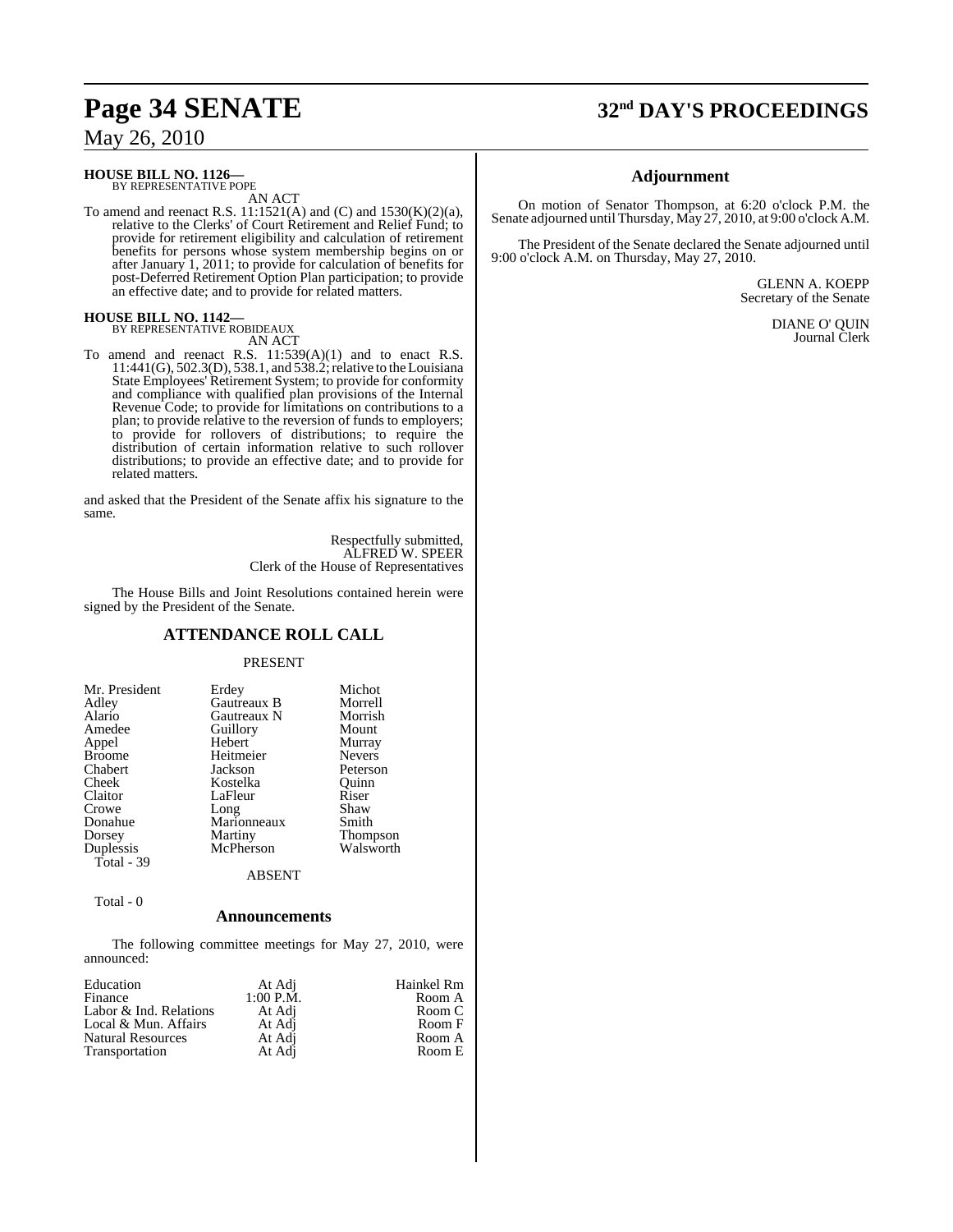**HOUSE BILL NO. 1126—**
BY REPRESENTATIVE POPE

AN ACT

To amend and reenact R.S. 11:1521(A) and (C) and 1530(K)(2)(a), relative to the Clerks' of Court Retirement and Relief Fund; to provide for retirement eligibility and calculation of retirement benefits for persons whose system membership begins on or after January 1, 2011; to provide for calculation of benefits for post-Deferred Retirement Option Plan participation; to provide an effective date; and to provide for related matters.

**HOUSE BILL NO. 1142—**
BY REPRESENTATIVE ROBIDEAUX

AN ACT

To amend and reenact R.S. 11:539(A)(1) and to enact R.S. 11:441(G), 502.3(D), 538.1, and 538.2; relative to the Louisiana State Employees' Retirement System; to provide for conformity and compliance with qualified plan provisions of the Internal Revenue Code; to provide for limitations on contributions to a plan; to provide relative to the reversion of funds to employers; to provide for rollovers of distributions; to require the distribution of certain information relative to such rollover distributions; to provide an effective date; and to provide for related matters.

and asked that the President of the Senate affix his signature to the same.

Respectfully submitted,
ALFRED W. SPEER
Clerk of the House of Representatives

The House Bills and Joint Resolutions contained herein were signed by the President of the Senate.

## ATTENDANCE ROLL CALL

PRESENT

| | | |
|---|---|---|
| Mr. President | Erdey | Michot |
| Adley | Gautreaux B | Morrell |
| Alario | Gautreaux N | Morrish |
| Amedee | Guillory | Mount |
| Appel | Hebert | Murray |
| Broome | Heitmeier | Nevers |
| Chabert | Jackson | Peterson |
| Cheek | Kostelka | Quinn |
| Claitor | LaFleur | Riser |
| Crowe | Long | Shaw |
| Donahue | Marionneaux | Smith |
| Dorsey | Martiny | Thompson |
| Duplessis | McPherson | Walsworth |

Total - 39

ABSENT

Total - 0

## Announcements

The following committee meetings for May 27, 2010, were announced:

| | | |
|---|---|---|
| Education | At Adj | Hainkel Rm |
| Finance | 1:00 P.M. | Room A |
| Labor & Ind. Relations | At Adj | Room C |
| Local & Mun. Affairs | At Adj | Room F |
| Natural Resources | At Adj | Room A |
| Transportation | At Adj | Room E |

## Adjournment

On motion of Senator Thompson, at 6:20 o'clock P.M. the Senate adjourned until Thursday, May 27, 2010, at 9:00 o'clock A.M.

The President of the Senate declared the Senate adjourned until 9:00 o'clock A.M. on Thursday, May 27, 2010.

GLENN A. KOEPP
Secretary of the Senate

DIANE O' QUIN
Journal Clerk